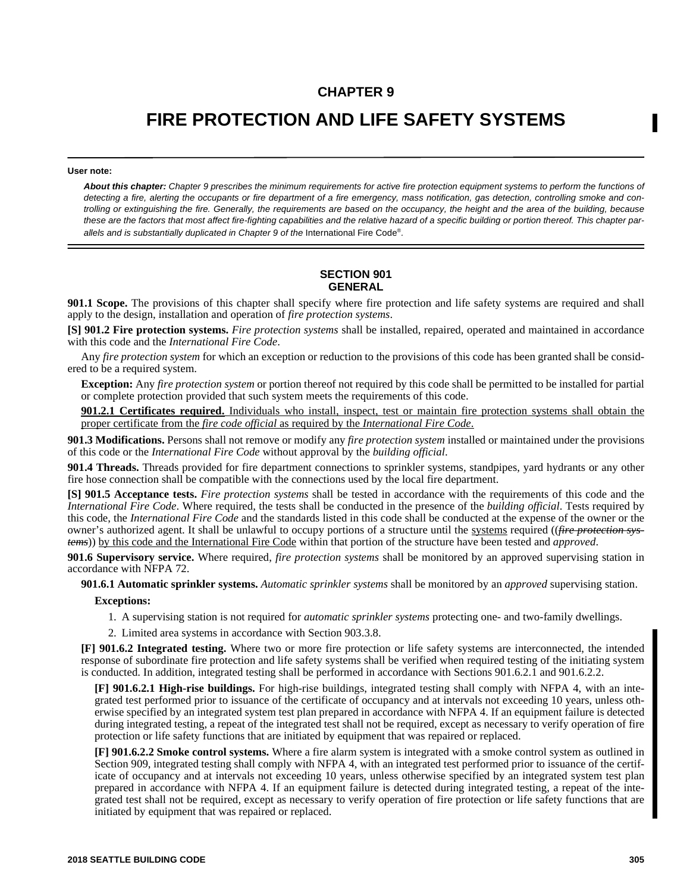# CHAPTER 9

# FIRE PROTECTION AND LIFE SAFETY SYSTEMS

**User note:**

***About this chapter:*** *Chapter 9 prescribes the minimum requirements for active fire protection equipment systems to perform the functions of detecting a fire, alerting the occupants or fire department of a fire emergency, mass notification, gas detection, controlling smoke and controlling or extinguishing the fire. Generally, the requirements are based on the occupancy, the height and the area of the building, because these are the factors that most affect fire-fighting capabilities and the relative hazard of a specific building or portion thereof. This chapter parallels and is substantially duplicated in Chapter 9 of the* International Fire Code®.

## SECTION 901 GENERAL

**901.1 Scope.** The provisions of this chapter shall specify where fire protection and life safety systems are required and shall apply to the design, installation and operation of *fire protection systems*.

**[S] 901.2 Fire protection systems.** *Fire protection systems* shall be installed, repaired, operated and maintained in accordance with this code and the *International Fire Code*.

Any *fire protection system* for which an exception or reduction to the provisions of this code has been granted shall be considered to be a required system.

**Exception:** Any *fire protection system* or portion thereof not required by this code shall be permitted to be installed for partial or complete protection provided that such system meets the requirements of this code.

**901.2.1 Certificates required.** Individuals who install, inspect, test or maintain fire protection systems shall obtain the proper certificate from the *fire code official* as required by the *International Fire Code*.

**901.3 Modifications.** Persons shall not remove or modify any *fire protection system* installed or maintained under the provisions of this code or the *International Fire Code* without approval by the *building official*.

**901.4 Threads.** Threads provided for fire department connections to sprinkler systems, standpipes, yard hydrants or any other fire hose connection shall be compatible with the connections used by the local fire department.

**[S] 901.5 Acceptance tests.** *Fire protection systems* shall be tested in accordance with the requirements of this code and the *International Fire Code*. Where required, the tests shall be conducted in the presence of the *building official*. Tests required by this code, the *International Fire Code* and the standards listed in this code shall be conducted at the expense of the owner or the owner's authorized agent. It shall be unlawful to occupy portions of a structure until the systems required ((~~*fire protection systems*~~)) by this code and the International Fire Code within that portion of the structure have been tested and *approved*.

**901.6 Supervisory service.** Where required, *fire protection systems* shall be monitored by an approved supervising station in accordance with NFPA 72.

**901.6.1 Automatic sprinkler systems.** *Automatic sprinkler systems* shall be monitored by an *approved* supervising station.

**Exceptions:**

1. A supervising station is not required for *automatic sprinkler systems* protecting one- and two-family dwellings.
2. Limited area systems in accordance with Section 903.3.8.

**[F] 901.6.2 Integrated testing.** Where two or more fire protection or life safety systems are interconnected, the intended response of subordinate fire protection and life safety systems shall be verified when required testing of the initiating system is conducted. In addition, integrated testing shall be performed in accordance with Sections 901.6.2.1 and 901.6.2.2.

**[F] 901.6.2.1 High-rise buildings.** For high-rise buildings, integrated testing shall comply with NFPA 4, with an integrated test performed prior to issuance of the certificate of occupancy and at intervals not exceeding 10 years, unless otherwise specified by an integrated system test plan prepared in accordance with NFPA 4. If an equipment failure is detected during integrated testing, a repeat of the integrated test shall not be required, except as necessary to verify operation of fire protection or life safety functions that are initiated by equipment that was repaired or replaced.

**[F] 901.6.2.2 Smoke control systems.** Where a fire alarm system is integrated with a smoke control system as outlined in Section 909, integrated testing shall comply with NFPA 4, with an integrated test performed prior to issuance of the certificate of occupancy and at intervals not exceeding 10 years, unless otherwise specified by an integrated system test plan prepared in accordance with NFPA 4. If an equipment failure is detected during integrated testing, a repeat of the integrated test shall not be required, except as necessary to verify operation of fire protection or life safety functions that are initiated by equipment that was repaired or replaced.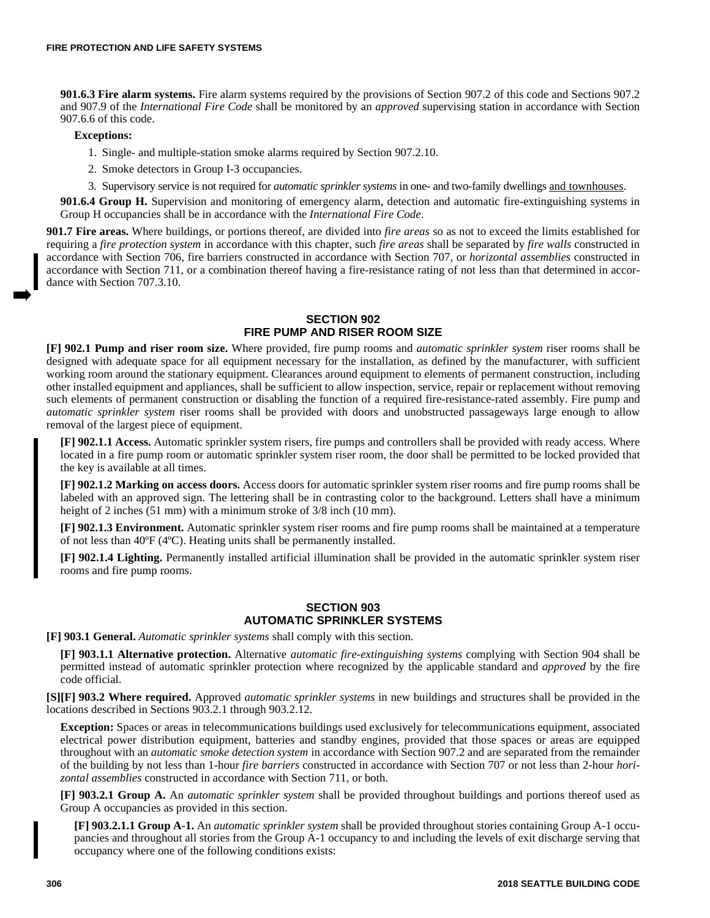**901.6.3 Fire alarm systems.** Fire alarm systems required by the provisions of Section 907.2 of this code and Sections 907.2 and 907.9 of the *International Fire Code* shall be monitored by an *approved* supervising station in accordance with Section 907.6.6 of this code.

**Exceptions:**

1. Single- and multiple-station smoke alarms required by Section 907.2.10.
2. Smoke detectors in Group I-3 occupancies.
3. Supervisory service is not required for *automatic sprinkler systems* in one- and two-family dwellings and townhouses.

**901.6.4 Group H.** Supervision and monitoring of emergency alarm, detection and automatic fire-extinguishing systems in Group H occupancies shall be in accordance with the *International Fire Code*.

**901.7 Fire areas.** Where buildings, or portions thereof, are divided into *fire areas* so as not to exceed the limits established for requiring a *fire protection system* in accordance with this chapter, such *fire areas* shall be separated by *fire walls* constructed in accordance with Section 706, fire barriers constructed in accordance with Section 707, or *horizontal assemblies* constructed in accordance with Section 711, or a combination thereof having a fire-resistance rating of not less than that determined in accordance with Section 707.3.10.

## SECTION 902 FIRE PUMP AND RISER ROOM SIZE

**[F] 902.1 Pump and riser room size.** Where provided, fire pump rooms and *automatic sprinkler system* riser rooms shall be designed with adequate space for all equipment necessary for the installation, as defined by the manufacturer, with sufficient working room around the stationary equipment. Clearances around equipment to elements of permanent construction, including other installed equipment and appliances, shall be sufficient to allow inspection, service, repair or replacement without removing such elements of permanent construction or disabling the function of a required fire-resistance-rated assembly. Fire pump and *automatic sprinkler system* riser rooms shall be provided with doors and unobstructed passageways large enough to allow removal of the largest piece of equipment.

**[F] 902.1.1 Access.** Automatic sprinkler system risers, fire pumps and controllers shall be provided with ready access. Where located in a fire pump room or automatic sprinkler system riser room, the door shall be permitted to be locked provided that the key is available at all times.

**[F] 902.1.2 Marking on access doors.** Access doors for automatic sprinkler system riser rooms and fire pump rooms shall be labeled with an approved sign. The lettering shall be in contrasting color to the background. Letters shall have a minimum height of 2 inches (51 mm) with a minimum stroke of 3/8 inch (10 mm).

**[F] 902.1.3 Environment.** Automatic sprinkler system riser rooms and fire pump rooms shall be maintained at a temperature of not less than 40ºF (4ºC). Heating units shall be permanently installed.

**[F] 902.1.4 Lighting.** Permanently installed artificial illumination shall be provided in the automatic sprinkler system riser rooms and fire pump rooms.

## SECTION 903 AUTOMATIC SPRINKLER SYSTEMS

**[F] 903.1 General.** *Automatic sprinkler systems* shall comply with this section.

**[F] 903.1.1 Alternative protection.** Alternative *automatic fire-extinguishing systems* complying with Section 904 shall be permitted instead of automatic sprinkler protection where recognized by the applicable standard and *approved* by the fire code official.

**[S][F] 903.2 Where required.** Approved *automatic sprinkler systems* in new buildings and structures shall be provided in the locations described in Sections 903.2.1 through 903.2.12.

**Exception:** Spaces or areas in telecommunications buildings used exclusively for telecommunications equipment, associated electrical power distribution equipment, batteries and standby engines, provided that those spaces or areas are equipped throughout with an *automatic smoke detection system* in accordance with Section 907.2 and are separated from the remainder of the building by not less than 1-hour *fire barriers* constructed in accordance with Section 707 or not less than 2-hour *horizontal assemblies* constructed in accordance with Section 711, or both.

**[F] 903.2.1 Group A.** An *automatic sprinkler system* shall be provided throughout buildings and portions thereof used as Group A occupancies as provided in this section.

**[F] 903.2.1.1 Group A-1.** An *automatic sprinkler system* shall be provided throughout stories containing Group A-1 occupancies and throughout all stories from the Group A-1 occupancy to and including the levels of exit discharge serving that occupancy where one of the following conditions exists: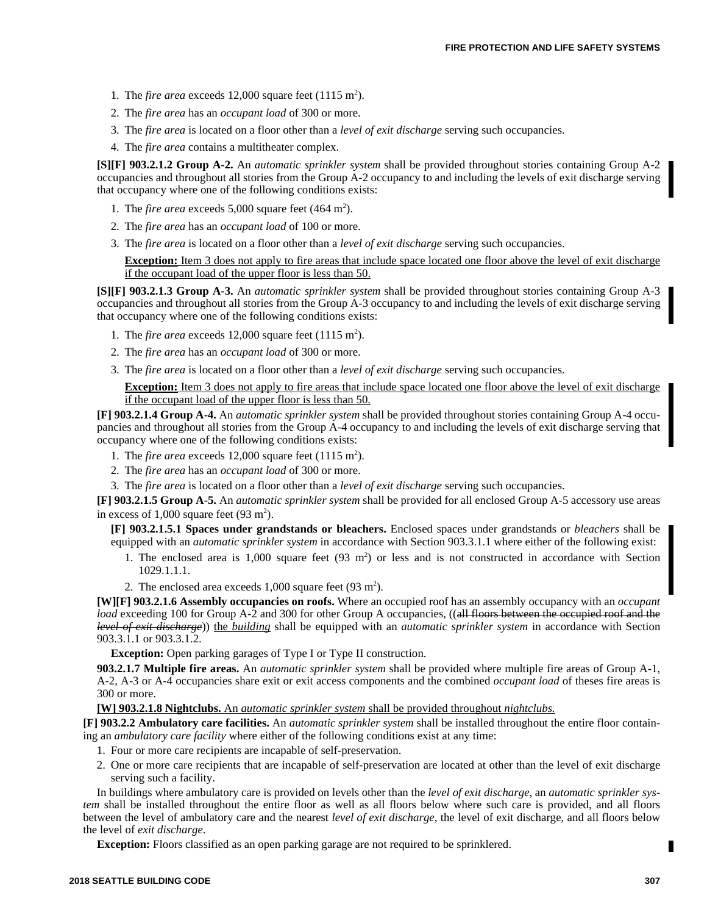1. The *fire area* exceeds 12,000 square feet (1115 $m^2$).
2. The *fire area* has an *occupant load* of 300 or more.
3. The *fire area* is located on a floor other than a *level of exit discharge* serving such occupancies.
4. The *fire area* contains a multitheater complex.

**[S][F] 903.2.1.2 Group A-2.** An *automatic sprinkler system* shall be provided throughout stories containing Group A-2 occupancies and throughout all stories from the Group A-2 occupancy to and including the levels of exit discharge serving that occupancy where one of the following conditions exists:

1. The *fire area* exceeds 5,000 square feet (464 $m^2$).
2. The *fire area* has an *occupant load* of 100 or more.
3. The *fire area* is located on a floor other than a *level of exit discharge* serving such occupancies.

**Exception:** Item 3 does not apply to fire areas that include space located one floor above the level of exit discharge if the occupant load of the upper floor is less than 50.

**[S][F] 903.2.1.3 Group A-3.** An *automatic sprinkler system* shall be provided throughout stories containing Group A-3 occupancies and throughout all stories from the Group A-3 occupancy to and including the levels of exit discharge serving that occupancy where one of the following conditions exists:

1. The *fire area* exceeds 12,000 square feet (1115 $m^2$).
2. The *fire area* has an *occupant load* of 300 or more.
3. The *fire area* is located on a floor other than a *level of exit discharge* serving such occupancies.

**Exception:** Item 3 does not apply to fire areas that include space located one floor above the level of exit discharge if the occupant load of the upper floor is less than 50.

**[F] 903.2.1.4 Group A-4.** An *automatic sprinkler system* shall be provided throughout stories containing Group A-4 occupancies and throughout all stories from the Group A-4 occupancy to and including the levels of exit discharge serving that occupancy where one of the following conditions exists:

1. The *fire area* exceeds 12,000 square feet (1115 $m^2$).
2. The *fire area* has an *occupant load* of 300 or more.
3. The *fire area* is located on a floor other than a *level of exit discharge* serving such occupancies.

**[F] 903.2.1.5 Group A-5.** An *automatic sprinkler system* shall be provided for all enclosed Group A-5 accessory use areas in excess of 1,000 square feet (93 $m^2$).

**[F] 903.2.1.5.1 Spaces under grandstands or bleachers.** Enclosed spaces under grandstands or *bleachers* shall be equipped with an *automatic sprinkler system* in accordance with Section 903.3.1.1 where either of the following exist:

1. The enclosed area is 1,000 square feet (93 $m^2$) or less and is not constructed in accordance with Section 1029.1.1.1.
2. The enclosed area exceeds 1,000 square feet (93 $m^2$).

**[W][F] 903.2.1.6 Assembly occupancies on roofs.** Where an occupied roof has an assembly occupancy with an *occupant load* exceeding 100 for Group A-2 and 300 for other Group A occupancies, ((~~all floors between the occupied roof and the *level of exit discharge*~~)) the *building* shall be equipped with an *automatic sprinkler system* in accordance with Section 903.3.1.1 or 903.3.1.2.

**Exception:** Open parking garages of Type I or Type II construction.

**903.2.1.7 Multiple fire areas.** An *automatic sprinkler system* shall be provided where multiple fire areas of Group A-1, A-2, A-3 or A-4 occupancies share exit or exit access components and the combined *occupant load* of theses fire areas is 300 or more.

**[W] 903.2.1.8 Nightclubs.** An *automatic sprinkler system* shall be provided throughout *nightclubs.*

**[F] 903.2.2 Ambulatory care facilities.** An *automatic sprinkler system* shall be installed throughout the entire floor containing an *ambulatory care facility* where either of the following conditions exist at any time:

1. Four or more care recipients are incapable of self-preservation.
2. One or more care recipients that are incapable of self-preservation are located at other than the level of exit discharge serving such a facility.

In buildings where ambulatory care is provided on levels other than the *level of exit discharge*, an *automatic sprinkler system* shall be installed throughout the entire floor as well as all floors below where such care is provided, and all floors between the level of ambulatory care and the nearest *level of exit discharge*, the level of exit discharge, and all floors below the level of *exit discharge*.

**Exception:** Floors classified as an open parking garage are not required to be sprinklered.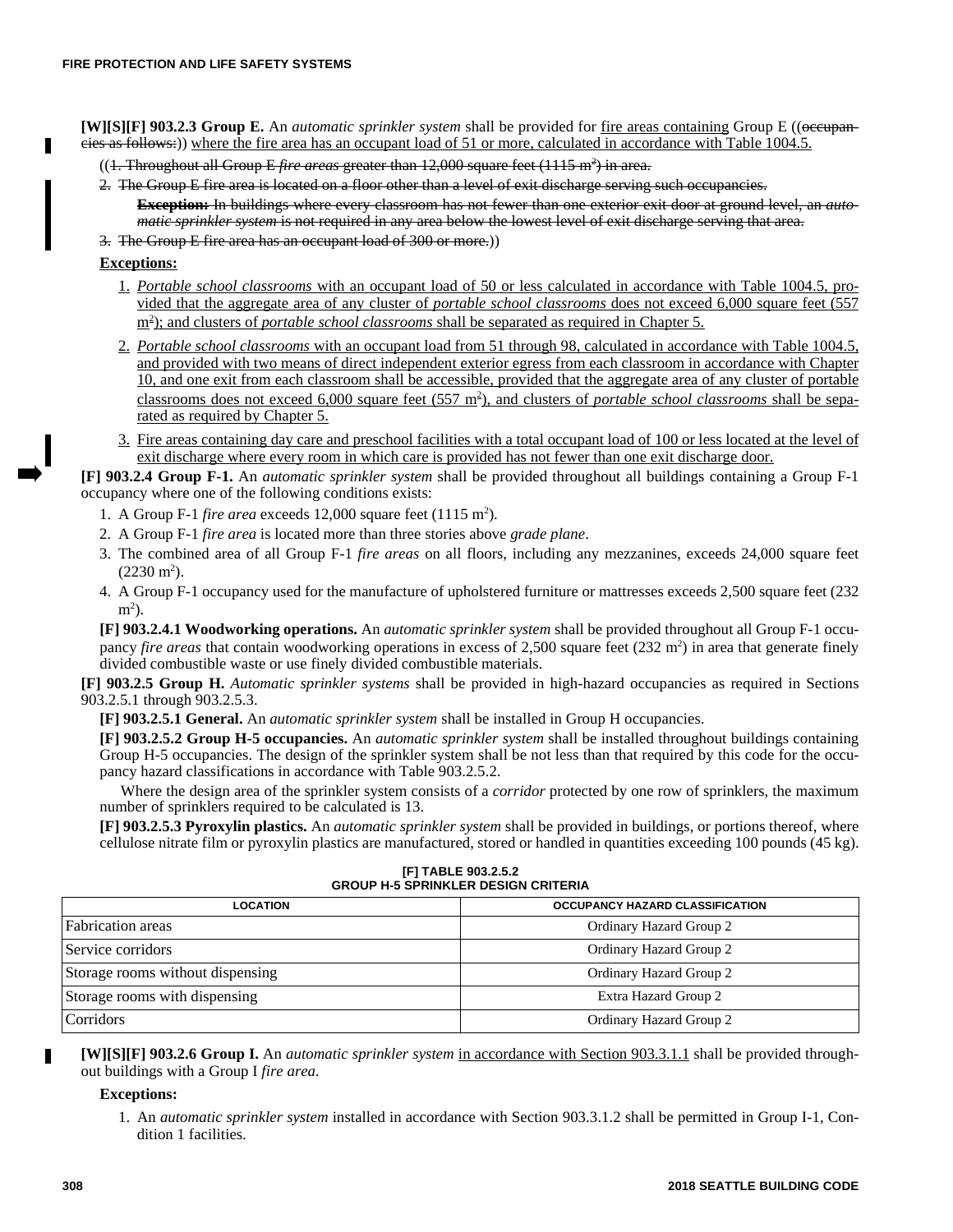**[W][S][F] 903.2.3 Group E.** An *automatic sprinkler system* shall be provided for fire areas containing Group E ((~~occupancies as follows:~~)) where the fire area has an occupant load of 51 or more, calculated in accordance with Table 1004.5.

((~~1. Throughout all Group E *fire areas* greater than 12,000 square feet (1115 m²) in area.~~

~~2. The Group E fire area is located on a floor other than a level of exit discharge serving such occupancies.~~

~~**Exception:** In buildings where every classroom has not fewer than one exterior exit door at ground level, an *automatic sprinkler system* is not required in any area below the lowest level of exit discharge serving that area.~~

~~3. The Group E fire area has an occupant load of 300 or more.~~))

**Exceptions:**

1. *Portable school classrooms* with an occupant load of 50 or less calculated in accordance with Table 1004.5, provided that the aggregate area of any cluster of *portable school classrooms* does not exceed 6,000 square feet (557 m²); and clusters of *portable school classrooms* shall be separated as required in Chapter 5.
2. *Portable school classrooms* with an occupant load from 51 through 98, calculated in accordance with Table 1004.5, and provided with two means of direct independent exterior egress from each classroom in accordance with Chapter 10, and one exit from each classroom shall be accessible, provided that the aggregate area of any cluster of portable classrooms does not exceed 6,000 square feet (557 m²), and clusters of *portable school classrooms* shall be separated as required by Chapter 5.
3. Fire areas containing day care and preschool facilities with a total occupant load of 100 or less located at the level of exit discharge where every room in which care is provided has not fewer than one exit discharge door.

**[F] 903.2.4 Group F-1.** An *automatic sprinkler system* shall be provided throughout all buildings containing a Group F-1 occupancy where one of the following conditions exists:

1. A Group F-1 *fire area* exceeds 12,000 square feet (1115 m²).
2. A Group F-1 *fire area* is located more than three stories above *grade plane*.
3. The combined area of all Group F-1 *fire areas* on all floors, including any mezzanines, exceeds 24,000 square feet (2230 m²).
4. A Group F-1 occupancy used for the manufacture of upholstered furniture or mattresses exceeds 2,500 square feet (232 m²).

**[F] 903.2.4.1 Woodworking operations.** An *automatic sprinkler system* shall be provided throughout all Group F-1 occupancy *fire areas* that contain woodworking operations in excess of 2,500 square feet (232 m²) in area that generate finely divided combustible waste or use finely divided combustible materials.

**[F] 903.2.5 Group H.** *Automatic sprinkler systems* shall be provided in high-hazard occupancies as required in Sections 903.2.5.1 through 903.2.5.3.

**[F] 903.2.5.1 General.** An *automatic sprinkler system* shall be installed in Group H occupancies.

**[F] 903.2.5.2 Group H-5 occupancies.** An *automatic sprinkler system* shall be installed throughout buildings containing Group H-5 occupancies. The design of the sprinkler system shall be not less than that required by this code for the occupancy hazard classifications in accordance with Table 903.2.5.2.

Where the design area of the sprinkler system consists of a *corridor* protected by one row of sprinklers, the maximum number of sprinklers required to be calculated is 13.

**[F] 903.2.5.3 Pyroxylin plastics.** An *automatic sprinkler system* shall be provided in buildings, or portions thereof, where cellulose nitrate film or pyroxylin plastics are manufactured, stored or handled in quantities exceeding 100 pounds (45 kg).

**[F] TABLE 903.2.5.2**
**GROUP H-5 SPRINKLER DESIGN CRITERIA**

| LOCATION | OCCUPANCY HAZARD CLASSIFICATION |
|---|---|
| Fabrication areas | Ordinary Hazard Group 2 |
| Service corridors | Ordinary Hazard Group 2 |
| Storage rooms without dispensing | Ordinary Hazard Group 2 |
| Storage rooms with dispensing | Extra Hazard Group 2 |
| Corridors | Ordinary Hazard Group 2 |

**[W][S][F] 903.2.6 Group I.** An *automatic sprinkler system* in accordance with Section 903.3.1.1 shall be provided throughout buildings with a Group I *fire area*.

**Exceptions:**

1. An *automatic sprinkler system* installed in accordance with Section 903.3.1.2 shall be permitted in Group I-1, Condition 1 facilities.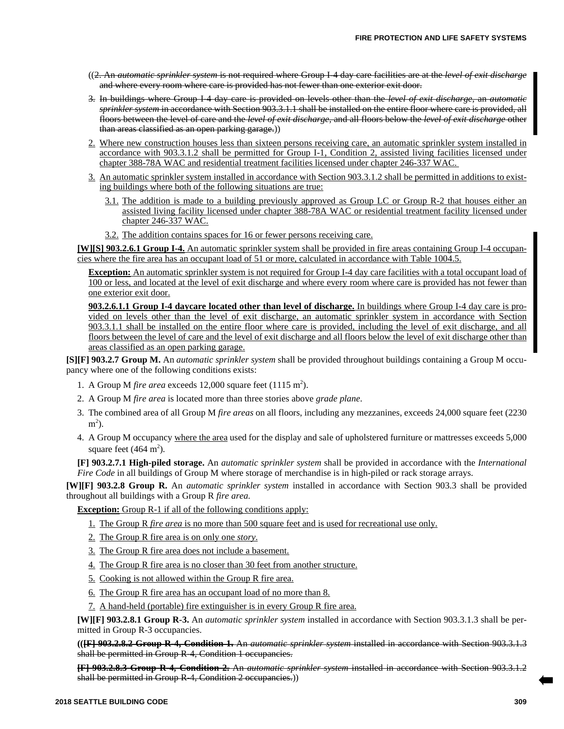((2. An *automatic sprinkler system* is not required where Group I-4 day care facilities are at the *level of exit discharge* and where every room where care is provided has not fewer than one exterior exit door.

3. In buildings where Group I-4 day care is provided on levels other than the *level of exit discharge*, an *automatic sprinkler system* in accordance with Section 903.3.1.1 shall be installed on the entire floor where care is provided, all floors between the level of care and the *level of exit discharge*, and all floors below the *level of exit discharge* other than areas classified as an open parking garage.))

2. Where new construction houses less than sixteen persons receiving care, an automatic sprinkler system installed in accordance with 903.3.1.2 shall be permitted for Group I-1, Condition 2, assisted living facilities licensed under chapter 388-78A WAC and residential treatment facilities licensed under chapter 246-337 WAC.

3. An automatic sprinkler system installed in accordance with Section 903.3.1.2 shall be permitted in additions to existing buildings where both of the following situations are true:

   3.1. The addition is made to a building previously approved as Group LC or Group R-2 that houses either an assisted living facility licensed under chapter 388-78A WAC or residential treatment facility licensed under chapter 246-337 WAC.

   3.2. The addition contains spaces for 16 or fewer persons receiving care.

**[W][S] 903.2.6.1 Group I-4.** An automatic sprinkler system shall be provided in fire areas containing Group I-4 occupancies where the fire area has an occupant load of 51 or more, calculated in accordance with Table 1004.5.

**Exception:** An automatic sprinkler system is not required for Group I-4 day care facilities with a total occupant load of 100 or less, and located at the level of exit discharge and where every room where care is provided has not fewer than one exterior exit door.

**903.2.6.1.1 Group I-4 daycare located other than level of discharge.** In buildings where Group I-4 day care is provided on levels other than the level of exit discharge, an automatic sprinkler system in accordance with Section 903.3.1.1 shall be installed on the entire floor where care is provided, including the level of exit discharge, and all floors between the level of care and the level of exit discharge and all floors below the level of exit discharge other than areas classified as an open parking garage.

**[S][F] 903.2.7 Group M.** An *automatic sprinkler system* shall be provided throughout buildings containing a Group M occupancy where one of the following conditions exists:

1. A Group M *fire area* exceeds 12,000 square feet (1115 $m^2$).
2. A Group M *fire area* is located more than three stories above *grade plane*.
3. The combined area of all Group M *fire areas* on all floors, including any mezzanines, exceeds 24,000 square feet (2230 $m^2$).
4. A Group M occupancy where the area used for the display and sale of upholstered furniture or mattresses exceeds 5,000 square feet (464 $m^2$).

**[F] 903.2.7.1 High-piled storage.** An *automatic sprinkler system* shall be provided in accordance with the *International Fire Code* in all buildings of Group M where storage of merchandise is in high-piled or rack storage arrays.

**[W][F] 903.2.8 Group R.** An *automatic sprinkler system* installed in accordance with Section 903.3 shall be provided throughout all buildings with a Group R *fire area*.

**Exception:** Group R-1 if all of the following conditions apply:

1. The Group R *fire area* is no more than 500 square feet and is used for recreational use only.
2. The Group R fire area is on only one *story*.
3. The Group R fire area does not include a basement.
4. The Group R fire area is no closer than 30 feet from another structure.
5. Cooking is not allowed within the Group R fire area.
6. The Group R fire area has an occupant load of no more than 8.
7. A hand-held (portable) fire extinguisher is in every Group R fire area.

**[W][F] 903.2.8.1 Group R-3.** An *automatic sprinkler system* installed in accordance with Section 903.3.1.3 shall be permitted in Group R-3 occupancies.

((**[F] 903.2.8.2 Group R-4, Condition 1.** An *automatic sprinkler system* installed in accordance with Section 903.3.1.3 shall be permitted in Group R-4, Condition 1 occupancies.

**[F] 903.2.8.3 Group R-4, Condition 2.** An *automatic sprinkler system* installed in accordance with Section 903.3.1.2 shall be permitted in Group R-4, Condition 2 occupancies.))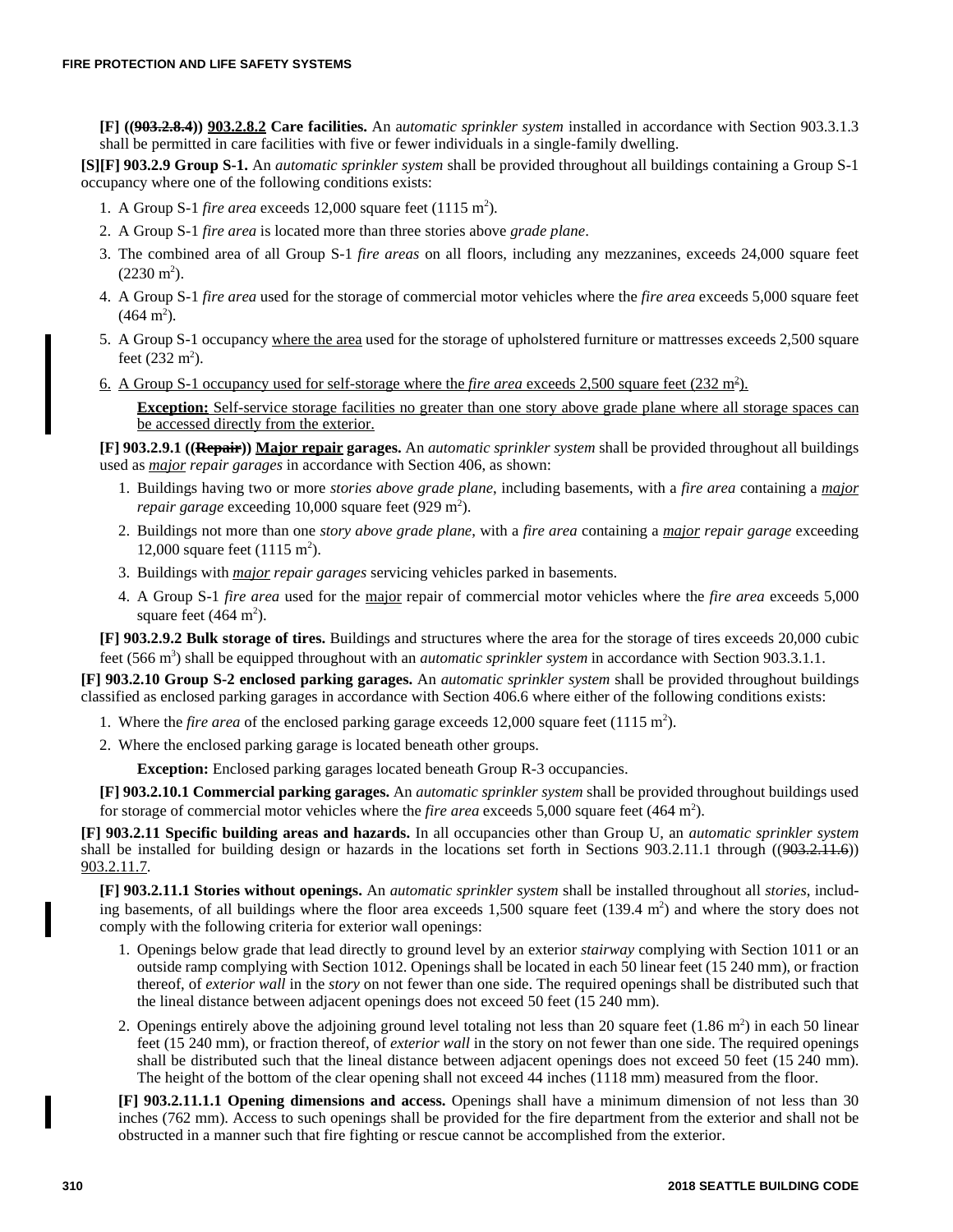**[F] ((~~903.2.8.4~~)) 903.2.8.2 Care facilities.** An a*utomatic sprinkler system* installed in accordance with Section 903.3.1.3 shall be permitted in care facilities with five or fewer individuals in a single-family dwelling.

**[S][F] 903.2.9 Group S-1.** An *automatic sprinkler system* shall be provided throughout all buildings containing a Group S-1 occupancy where one of the following conditions exists:

1. A Group S-1 *fire area* exceeds 12,000 square feet (1115 $m^2$).
2. A Group S-1 *fire area* is located more than three stories above *grade plane*.
3. The combined area of all Group S-1 *fire areas* on all floors, including any mezzanines, exceeds 24,000 square feet (2230 $m^2$).
4. A Group S-1 *fire area* used for the storage of commercial motor vehicles where the *fire area* exceeds 5,000 square feet (464 $m^2$).
5. A Group S-1 occupancy where the area used for the storage of upholstered furniture or mattresses exceeds 2,500 square feet (232 $m^2$).
6. A Group S-1 occupancy used for self-storage where the *fire area* exceeds 2,500 square feet (232 $m^2$).

   **Exception:** Self-service storage facilities no greater than one story above grade plane where all storage spaces can be accessed directly from the exterior.

**[F] 903.2.9.1 ((~~Repair~~)) Major repair garages.** An *automatic sprinkler system* shall be provided throughout all buildings used as *major repair garages* in accordance with Section 406, as shown:

1. Buildings having two or more *stories above grade plane*, including basements, with a *fire area* containing a *major repair garage* exceeding 10,000 square feet (929 $m^2$).
2. Buildings not more than one *story above grade plane*, with a *fire area* containing a *major repair garage* exceeding 12,000 square feet (1115 $m^2$).
3. Buildings with *major repair garages* servicing vehicles parked in basements.
4. A Group S-1 *fire area* used for the major repair of commercial motor vehicles where the *fire area* exceeds 5,000 square feet (464 $m^2$).

**[F] 903.2.9.2 Bulk storage of tires.** Buildings and structures where the area for the storage of tires exceeds 20,000 cubic feet (566 $m^3$) shall be equipped throughout with an *automatic sprinkler system* in accordance with Section 903.3.1.1.

**[F] 903.2.10 Group S-2 enclosed parking garages.** An *automatic sprinkler system* shall be provided throughout buildings classified as enclosed parking garages in accordance with Section 406.6 where either of the following conditions exists:

1. Where the *fire area* of the enclosed parking garage exceeds 12,000 square feet (1115 $m^2$).
2. Where the enclosed parking garage is located beneath other groups.

   **Exception:** Enclosed parking garages located beneath Group R-3 occupancies.

**[F] 903.2.10.1 Commercial parking garages.** An *automatic sprinkler system* shall be provided throughout buildings used for storage of commercial motor vehicles where the *fire area* exceeds 5,000 square feet (464 $m^2$).

**[F] 903.2.11 Specific building areas and hazards.** In all occupancies other than Group U, an *automatic sprinkler system* shall be installed for building design or hazards in the locations set forth in Sections 903.2.11.1 through ((~~903.2.11.6~~)) 903.2.11.7.

**[F] 903.2.11.1 Stories without openings.** An *automatic sprinkler system* shall be installed throughout all *stories*, including basements, of all buildings where the floor area exceeds 1,500 square feet (139.4 $m^2$) and where the story does not comply with the following criteria for exterior wall openings:

1. Openings below grade that lead directly to ground level by an exterior *stairway* complying with Section 1011 or an outside ramp complying with Section 1012. Openings shall be located in each 50 linear feet (15 240 mm), or fraction thereof, of *exterior wall* in the *story* on not fewer than one side. The required openings shall be distributed such that the lineal distance between adjacent openings does not exceed 50 feet (15 240 mm).
2. Openings entirely above the adjoining ground level totaling not less than 20 square feet (1.86 $m^2$) in each 50 linear feet (15 240 mm), or fraction thereof, of *exterior wall* in the story on not fewer than one side. The required openings shall be distributed such that the lineal distance between adjacent openings does not exceed 50 feet (15 240 mm). The height of the bottom of the clear opening shall not exceed 44 inches (1118 mm) measured from the floor.

**[F] 903.2.11.1.1 Opening dimensions and access.** Openings shall have a minimum dimension of not less than 30 inches (762 mm). Access to such openings shall be provided for the fire department from the exterior and shall not be obstructed in a manner such that fire fighting or rescue cannot be accomplished from the exterior.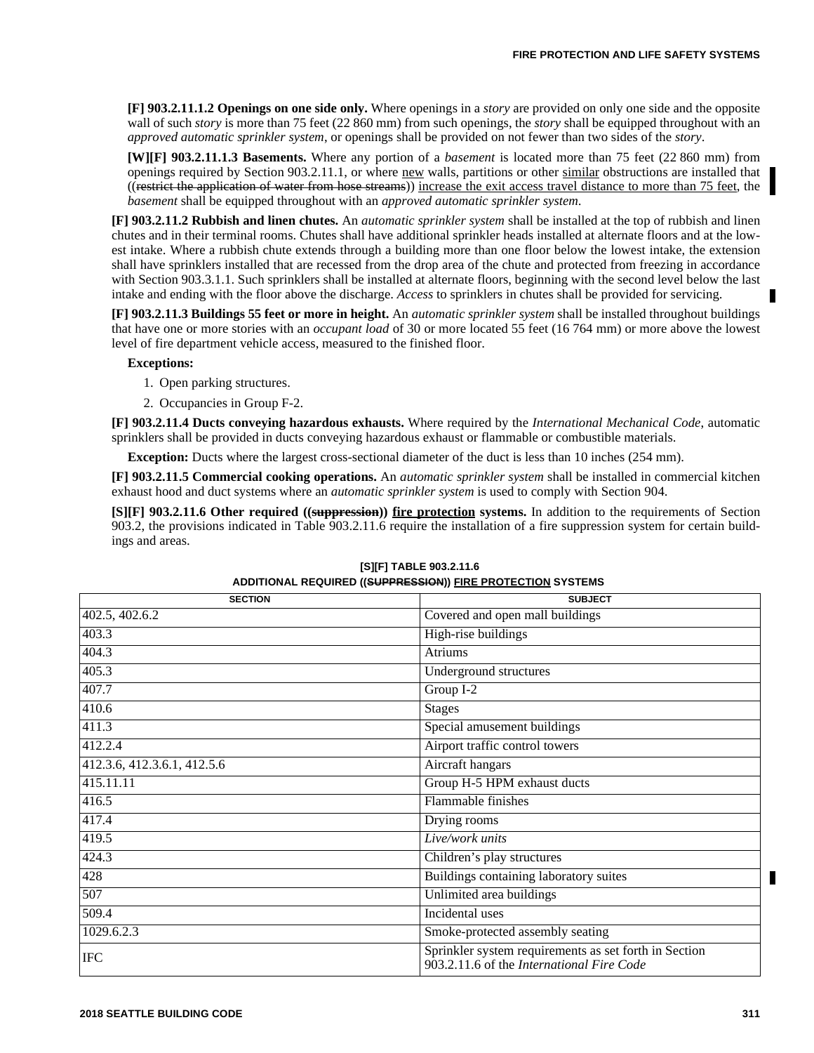**[F] 903.2.11.1.2 Openings on one side only.** Where openings in a *story* are provided on only one side and the opposite wall of such *story* is more than 75 feet (22 860 mm) from such openings, the *story* shall be equipped throughout with an *approved automatic sprinkler system*, or openings shall be provided on not fewer than two sides of the *story*.

**[W][F] 903.2.11.1.3 Basements.** Where any portion of a *basement* is located more than 75 feet (22 860 mm) from openings required by Section 903.2.11.1, or where new walls, partitions or other similar obstructions are installed that ((~~restrict the application of water from hose streams~~)) increase the exit access travel distance to more than 75 feet, the *basement* shall be equipped throughout with an *approved automatic sprinkler system*.

**[F] 903.2.11.2 Rubbish and linen chutes.** An *automatic sprinkler system* shall be installed at the top of rubbish and linen chutes and in their terminal rooms. Chutes shall have additional sprinkler heads installed at alternate floors and at the lowest intake. Where a rubbish chute extends through a building more than one floor below the lowest intake, the extension shall have sprinklers installed that are recessed from the drop area of the chute and protected from freezing in accordance with Section 903.3.1.1. Such sprinklers shall be installed at alternate floors, beginning with the second level below the last intake and ending with the floor above the discharge. *Access* to sprinklers in chutes shall be provided for servicing.

**[F] 903.2.11.3 Buildings 55 feet or more in height.** An *automatic sprinkler system* shall be installed throughout buildings that have one or more stories with an *occupant load* of 30 or more located 55 feet (16 764 mm) or more above the lowest level of fire department vehicle access, measured to the finished floor.

**Exceptions:**

1. Open parking structures.
2. Occupancies in Group F-2.

**[F] 903.2.11.4 Ducts conveying hazardous exhausts.** Where required by the *International Mechanical Code,* automatic sprinklers shall be provided in ducts conveying hazardous exhaust or flammable or combustible materials.

**Exception:** Ducts where the largest cross-sectional diameter of the duct is less than 10 inches (254 mm).

**[F] 903.2.11.5 Commercial cooking operations.** An *automatic sprinkler system* shall be installed in commercial kitchen exhaust hood and duct systems where an *automatic sprinkler system* is used to comply with Section 904.

**[S][F] 903.2.11.6 Other required ((~~suppression~~)) fire protection systems.** In addition to the requirements of Section 903.2, the provisions indicated in Table 903.2.11.6 require the installation of a fire suppression system for certain buildings and areas.

**[S][F] TABLE 903.2.11.6**
**ADDITIONAL REQUIRED ((~~SUPPRESSION~~)) FIRE PROTECTION SYSTEMS**

| SECTION | SUBJECT |
|---|---|
| 402.5, 402.6.2 | Covered and open mall buildings |
| 403.3 | High-rise buildings |
| 404.3 | Atriums |
| 405.3 | Underground structures |
| 407.7 | Group I-2 |
| 410.6 | Stages |
| 411.3 | Special amusement buildings |
| 412.2.4 | Airport traffic control towers |
| 412.3.6, 412.3.6.1, 412.5.6 | Aircraft hangars |
| 415.11.11 | Group H-5 HPM exhaust ducts |
| 416.5 | Flammable finishes |
| 417.4 | Drying rooms |
| 419.5 | *Live/work units* |
| 424.3 | Children's play structures |
| 428 | Buildings containing laboratory suites |
| 507 | Unlimited area buildings |
| 509.4 | Incidental uses |
| 1029.6.2.3 | Smoke-protected assembly seating |
| IFC | Sprinkler system requirements as set forth in Section 903.2.11.6 of the *International Fire Code* |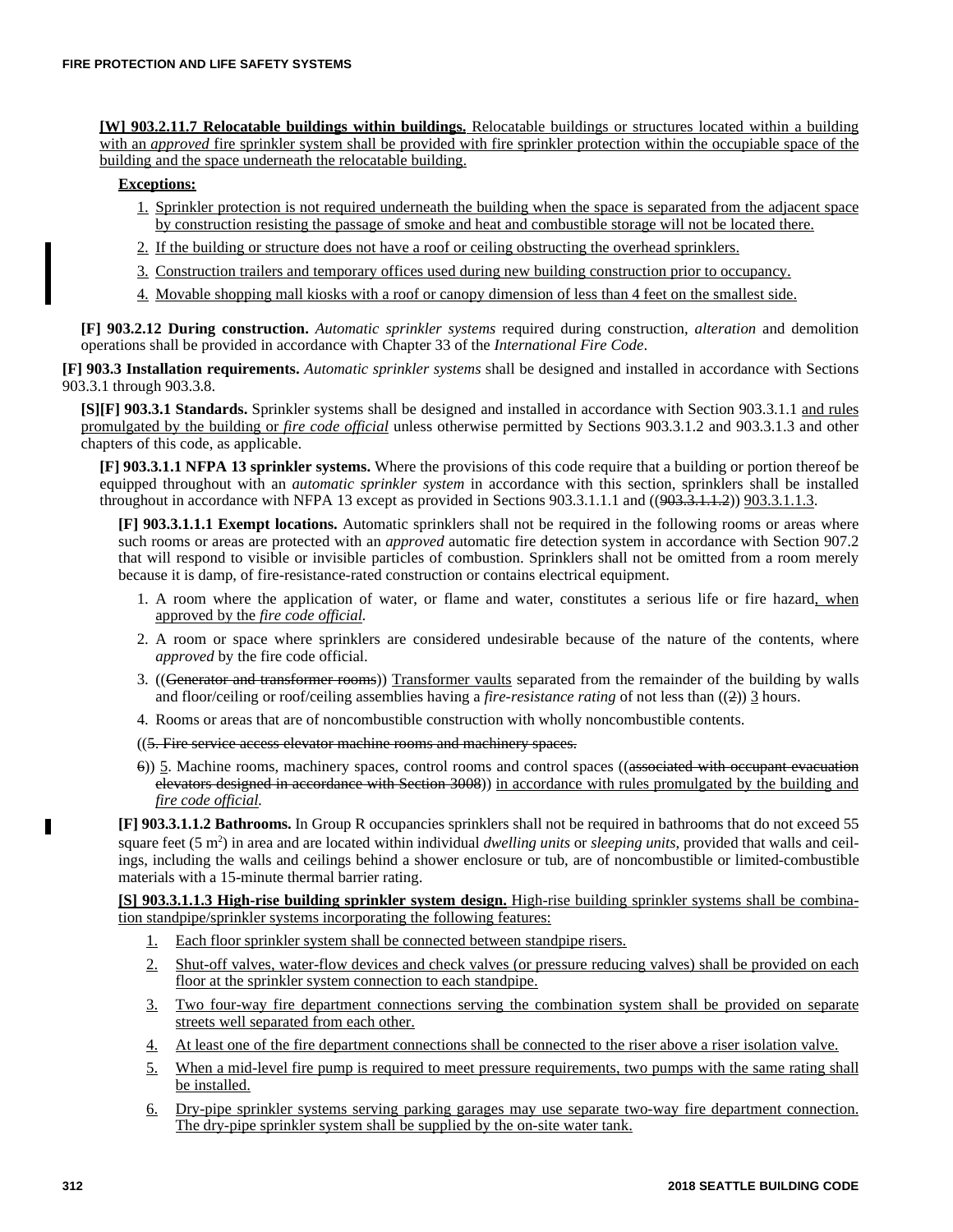**[W] 903.2.11.7 Relocatable buildings within buildings.** Relocatable buildings or structures located within a building with an *approved* fire sprinkler system shall be provided with fire sprinkler protection within the occupiable space of the building and the space underneath the relocatable building.

**Exceptions:**

1. Sprinkler protection is not required underneath the building when the space is separated from the adjacent space by construction resisting the passage of smoke and heat and combustible storage will not be located there.
2. If the building or structure does not have a roof or ceiling obstructing the overhead sprinklers.
3. Construction trailers and temporary offices used during new building construction prior to occupancy.
4. Movable shopping mall kiosks with a roof or canopy dimension of less than 4 feet on the smallest side.

**[F] 903.2.12 During construction.** *Automatic sprinkler systems* required during construction, *alteration* and demolition operations shall be provided in accordance with Chapter 33 of the *International Fire Code*.

**[F] 903.3 Installation requirements.** *Automatic sprinkler systems* shall be designed and installed in accordance with Sections 903.3.1 through 903.3.8.

**[S][F] 903.3.1 Standards.** Sprinkler systems shall be designed and installed in accordance with Section 903.3.1.1 and rules promulgated by the building or *fire code official* unless otherwise permitted by Sections 903.3.1.2 and 903.3.1.3 and other chapters of this code, as applicable.

**[F] 903.3.1.1 NFPA 13 sprinkler systems.** Where the provisions of this code require that a building or portion thereof be equipped throughout with an *automatic sprinkler system* in accordance with this section, sprinklers shall be installed throughout in accordance with NFPA 13 except as provided in Sections 903.3.1.1.1 and ((~~903.3.1.1.2~~)) 903.3.1.1.3.

**[F] 903.3.1.1.1 Exempt locations.** Automatic sprinklers shall not be required in the following rooms or areas where such rooms or areas are protected with an *approved* automatic fire detection system in accordance with Section 907.2 that will respond to visible or invisible particles of combustion. Sprinklers shall not be omitted from a room merely because it is damp, of fire-resistance-rated construction or contains electrical equipment.

1. A room where the application of water, or flame and water, constitutes a serious life or fire hazard, when approved by the *fire code official*.
2. A room or space where sprinklers are considered undesirable because of the nature of the contents, where *approved* by the fire code official.
3. ((~~Generator and transformer rooms~~)) Transformer vaults separated from the remainder of the building by walls and floor/ceiling or roof/ceiling assemblies having a *fire-resistance rating* of not less than ((~~2~~)) 3 hours.
4. Rooms or areas that are of noncombustible construction with wholly noncombustible contents.

((~~5. Fire service access elevator machine rooms and machinery spaces.~~

~~6~~)) 5. Machine rooms, machinery spaces, control rooms and control spaces ((~~associated with occupant evacuation elevators designed in accordance with Section 3008~~)) in accordance with rules promulgated by the building and *fire code official*.

**[F] 903.3.1.1.2 Bathrooms.** In Group R occupancies sprinklers shall not be required in bathrooms that do not exceed 55 square feet (5 $m^2$) in area and are located within individual *dwelling units* or *sleeping units*, provided that walls and ceilings, including the walls and ceilings behind a shower enclosure or tub, are of noncombustible or limited-combustible materials with a 15-minute thermal barrier rating.

**[S] 903.3.1.1.3 High-rise building sprinkler system design.** High-rise building sprinkler systems shall be combination standpipe/sprinkler systems incorporating the following features:

1. Each floor sprinkler system shall be connected between standpipe risers.
2. Shut-off valves, water-flow devices and check valves (or pressure reducing valves) shall be provided on each floor at the sprinkler system connection to each standpipe.
3. Two four-way fire department connections serving the combination system shall be provided on separate streets well separated from each other.
4. At least one of the fire department connections shall be connected to the riser above a riser isolation valve.
5. When a mid-level fire pump is required to meet pressure requirements, two pumps with the same rating shall be installed.
6. Dry-pipe sprinkler systems serving parking garages may use separate two-way fire department connection. The dry-pipe sprinkler system shall be supplied by the on-site water tank.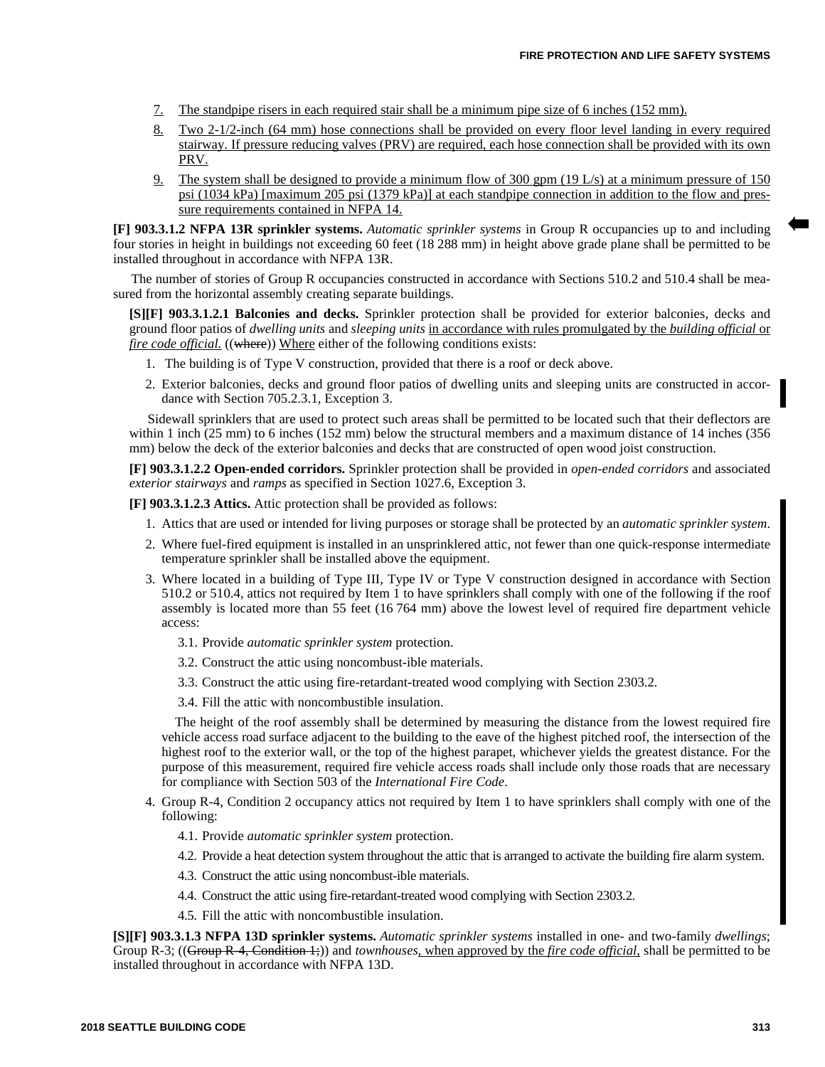7. The standpipe risers in each required stair shall be a minimum pipe size of 6 inches (152 mm).

8. Two 2-1/2-inch (64 mm) hose connections shall be provided on every floor level landing in every required stairway. If pressure reducing valves (PRV) are required, each hose connection shall be provided with its own PRV.

9. The system shall be designed to provide a minimum flow of 300 gpm (19 L/s) at a minimum pressure of 150 psi (1034 kPa) [maximum 205 psi (1379 kPa)] at each standpipe connection in addition to the flow and pressure requirements contained in NFPA 14.

**[F] 903.3.1.2 NFPA 13R sprinkler systems.** *Automatic sprinkler systems* in Group R occupancies up to and including four stories in height in buildings not exceeding 60 feet (18 288 mm) in height above grade plane shall be permitted to be installed throughout in accordance with NFPA 13R.

The number of stories of Group R occupancies constructed in accordance with Sections 510.2 and 510.4 shall be measured from the horizontal assembly creating separate buildings.

**[S][F] 903.3.1.2.1 Balconies and decks.** Sprinkler protection shall be provided for exterior balconies, decks and ground floor patios of *dwelling units* and *sleeping units* in accordance with rules promulgated by the *building official* or *fire code official.* ((~~where~~)) Where either of the following conditions exists:

1. The building is of Type V construction, provided that there is a roof or deck above.
2. Exterior balconies, decks and ground floor patios of dwelling units and sleeping units are constructed in accordance with Section 705.2.3.1, Exception 3.

Sidewall sprinklers that are used to protect such areas shall be permitted to be located such that their deflectors are within 1 inch (25 mm) to 6 inches (152 mm) below the structural members and a maximum distance of 14 inches (356 mm) below the deck of the exterior balconies and decks that are constructed of open wood joist construction.

**[F] 903.3.1.2.2 Open-ended corridors.** Sprinkler protection shall be provided in *open-ended corridors* and associated *exterior stairways* and *ramps* as specified in Section 1027.6, Exception 3.

**[F] 903.3.1.2.3 Attics.** Attic protection shall be provided as follows:

1. Attics that are used or intended for living purposes or storage shall be protected by an *automatic sprinkler system*.
2. Where fuel-fired equipment is installed in an unsprinklered attic, not fewer than one quick-response intermediate temperature sprinkler shall be installed above the equipment.
3. Where located in a building of Type III, Type IV or Type V construction designed in accordance with Section 510.2 or 510.4, attics not required by Item 1 to have sprinklers shall comply with one of the following if the roof assembly is located more than 55 feet (16 764 mm) above the lowest level of required fire department vehicle access:

   3.1. Provide *automatic sprinkler system* protection.

   3.2. Construct the attic using noncombust-ible materials.

   3.3. Construct the attic using fire-retardant-treated wood complying with Section 2303.2.

   3.4. Fill the attic with noncombustible insulation.

   The height of the roof assembly shall be determined by measuring the distance from the lowest required fire vehicle access road surface adjacent to the building to the eave of the highest pitched roof, the intersection of the highest roof to the exterior wall, or the top of the highest parapet, whichever yields the greatest distance. For the purpose of this measurement, required fire vehicle access roads shall include only those roads that are necessary for compliance with Section 503 of the *International Fire Code*.

4. Group R-4, Condition 2 occupancy attics not required by Item 1 to have sprinklers shall comply with one of the following:

   4.1. Provide *automatic sprinkler system* protection.

   4.2. Provide a heat detection system throughout the attic that is arranged to activate the building fire alarm system.

   4.3. Construct the attic using noncombust-ible materials.

   4.4. Construct the attic using fire-retardant-treated wood complying with Section 2303.2.

   4.5. Fill the attic with noncombustible insulation.

**[S][F] 903.3.1.3 NFPA 13D sprinkler systems.** *Automatic sprinkler systems* installed in one- and two-family *dwellings*; Group R-3; ((~~Group R-4, Condition 1;~~)) and *townhouses*, when approved by the *fire code official*, shall be permitted to be installed throughout in accordance with NFPA 13D.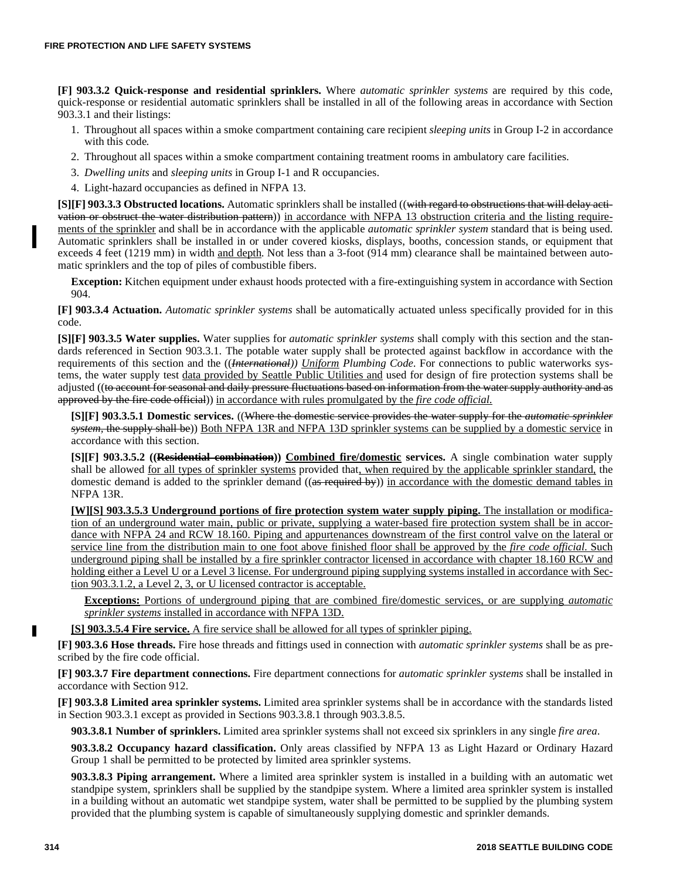**[F] 903.3.2 Quick-response and residential sprinklers.** Where *automatic sprinkler systems* are required by this code, quick-response or residential automatic sprinklers shall be installed in all of the following areas in accordance with Section 903.3.1 and their listings:

1. Throughout all spaces within a smoke compartment containing care recipient *sleeping units* in Group I-2 in accordance with this code.
2. Throughout all spaces within a smoke compartment containing treatment rooms in ambulatory care facilities.
3. *Dwelling units* and *sleeping units* in Group I-1 and R occupancies.
4. Light-hazard occupancies as defined in NFPA 13.

**[S][F] 903.3.3 Obstructed locations.** Automatic sprinklers shall be installed ((~~with regard to obstructions that will delay activation or obstruct the water distribution pattern~~)) in accordance with NFPA 13 obstruction criteria and the listing requirements of the sprinkler and shall be in accordance with the applicable *automatic sprinkler system* standard that is being used. Automatic sprinklers shall be installed in or under covered kiosks, displays, booths, concession stands, or equipment that exceeds 4 feet (1219 mm) in width and depth. Not less than a 3-foot (914 mm) clearance shall be maintained between automatic sprinklers and the top of piles of combustible fibers.

**Exception:** Kitchen equipment under exhaust hoods protected with a fire-extinguishing system in accordance with Section 904.

**[F] 903.3.4 Actuation.** *Automatic sprinkler systems* shall be automatically actuated unless specifically provided for in this code.

**[S][F] 903.3.5 Water supplies.** Water supplies for *automatic sprinkler systems* shall comply with this section and the standards referenced in Section 903.3.1. The potable water supply shall be protected against backflow in accordance with the requirements of this section and the ((~~*International*~~)) *Uniform Plumbing Code*. For connections to public waterworks systems, the water supply test data provided by Seattle Public Utilities and used for design of fire protection systems shall be adjusted ((~~to account for seasonal and daily pressure fluctuations based on information from the water supply authority and as approved by the fire code official~~)) in accordance with rules promulgated by the *fire code official*.

**[S][F] 903.3.5.1 Domestic services.** ((~~Where the domestic service provides the water supply for the *automatic sprinkler system*, the supply shall be~~)) Both NFPA 13R and NFPA 13D sprinkler systems can be supplied by a domestic service in accordance with this section.

**[S][F] 903.3.5.2 ((~~Residential combination~~)) Combined fire/domestic services.** A single combination water supply shall be allowed for all types of sprinkler systems provided that, when required by the applicable sprinkler standard, the domestic demand is added to the sprinkler demand ((~~as required by~~)) in accordance with the domestic demand tables in NFPA 13R.

**[W][S] 903.3.5.3 Underground portions of fire protection system water supply piping.** The installation or modification of an underground water main, public or private, supplying a water-based fire protection system shall be in accordance with NFPA 24 and RCW 18.160. Piping and appurtenances downstream of the first control valve on the lateral or service line from the distribution main to one foot above finished floor shall be approved by the *fire code official*. Such underground piping shall be installed by a fire sprinkler contractor licensed in accordance with chapter 18.160 RCW and holding either a Level U or a Level 3 license. For underground piping supplying systems installed in accordance with Section 903.3.1.2, a Level 2, 3, or U licensed contractor is acceptable.

**Exceptions:** Portions of underground piping that are combined fire/domestic services, or are supplying *automatic sprinkler systems* installed in accordance with NFPA 13D.

**[S] 903.3.5.4 Fire service.** A fire service shall be allowed for all types of sprinkler piping.

**[F] 903.3.6 Hose threads.** Fire hose threads and fittings used in connection with *automatic sprinkler systems* shall be as prescribed by the fire code official.

**[F] 903.3.7 Fire department connections.** Fire department connections for *automatic sprinkler systems* shall be installed in accordance with Section 912.

**[F] 903.3.8 Limited area sprinkler systems.** Limited area sprinkler systems shall be in accordance with the standards listed in Section 903.3.1 except as provided in Sections 903.3.8.1 through 903.3.8.5.

**903.3.8.1 Number of sprinklers.** Limited area sprinkler systems shall not exceed six sprinklers in any single *fire area*.

**903.3.8.2 Occupancy hazard classification.** Only areas classified by NFPA 13 as Light Hazard or Ordinary Hazard Group 1 shall be permitted to be protected by limited area sprinkler systems.

**903.3.8.3 Piping arrangement.** Where a limited area sprinkler system is installed in a building with an automatic wet standpipe system, sprinklers shall be supplied by the standpipe system. Where a limited area sprinkler system is installed in a building without an automatic wet standpipe system, water shall be permitted to be supplied by the plumbing system provided that the plumbing system is capable of simultaneously supplying domestic and sprinkler demands.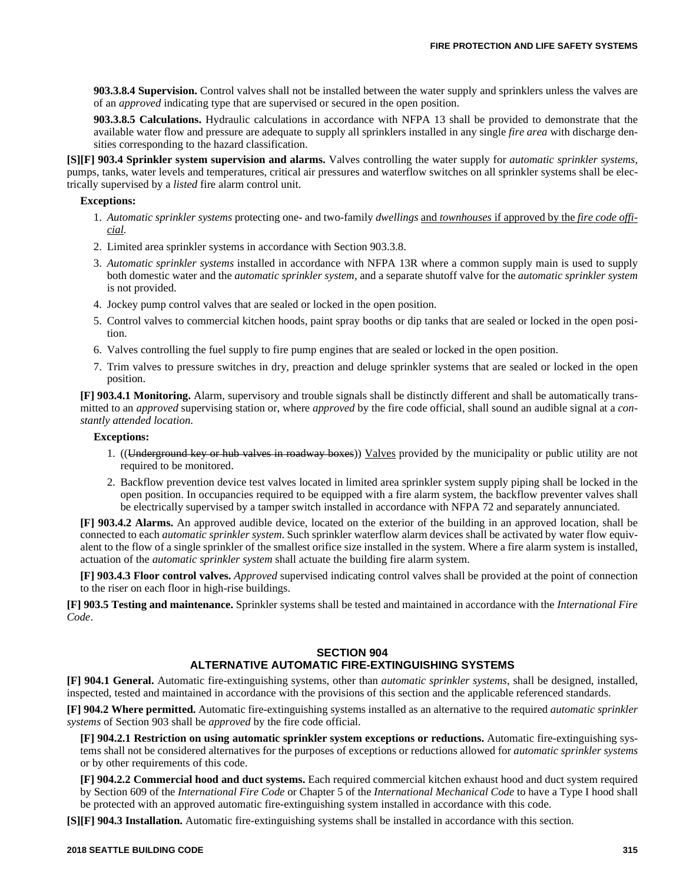**903.3.8.4 Supervision.** Control valves shall not be installed between the water supply and sprinklers unless the valves are of an *approved* indicating type that are supervised or secured in the open position.

**903.3.8.5 Calculations.** Hydraulic calculations in accordance with NFPA 13 shall be provided to demonstrate that the available water flow and pressure are adequate to supply all sprinklers installed in any single *fire area* with discharge densities corresponding to the hazard classification.

**[S][F] 903.4 Sprinkler system supervision and alarms.** Valves controlling the water supply for *automatic sprinkler systems*, pumps, tanks, water levels and temperatures, critical air pressures and waterflow switches on all sprinkler systems shall be electrically supervised by a *listed* fire alarm control unit.

**Exceptions:**

1. *Automatic sprinkler systems* protecting one- and two-family *dwellings* <u>and *townhouses* if approved by the *fire code official*</u>.
2. Limited area sprinkler systems in accordance with Section 903.3.8.
3. *Automatic sprinkler systems* installed in accordance with NFPA 13R where a common supply main is used to supply both domestic water and the *automatic sprinkler system*, and a separate shutoff valve for the *automatic sprinkler system* is not provided.
4. Jockey pump control valves that are sealed or locked in the open position.
5. Control valves to commercial kitchen hoods, paint spray booths or dip tanks that are sealed or locked in the open position.
6. Valves controlling the fuel supply to fire pump engines that are sealed or locked in the open position.
7. Trim valves to pressure switches in dry, preaction and deluge sprinkler systems that are sealed or locked in the open position.

**[F] 903.4.1 Monitoring.** Alarm, supervisory and trouble signals shall be distinctly different and shall be automatically transmitted to an *approved* supervising station or, where *approved* by the fire code official, shall sound an audible signal at a *constantly attended location*.

**Exceptions:**

1. ((~~Underground key or hub valves in roadway boxes~~)) <u>Valves</u> provided by the municipality or public utility are not required to be monitored.
2. Backflow prevention device test valves located in limited area sprinkler system supply piping shall be locked in the open position. In occupancies required to be equipped with a fire alarm system, the backflow preventer valves shall be electrically supervised by a tamper switch installed in accordance with NFPA 72 and separately annunciated.

**[F] 903.4.2 Alarms.** An approved audible device, located on the exterior of the building in an approved location, shall be connected to each *automatic sprinkler system*. Such sprinkler waterflow alarm devices shall be activated by water flow equivalent to the flow of a single sprinkler of the smallest orifice size installed in the system. Where a fire alarm system is installed, actuation of the *automatic sprinkler system* shall actuate the building fire alarm system.

**[F] 903.4.3 Floor control valves.** *Approved* supervised indicating control valves shall be provided at the point of connection to the riser on each floor in high-rise buildings.

**[F] 903.5 Testing and maintenance.** Sprinkler systems shall be tested and maintained in accordance with the *International Fire Code*.

## SECTION 904
## ALTERNATIVE AUTOMATIC FIRE-EXTINGUISHING SYSTEMS

**[F] 904.1 General.** Automatic fire-extinguishing systems, other than *automatic sprinkler systems*, shall be designed, installed, inspected, tested and maintained in accordance with the provisions of this section and the applicable referenced standards.

**[F] 904.2 Where permitted.** Automatic fire-extinguishing systems installed as an alternative to the required *automatic sprinkler systems* of Section 903 shall be *approved* by the fire code official.

**[F] 904.2.1 Restriction on using automatic sprinkler system exceptions or reductions.** Automatic fire-extinguishing systems shall not be considered alternatives for the purposes of exceptions or reductions allowed for *automatic sprinkler systems* or by other requirements of this code.

**[F] 904.2.2 Commercial hood and duct systems.** Each required commercial kitchen exhaust hood and duct system required by Section 609 of the *International Fire Code* or Chapter 5 of the *International Mechanical Code* to have a Type I hood shall be protected with an approved automatic fire-extinguishing system installed in accordance with this code.

**[S][F] 904.3 Installation.** Automatic fire-extinguishing systems shall be installed in accordance with this section.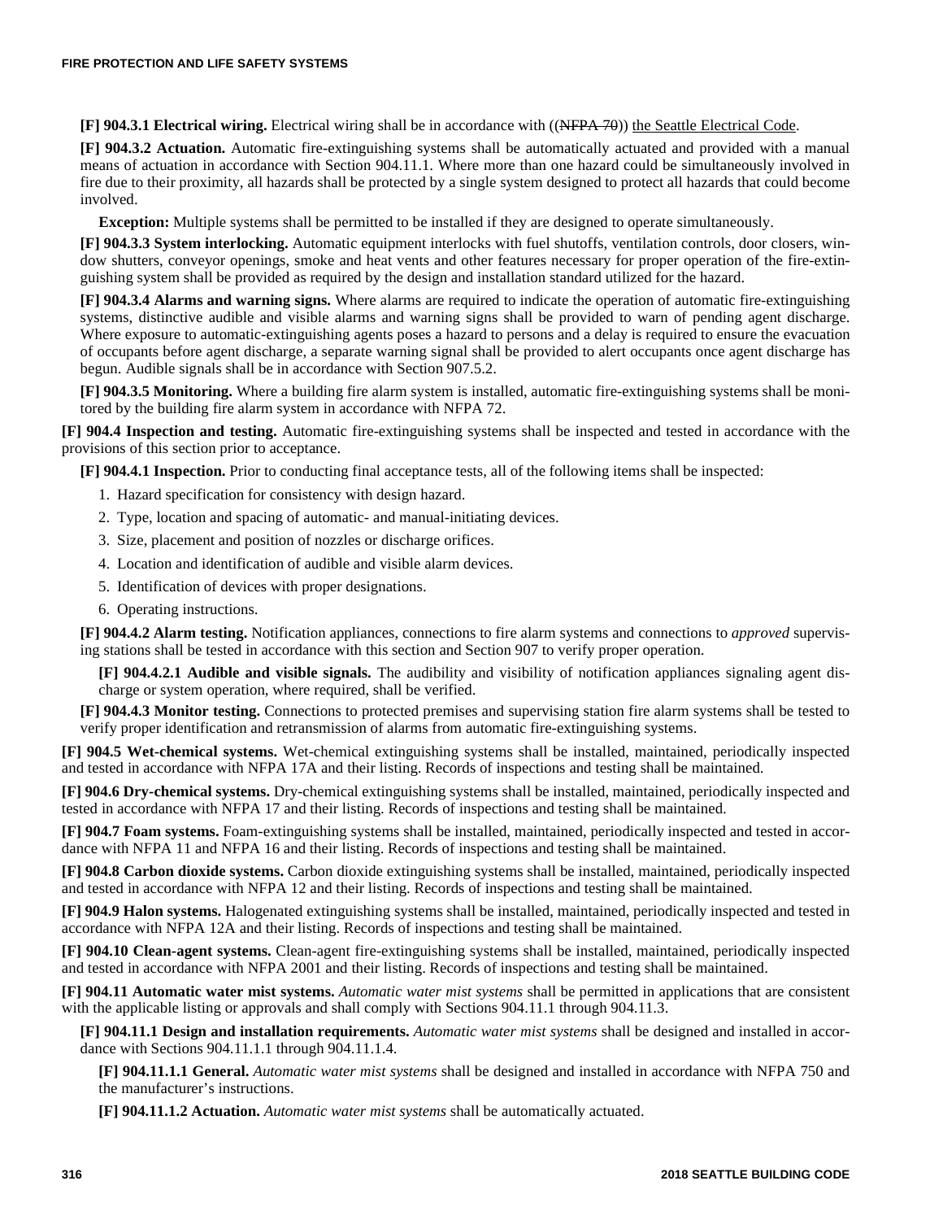**[F] 904.3.1 Electrical wiring.** Electrical wiring shall be in accordance with ((~~NFPA 70~~)) <u>the Seattle Electrical Code</u>.

**[F] 904.3.2 Actuation.** Automatic fire-extinguishing systems shall be automatically actuated and provided with a manual means of actuation in accordance with Section 904.11.1. Where more than one hazard could be simultaneously involved in fire due to their proximity, all hazards shall be protected by a single system designed to protect all hazards that could become involved.

**Exception:** Multiple systems shall be permitted to be installed if they are designed to operate simultaneously.

**[F] 904.3.3 System interlocking.** Automatic equipment interlocks with fuel shutoffs, ventilation controls, door closers, window shutters, conveyor openings, smoke and heat vents and other features necessary for proper operation of the fire-extinguishing system shall be provided as required by the design and installation standard utilized for the hazard.

**[F] 904.3.4 Alarms and warning signs.** Where alarms are required to indicate the operation of automatic fire-extinguishing systems, distinctive audible and visible alarms and warning signs shall be provided to warn of pending agent discharge. Where exposure to automatic-extinguishing agents poses a hazard to persons and a delay is required to ensure the evacuation of occupants before agent discharge, a separate warning signal shall be provided to alert occupants once agent discharge has begun. Audible signals shall be in accordance with Section 907.5.2.

**[F] 904.3.5 Monitoring.** Where a building fire alarm system is installed, automatic fire-extinguishing systems shall be monitored by the building fire alarm system in accordance with NFPA 72.

**[F] 904.4 Inspection and testing.** Automatic fire-extinguishing systems shall be inspected and tested in accordance with the provisions of this section prior to acceptance.

**[F] 904.4.1 Inspection.** Prior to conducting final acceptance tests, all of the following items shall be inspected:

1. Hazard specification for consistency with design hazard.
2. Type, location and spacing of automatic- and manual-initiating devices.
3. Size, placement and position of nozzles or discharge orifices.
4. Location and identification of audible and visible alarm devices.
5. Identification of devices with proper designations.
6. Operating instructions.

**[F] 904.4.2 Alarm testing.** Notification appliances, connections to fire alarm systems and connections to *approved* supervising stations shall be tested in accordance with this section and Section 907 to verify proper operation.

**[F] 904.4.2.1 Audible and visible signals.** The audibility and visibility of notification appliances signaling agent discharge or system operation, where required, shall be verified.

**[F] 904.4.3 Monitor testing.** Connections to protected premises and supervising station fire alarm systems shall be tested to verify proper identification and retransmission of alarms from automatic fire-extinguishing systems.

**[F] 904.5 Wet-chemical systems.** Wet-chemical extinguishing systems shall be installed, maintained, periodically inspected and tested in accordance with NFPA 17A and their listing. Records of inspections and testing shall be maintained.

**[F] 904.6 Dry-chemical systems.** Dry-chemical extinguishing systems shall be installed, maintained, periodically inspected and tested in accordance with NFPA 17 and their listing. Records of inspections and testing shall be maintained.

**[F] 904.7 Foam systems.** Foam-extinguishing systems shall be installed, maintained, periodically inspected and tested in accordance with NFPA 11 and NFPA 16 and their listing. Records of inspections and testing shall be maintained.

**[F] 904.8 Carbon dioxide systems.** Carbon dioxide extinguishing systems shall be installed, maintained, periodically inspected and tested in accordance with NFPA 12 and their listing. Records of inspections and testing shall be maintained.

**[F] 904.9 Halon systems.** Halogenated extinguishing systems shall be installed, maintained, periodically inspected and tested in accordance with NFPA 12A and their listing. Records of inspections and testing shall be maintained.

**[F] 904.10 Clean-agent systems.** Clean-agent fire-extinguishing systems shall be installed, maintained, periodically inspected and tested in accordance with NFPA 2001 and their listing. Records of inspections and testing shall be maintained.

**[F] 904.11 Automatic water mist systems.** *Automatic water mist systems* shall be permitted in applications that are consistent with the applicable listing or approvals and shall comply with Sections 904.11.1 through 904.11.3.

**[F] 904.11.1 Design and installation requirements.** *Automatic water mist systems* shall be designed and installed in accordance with Sections 904.11.1.1 through 904.11.1.4.

**[F] 904.11.1.1 General.** *Automatic water mist systems* shall be designed and installed in accordance with NFPA 750 and the manufacturer's instructions.

**[F] 904.11.1.2 Actuation.** *Automatic water mist systems* shall be automatically actuated.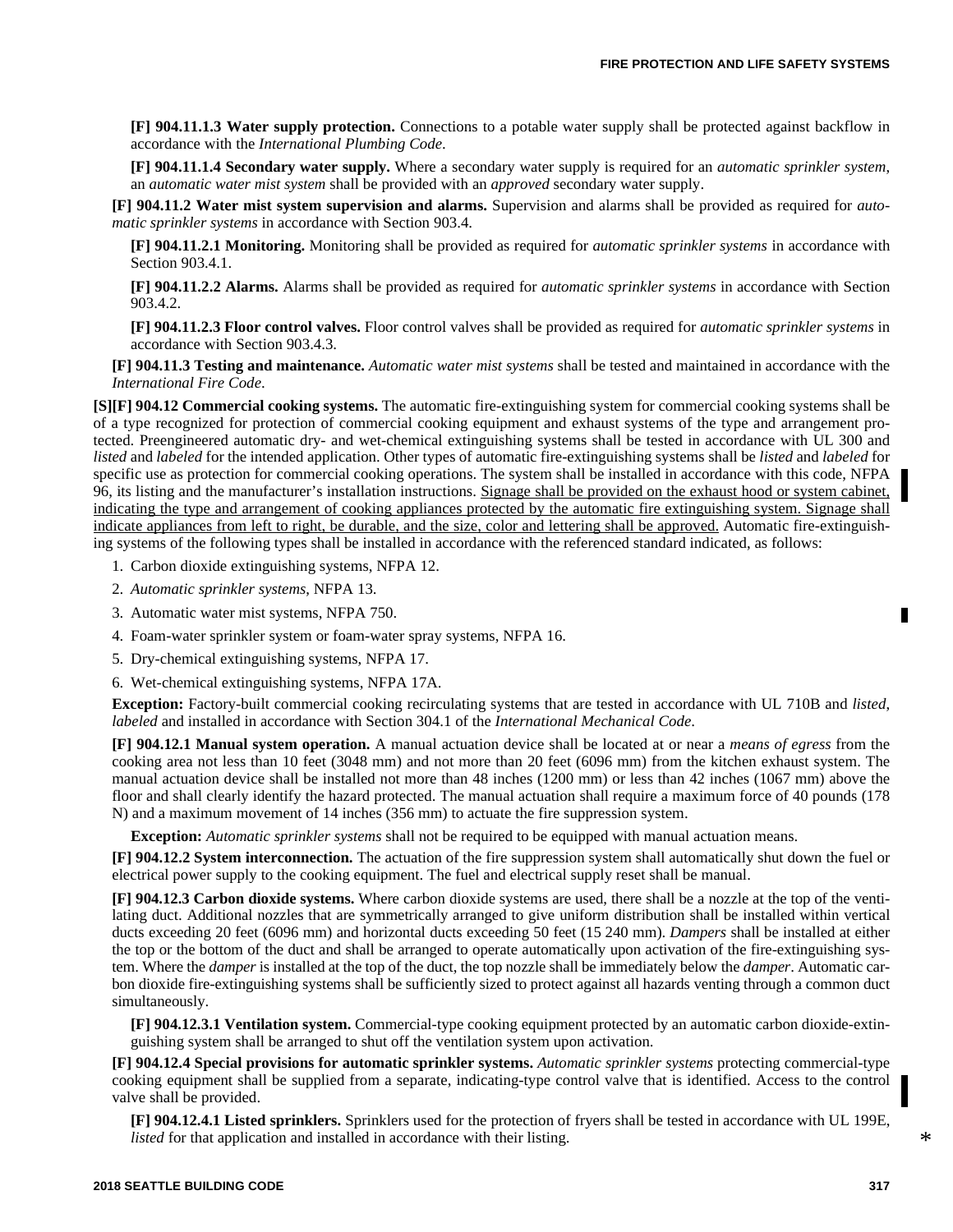**[F] 904.11.1.3 Water supply protection.** Connections to a potable water supply shall be protected against backflow in accordance with the *International Plumbing Code*.

**[F] 904.11.1.4 Secondary water supply.** Where a secondary water supply is required for an *automatic sprinkler system*, an *automatic water mist system* shall be provided with an *approved* secondary water supply.

**[F] 904.11.2 Water mist system supervision and alarms.** Supervision and alarms shall be provided as required for *automatic sprinkler systems* in accordance with Section 903.4.

**[F] 904.11.2.1 Monitoring.** Monitoring shall be provided as required for *automatic sprinkler systems* in accordance with Section 903.4.1.

**[F] 904.11.2.2 Alarms.** Alarms shall be provided as required for *automatic sprinkler systems* in accordance with Section 903.4.2.

**[F] 904.11.2.3 Floor control valves.** Floor control valves shall be provided as required for *automatic sprinkler systems* in accordance with Section 903.4.3.

**[F] 904.11.3 Testing and maintenance.** *Automatic water mist systems* shall be tested and maintained in accordance with the *International Fire Code*.

**[S][F] 904.12 Commercial cooking systems.** The automatic fire-extinguishing system for commercial cooking systems shall be of a type recognized for protection of commercial cooking equipment and exhaust systems of the type and arrangement protected. Preengineered automatic dry- and wet-chemical extinguishing systems shall be tested in accordance with UL 300 and *listed* and *labeled* for the intended application. Other types of automatic fire-extinguishing systems shall be *listed* and *labeled* for specific use as protection for commercial cooking operations. The system shall be installed in accordance with this code, NFPA 96, its listing and the manufacturer's installation instructions. <u>Signage shall be provided on the exhaust hood or system cabinet, indicating the type and arrangement of cooking appliances protected by the automatic fire extinguishing system. Signage shall indicate appliances from left to right, be durable, and the size, color and lettering shall be approved.</u> Automatic fire-extinguishing systems of the following types shall be installed in accordance with the referenced standard indicated, as follows:

1. Carbon dioxide extinguishing systems, NFPA 12.
2. *Automatic sprinkler systems*, NFPA 13.
3. Automatic water mist systems, NFPA 750.
4. Foam-water sprinkler system or foam-water spray systems, NFPA 16.
5. Dry-chemical extinguishing systems, NFPA 17.
6. Wet-chemical extinguishing systems, NFPA 17A.

**Exception:** Factory-built commercial cooking recirculating systems that are tested in accordance with UL 710B and *listed*, *labeled* and installed in accordance with Section 304.1 of the *International Mechanical Code*.

**[F] 904.12.1 Manual system operation.** A manual actuation device shall be located at or near a *means of egress* from the cooking area not less than 10 feet (3048 mm) and not more than 20 feet (6096 mm) from the kitchen exhaust system. The manual actuation device shall be installed not more than 48 inches (1200 mm) or less than 42 inches (1067 mm) above the floor and shall clearly identify the hazard protected. The manual actuation shall require a maximum force of 40 pounds (178 N) and a maximum movement of 14 inches (356 mm) to actuate the fire suppression system.

**Exception:** *Automatic sprinkler systems* shall not be required to be equipped with manual actuation means.

**[F] 904.12.2 System interconnection.** The actuation of the fire suppression system shall automatically shut down the fuel or electrical power supply to the cooking equipment. The fuel and electrical supply reset shall be manual.

**[F] 904.12.3 Carbon dioxide systems.** Where carbon dioxide systems are used, there shall be a nozzle at the top of the ventilating duct. Additional nozzles that are symmetrically arranged to give uniform distribution shall be installed within vertical ducts exceeding 20 feet (6096 mm) and horizontal ducts exceeding 50 feet (15 240 mm). *Dampers* shall be installed at either the top or the bottom of the duct and shall be arranged to operate automatically upon activation of the fire-extinguishing system. Where the *damper* is installed at the top of the duct, the top nozzle shall be immediately below the *damper*. Automatic carbon dioxide fire-extinguishing systems shall be sufficiently sized to protect against all hazards venting through a common duct simultaneously.

**[F] 904.12.3.1 Ventilation system.** Commercial-type cooking equipment protected by an automatic carbon dioxide-extinguishing system shall be arranged to shut off the ventilation system upon activation.

**[F] 904.12.4 Special provisions for automatic sprinkler systems.** *Automatic sprinkler systems* protecting commercial-type cooking equipment shall be supplied from a separate, indicating-type control valve that is identified. Access to the control valve shall be provided.

**[F] 904.12.4.1 Listed sprinklers.** Sprinklers used for the protection of fryers shall be tested in accordance with UL 199E, *listed* for that application and installed in accordance with their listing.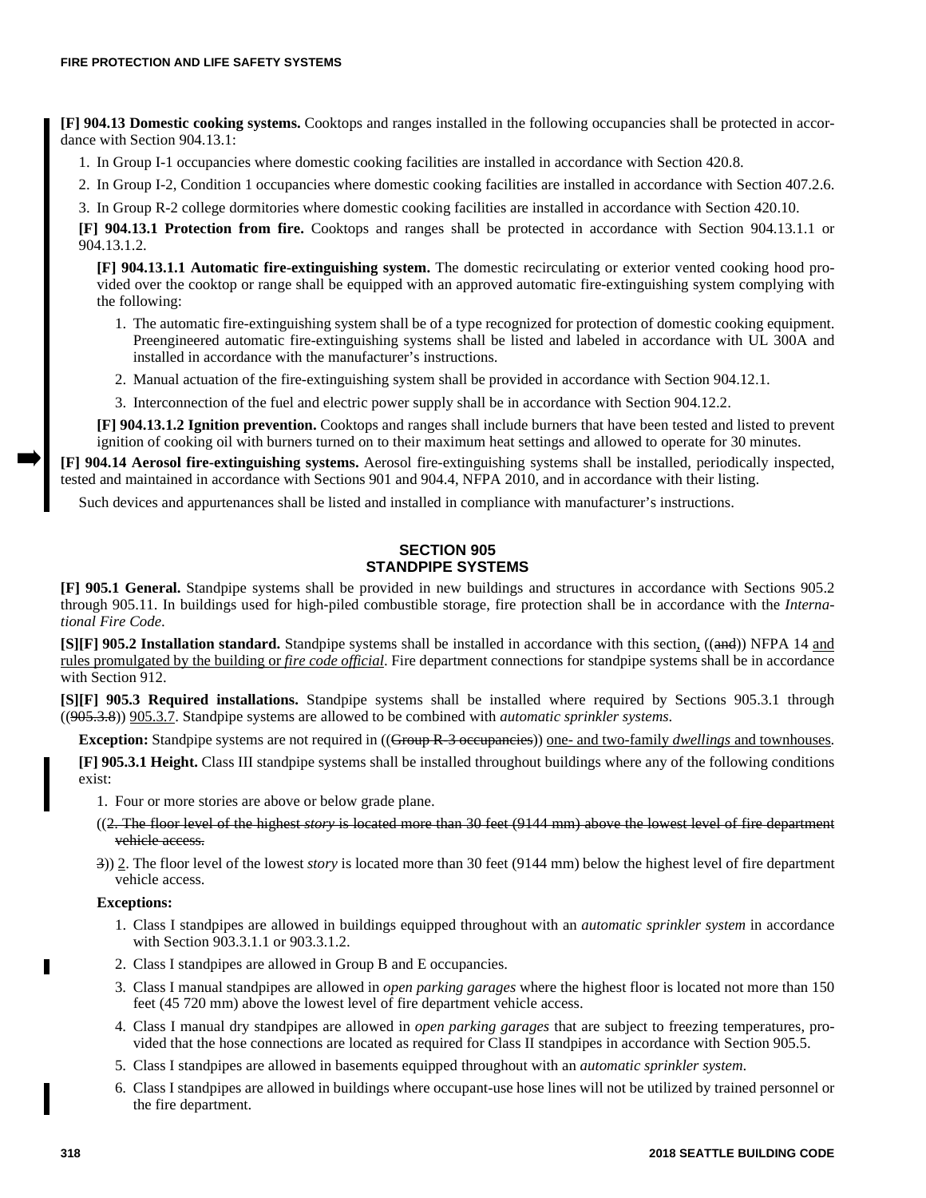**[F] 904.13 Domestic cooking systems.** Cooktops and ranges installed in the following occupancies shall be protected in accordance with Section 904.13.1:

1. In Group I-1 occupancies where domestic cooking facilities are installed in accordance with Section 420.8.
2. In Group I-2, Condition 1 occupancies where domestic cooking facilities are installed in accordance with Section 407.2.6.
3. In Group R-2 college dormitories where domestic cooking facilities are installed in accordance with Section 420.10.

**[F] 904.13.1 Protection from fire.** Cooktops and ranges shall be protected in accordance with Section 904.13.1.1 or 904.13.1.2.

**[F] 904.13.1.1 Automatic fire-extinguishing system.** The domestic recirculating or exterior vented cooking hood provided over the cooktop or range shall be equipped with an approved automatic fire-extinguishing system complying with the following:

1. The automatic fire-extinguishing system shall be of a type recognized for protection of domestic cooking equipment. Preengineered automatic fire-extinguishing systems shall be listed and labeled in accordance with UL 300A and installed in accordance with the manufacturer's instructions.
2. Manual actuation of the fire-extinguishing system shall be provided in accordance with Section 904.12.1.
3. Interconnection of the fuel and electric power supply shall be in accordance with Section 904.12.2.

**[F] 904.13.1.2 Ignition prevention.** Cooktops and ranges shall include burners that have been tested and listed to prevent ignition of cooking oil with burners turned on to their maximum heat settings and allowed to operate for 30 minutes.

**[F] 904.14 Aerosol fire-extinguishing systems.** Aerosol fire-extinguishing systems shall be installed, periodically inspected, tested and maintained in accordance with Sections 901 and 904.4, NFPA 2010, and in accordance with their listing.

Such devices and appurtenances shall be listed and installed in compliance with manufacturer's instructions.

## SECTION 905
## STANDPIPE SYSTEMS

**[F] 905.1 General.** Standpipe systems shall be provided in new buildings and structures in accordance with Sections 905.2 through 905.11. In buildings used for high-piled combustible storage, fire protection shall be in accordance with the *International Fire Code*.

**[S][F] 905.2 Installation standard.** Standpipe systems shall be installed in accordance with this section, ((~~and~~)) NFPA 14 and rules promulgated by the building or *fire code official*. Fire department connections for standpipe systems shall be in accordance with Section 912.

**[S][F] 905.3 Required installations.** Standpipe systems shall be installed where required by Sections 905.3.1 through ((~~905.3.8~~)) 905.3.7. Standpipe systems are allowed to be combined with *automatic sprinkler systems*.

**Exception:** Standpipe systems are not required in ((~~Group R-3 occupancies~~)) one- and two-family *dwellings* and townhouses.

**[F] 905.3.1 Height.** Class III standpipe systems shall be installed throughout buildings where any of the following conditions exist:

1. Four or more stories are above or below grade plane.

((~~2. The floor level of the highest *story* is located more than 30 feet (9144 mm) above the lowest level of fire department vehicle access.~~

~~3~~)) 2. The floor level of the lowest *story* is located more than 30 feet (9144 mm) below the highest level of fire department vehicle access.

**Exceptions:**

1. Class I standpipes are allowed in buildings equipped throughout with an *automatic sprinkler system* in accordance with Section 903.3.1.1 or 903.3.1.2.
2. Class I standpipes are allowed in Group B and E occupancies.
3. Class I manual standpipes are allowed in *open parking garages* where the highest floor is located not more than 150 feet (45 720 mm) above the lowest level of fire department vehicle access.
4. Class I manual dry standpipes are allowed in *open parking garages* that are subject to freezing temperatures, provided that the hose connections are located as required for Class II standpipes in accordance with Section 905.5.
5. Class I standpipes are allowed in basements equipped throughout with an *automatic sprinkler system*.
6. Class I standpipes are allowed in buildings where occupant-use hose lines will not be utilized by trained personnel or the fire department.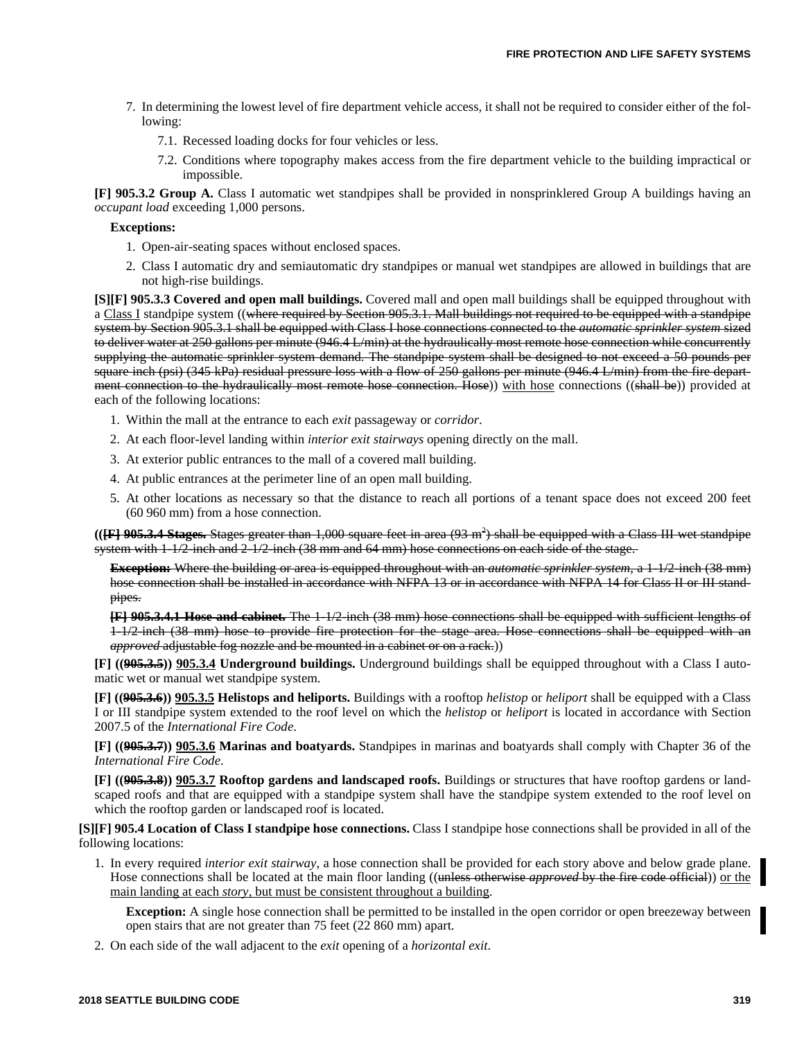7. In determining the lowest level of fire department vehicle access, it shall not be required to consider either of the following:

   7.1. Recessed loading docks for four vehicles or less.

   7.2. Conditions where topography makes access from the fire department vehicle to the building impractical or impossible.

**[F] 905.3.2 Group A.** Class I automatic wet standpipes shall be provided in nonsprinklered Group A buildings having an *occupant load* exceeding 1,000 persons.

**Exceptions:**

1. Open-air-seating spaces without enclosed spaces.
2. Class I automatic dry and semiautomatic dry standpipes or manual wet standpipes are allowed in buildings that are not high-rise buildings.

**[S][F] 905.3.3 Covered and open mall buildings.** Covered mall and open mall buildings shall be equipped throughout with a <u>Class I</u> standpipe system ((~~where required by Section 905.3.1. Mall buildings not required to be equipped with a standpipe system by Section 905.3.1 shall be equipped with Class I hose connections connected to the *automatic sprinkler system* sized to deliver water at 250 gallons per minute (946.4 L/min) at the hydraulically most remote hose connection while concurrently supplying the automatic sprinkler system demand. The standpipe system shall be designed to not exceed a 50 pounds per square inch (psi) (345 kPa) residual pressure loss with a flow of 250 gallons per minute (946.4 L/min) from the fire department connection to the hydraulically most remote hose connection. Hose~~)) <u>with hose</u> connections ((~~shall be~~)) provided at each of the following locations:

1. Within the mall at the entrance to each *exit* passageway or *corridor*.
2. At each floor-level landing within *interior exit stairways* opening directly on the mall.
3. At exterior public entrances to the mall of a covered mall building.
4. At public entrances at the perimeter line of an open mall building.
5. At other locations as necessary so that the distance to reach all portions of a tenant space does not exceed 200 feet (60 960 mm) from a hose connection.

((~~**[F] 905.3.4 Stages.** Stages greater than 1,000 square feet in area (93 m²) shall be equipped with a Class III wet standpipe system with 1-1/2-inch and 2-1/2-inch (38 mm and 64 mm) hose connections on each side of the stage.~~

~~**Exception:** Where the building or area is equipped throughout with an *automatic sprinkler system*, a 1-1/2-inch (38 mm) hose connection shall be installed in accordance with NFPA 13 or in accordance with NFPA 14 for Class II or III standpipes.~~

~~**[F] 905.3.4.1 Hose and cabinet.** The 1-1/2-inch (38 mm) hose connections shall be equipped with sufficient lengths of 1-1/2-inch (38 mm) hose to provide fire protection for the stage area. Hose connections shall be equipped with an *approved* adjustable fog nozzle and be mounted in a cabinet or on a rack.~~))

**[F] ((~~905.3.5~~)) <u>905.3.4</u> Underground buildings.** Underground buildings shall be equipped throughout with a Class I automatic wet or manual wet standpipe system.

**[F] ((~~905.3.6~~)) <u>905.3.5</u> Helistops and heliports.** Buildings with a rooftop *helistop* or *heliport* shall be equipped with a Class I or III standpipe system extended to the roof level on which the *helistop* or *heliport* is located in accordance with Section 2007.5 of the *International Fire Code*.

**[F] ((~~905.3.7~~)) <u>905.3.6</u> Marinas and boatyards.** Standpipes in marinas and boatyards shall comply with Chapter 36 of the *International Fire Code*.

**[F] ((~~905.3.8~~)) <u>905.3.7</u> Rooftop gardens and landscaped roofs.** Buildings or structures that have rooftop gardens or landscaped roofs and that are equipped with a standpipe system shall have the standpipe system extended to the roof level on which the rooftop garden or landscaped roof is located.

**[S][F] 905.4 Location of Class I standpipe hose connections.** Class I standpipe hose connections shall be provided in all of the following locations:

1. In every required *interior exit stairway*, a hose connection shall be provided for each story above and below grade plane. Hose connections shall be located at the main floor landing ((~~unless otherwise *approved* by the fire code official~~)) <u>or the main landing at each *story*, but must be consistent throughout a building</u>.

   **Exception:** A single hose connection shall be permitted to be installed in the open corridor or open breezeway between open stairs that are not greater than 75 feet (22 860 mm) apart.

2. On each side of the wall adjacent to the *exit* opening of a *horizontal exit*.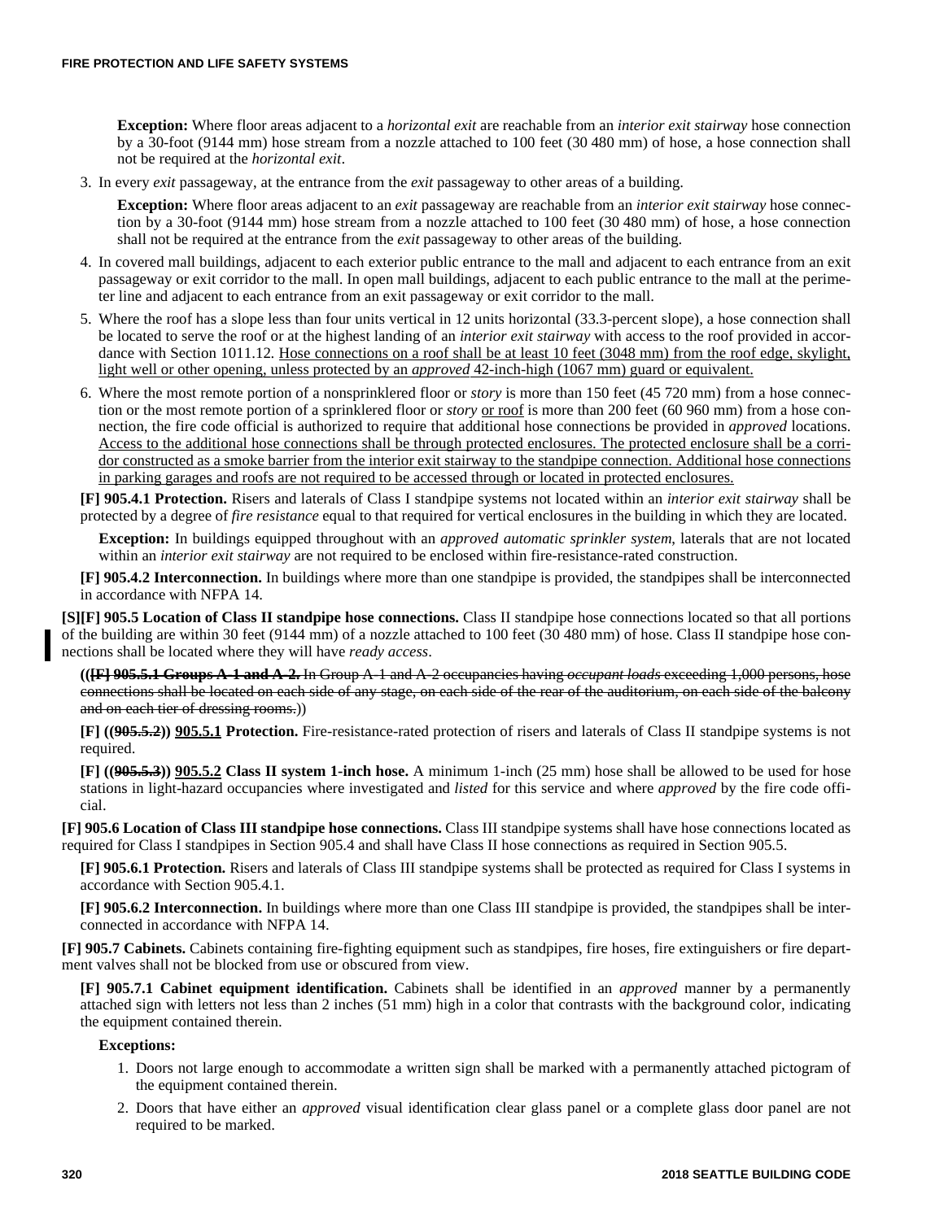**Exception:** Where floor areas adjacent to a *horizontal exit* are reachable from an *interior exit stairway* hose connection by a 30-foot (9144 mm) hose stream from a nozzle attached to 100 feet (30 480 mm) of hose, a hose connection shall not be required at the *horizontal exit*.

3. In every *exit* passageway, at the entrance from the *exit* passageway to other areas of a building.

   **Exception:** Where floor areas adjacent to an *exit* passageway are reachable from an *interior exit stairway* hose connection by a 30-foot (9144 mm) hose stream from a nozzle attached to 100 feet (30 480 mm) of hose, a hose connection shall not be required at the entrance from the *exit* passageway to other areas of the building.

4. In covered mall buildings, adjacent to each exterior public entrance to the mall and adjacent to each entrance from an exit passageway or exit corridor to the mall. In open mall buildings, adjacent to each public entrance to the mall at the perimeter line and adjacent to each entrance from an exit passageway or exit corridor to the mall.

5. Where the roof has a slope less than four units vertical in 12 units horizontal (33.3-percent slope), a hose connection shall be located to serve the roof or at the highest landing of an *interior exit stairway* with access to the roof provided in accordance with Section 1011.12. <u>Hose connections on a roof shall be at least 10 feet (3048 mm) from the roof edge, skylight, light well or other opening, unless protected by an *approved* 42-inch-high (1067 mm) guard or equivalent.</u>

6. Where the most remote portion of a nonsprinklered floor or *story* is more than 150 feet (45 720 mm) from a hose connection or the most remote portion of a sprinklered floor or *story* <u>or roof</u> is more than 200 feet (60 960 mm) from a hose connection, the fire code official is authorized to require that additional hose connections be provided in *approved* locations. <u>Access to the additional hose connections shall be through protected enclosures. The protected enclosure shall be a corridor constructed as a smoke barrier from the interior exit stairway to the standpipe connection. Additional hose connections in parking garages and roofs are not required to be accessed through or located in protected enclosures.</u>

**[F] 905.4.1 Protection.** Risers and laterals of Class I standpipe systems not located within an *interior exit stairway* shall be protected by a degree of *fire resistance* equal to that required for vertical enclosures in the building in which they are located.

**Exception:** In buildings equipped throughout with an *approved automatic sprinkler system*, laterals that are not located within an *interior exit stairway* are not required to be enclosed within fire-resistance-rated construction.

**[F] 905.4.2 Interconnection.** In buildings where more than one standpipe is provided, the standpipes shall be interconnected in accordance with NFPA 14.

**[S][F] 905.5 Location of Class II standpipe hose connections.** Class II standpipe hose connections located so that all portions of the building are within 30 feet (9144 mm) of a nozzle attached to 100 feet (30 480 mm) of hose. Class II standpipe hose connections shall be located where they will have *ready access*.

((~~**[F] 905.5.1 Groups A-1 and A-2.** In Group A-1 and A-2 occupancies having *occupant loads* exceeding 1,000 persons, hose connections shall be located on each side of any stage, on each side of the rear of the auditorium, on each side of the balcony and on each tier of dressing rooms.~~))

**[F] ((~~905.5.2~~)) <u>905.5.1</u> Protection.** Fire-resistance-rated protection of risers and laterals of Class II standpipe systems is not required.

**[F] ((~~905.5.3~~)) <u>905.5.2</u> Class II system 1-inch hose.** A minimum 1-inch (25 mm) hose shall be allowed to be used for hose stations in light-hazard occupancies where investigated and *listed* for this service and where *approved* by the fire code official.

**[F] 905.6 Location of Class III standpipe hose connections.** Class III standpipe systems shall have hose connections located as required for Class I standpipes in Section 905.4 and shall have Class II hose connections as required in Section 905.5.

**[F] 905.6.1 Protection.** Risers and laterals of Class III standpipe systems shall be protected as required for Class I systems in accordance with Section 905.4.1.

**[F] 905.6.2 Interconnection.** In buildings where more than one Class III standpipe is provided, the standpipes shall be interconnected in accordance with NFPA 14.

**[F] 905.7 Cabinets.** Cabinets containing fire-fighting equipment such as standpipes, fire hoses, fire extinguishers or fire department valves shall not be blocked from use or obscured from view.

**[F] 905.7.1 Cabinet equipment identification.** Cabinets shall be identified in an *approved* manner by a permanently attached sign with letters not less than 2 inches (51 mm) high in a color that contrasts with the background color, indicating the equipment contained therein.

**Exceptions:**

1. Doors not large enough to accommodate a written sign shall be marked with a permanently attached pictogram of the equipment contained therein.
2. Doors that have either an *approved* visual identification clear glass panel or a complete glass door panel are not required to be marked.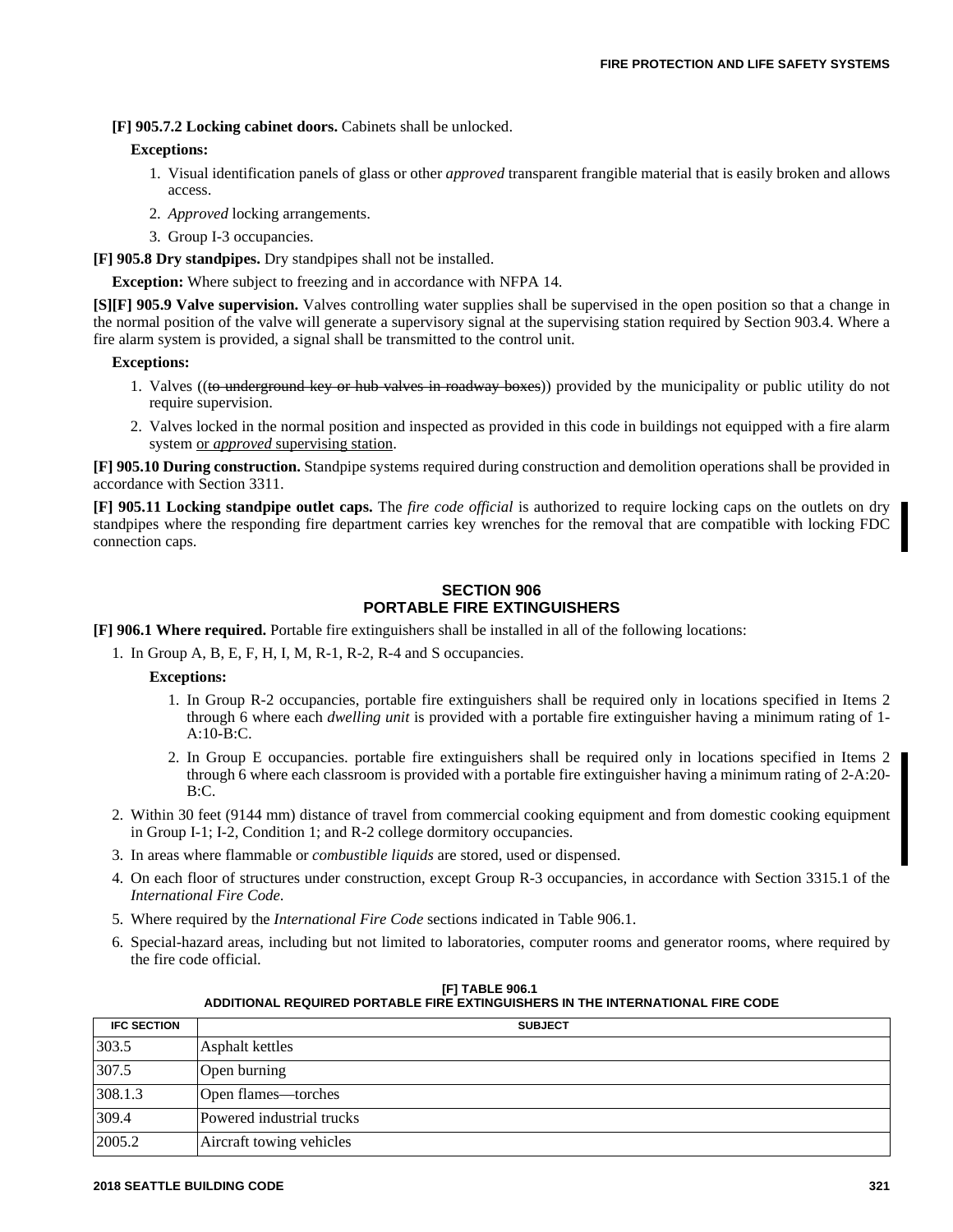**[F] 905.7.2 Locking cabinet doors.** Cabinets shall be unlocked.

**Exceptions:**

1. Visual identification panels of glass or other *approved* transparent frangible material that is easily broken and allows access.
2. *Approved* locking arrangements.
3. Group I-3 occupancies.

**[F] 905.8 Dry standpipes.** Dry standpipes shall not be installed.

**Exception:** Where subject to freezing and in accordance with NFPA 14.

**[S][F] 905.9 Valve supervision.** Valves controlling water supplies shall be supervised in the open position so that a change in the normal position of the valve will generate a supervisory signal at the supervising station required by Section 903.4. Where a fire alarm system is provided, a signal shall be transmitted to the control unit.

**Exceptions:**

1. Valves ((~~to underground key or hub valves in roadway boxes~~)) provided by the municipality or public utility do not require supervision.
2. Valves locked in the normal position and inspected as provided in this code in buildings not equipped with a fire alarm system <u>or *approved* supervising station</u>.

**[F] 905.10 During construction.** Standpipe systems required during construction and demolition operations shall be provided in accordance with Section 3311.

**[F] 905.11 Locking standpipe outlet caps.** The *fire code official* is authorized to require locking caps on the outlets on dry standpipes where the responding fire department carries key wrenches for the removal that are compatible with locking FDC connection caps.

## SECTION 906
## PORTABLE FIRE EXTINGUISHERS

**[F] 906.1 Where required.** Portable fire extinguishers shall be installed in all of the following locations:

1. In Group A, B, E, F, H, I, M, R-1, R-2, R-4 and S occupancies.

   **Exceptions:**

   1. In Group R-2 occupancies, portable fire extinguishers shall be required only in locations specified in Items 2 through 6 where each *dwelling unit* is provided with a portable fire extinguisher having a minimum rating of 1-A:10-B:C.
   2. In Group E occupancies. portable fire extinguishers shall be required only in locations specified in Items 2 through 6 where each classroom is provided with a portable fire extinguisher having a minimum rating of 2-A:20-B:C.

2. Within 30 feet (9144 mm) distance of travel from commercial cooking equipment and from domestic cooking equipment in Group I-1; I-2, Condition 1; and R-2 college dormitory occupancies.
3. In areas where flammable or *combustible liquids* are stored, used or dispensed.
4. On each floor of structures under construction, except Group R-3 occupancies, in accordance with Section 3315.1 of the *International Fire Code*.
5. Where required by the *International Fire Code* sections indicated in Table 906.1.
6. Special-hazard areas, including but not limited to laboratories, computer rooms and generator rooms, where required by the fire code official.

**[F] TABLE 906.1**
**ADDITIONAL REQUIRED PORTABLE FIRE EXTINGUISHERS IN THE INTERNATIONAL FIRE CODE**

| IFC SECTION | SUBJECT |
|---|---|
| 303.5 | Asphalt kettles |
| 307.5 | Open burning |
| 308.1.3 | Open flames—torches |
| 309.4 | Powered industrial trucks |
| 2005.2 | Aircraft towing vehicles |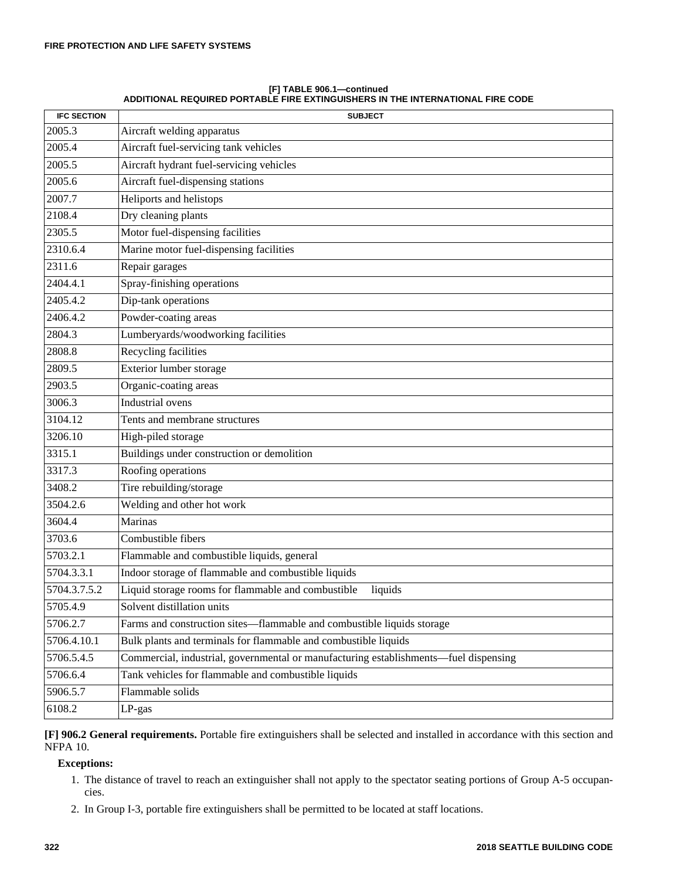**[F] TABLE 906.1—continued**
**ADDITIONAL REQUIRED PORTABLE FIRE EXTINGUISHERS IN THE INTERNATIONAL FIRE CODE**

| IFC SECTION | SUBJECT |
|---|---|
| 2005.3 | Aircraft welding apparatus |
| 2005.4 | Aircraft fuel-servicing tank vehicles |
| 2005.5 | Aircraft hydrant fuel-servicing vehicles |
| 2005.6 | Aircraft fuel-dispensing stations |
| 2007.7 | Heliports and helistops |
| 2108.4 | Dry cleaning plants |
| 2305.5 | Motor fuel-dispensing facilities |
| 2310.6.4 | Marine motor fuel-dispensing facilities |
| 2311.6 | Repair garages |
| 2404.4.1 | Spray-finishing operations |
| 2405.4.2 | Dip-tank operations |
| 2406.4.2 | Powder-coating areas |
| 2804.3 | Lumberyards/woodworking facilities |
| 2808.8 | Recycling facilities |
| 2809.5 | Exterior lumber storage |
| 2903.5 | Organic-coating areas |
| 3006.3 | Industrial ovens |
| 3104.12 | Tents and membrane structures |
| 3206.10 | High-piled storage |
| 3315.1 | Buildings under construction or demolition |
| 3317.3 | Roofing operations |
| 3408.2 | Tire rebuilding/storage |
| 3504.2.6 | Welding and other hot work |
| 3604.4 | Marinas |
| 3703.6 | Combustible fibers |
| 5703.2.1 | Flammable and combustible liquids, general |
| 5704.3.3.1 | Indoor storage of flammable and combustible liquids |
| 5704.3.7.5.2 | Liquid storage rooms for flammable and combustible liquids |
| 5705.4.9 | Solvent distillation units |
| 5706.2.7 | Farms and construction sites—flammable and combustible liquids storage |
| 5706.4.10.1 | Bulk plants and terminals for flammable and combustible liquids |
| 5706.5.4.5 | Commercial, industrial, governmental or manufacturing establishments—fuel dispensing |
| 5706.6.4 | Tank vehicles for flammable and combustible liquids |
| 5906.5.7 | Flammable solids |
| 6108.2 | LP-gas |

**[F] 906.2 General requirements.** Portable fire extinguishers shall be selected and installed in accordance with this section and NFPA 10.

**Exceptions:**

1. The distance of travel to reach an extinguisher shall not apply to the spectator seating portions of Group A-5 occupancies.
2. In Group I-3, portable fire extinguishers shall be permitted to be located at staff locations.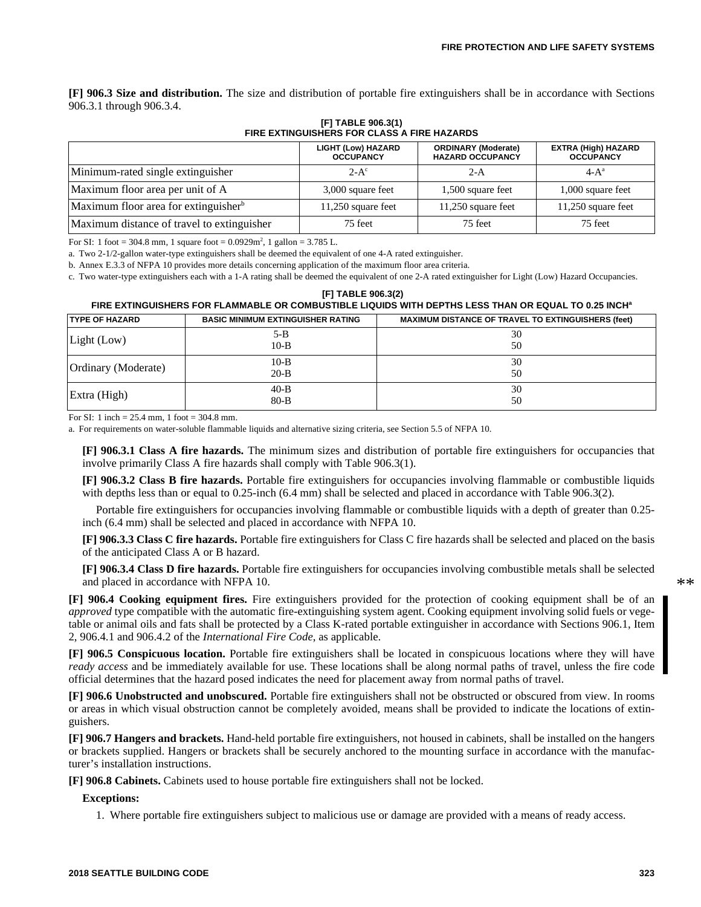**[F] 906.3 Size and distribution.** The size and distribution of portable fire extinguishers shall be in accordance with Sections 906.3.1 through 906.3.4.

**[F] TABLE 906.3(1)**
**FIRE EXTINGUISHERS FOR CLASS A FIRE HAZARDS**

| | LIGHT (Low) HAZARD OCCUPANCY | ORDINARY (Moderate) HAZARD OCCUPANCY | EXTRA (High) HAZARD OCCUPANCY |
|---|---|---|---|
| Minimum-rated single extinguisher | 2-A[c] | 2-A | 4-A[a] |
| Maximum floor area per unit of A | 3,000 square feet | 1,500 square feet | 1,000 square feet |
| Maximum floor area for extinguisher[b] | 11,250 square feet | 11,250 square feet | 11,250 square feet |
| Maximum distance of travel to extinguisher | 75 feet | 75 feet | 75 feet |

For SI: 1 foot = 304.8 mm, 1 square foot = 0.0929m$^2$, 1 gallon = 3.785 L.

a. Two 2-1/2-gallon water-type extinguishers shall be deemed the equivalent of one 4-A rated extinguisher.

b. Annex E.3.3 of NFPA 10 provides more details concerning application of the maximum floor area criteria.

c. Two water-type extinguishers each with a 1-A rating shall be deemed the equivalent of one 2-A rated extinguisher for Light (Low) Hazard Occupancies.

**[F] TABLE 906.3(2)**
**FIRE EXTINGUISHERS FOR FLAMMABLE OR COMBUSTIBLE LIQUIDS WITH DEPTHS LESS THAN OR EQUAL TO 0.25 INCH[a]**

| TYPE OF HAZARD | BASIC MINIMUM EXTINGUISHER RATING | MAXIMUM DISTANCE OF TRAVEL TO EXTINGUISHERS (feet) |
|---|---|---|
| Light (Low) | 5-B<br>10-B | 30<br>50 |
| Ordinary (Moderate) | 10-B<br>20-B | 30<br>50 |
| Extra (High) | 40-B<br>80-B | 30<br>50 |

For SI: 1 inch = 25.4 mm, 1 foot = 304.8 mm.

a. For requirements on water-soluble flammable liquids and alternative sizing criteria, see Section 5.5 of NFPA 10.

**[F] 906.3.1 Class A fire hazards.** The minimum sizes and distribution of portable fire extinguishers for occupancies that involve primarily Class A fire hazards shall comply with Table 906.3(1).

**[F] 906.3.2 Class B fire hazards.** Portable fire extinguishers for occupancies involving flammable or combustible liquids with depths less than or equal to 0.25-inch (6.4 mm) shall be selected and placed in accordance with Table 906.3(2).

Portable fire extinguishers for occupancies involving flammable or combustible liquids with a depth of greater than 0.25-inch (6.4 mm) shall be selected and placed in accordance with NFPA 10.

**[F] 906.3.3 Class C fire hazards.** Portable fire extinguishers for Class C fire hazards shall be selected and placed on the basis of the anticipated Class A or B hazard.

**[F] 906.3.4 Class D fire hazards.** Portable fire extinguishers for occupancies involving combustible metals shall be selected and placed in accordance with NFPA 10.

**[F] 906.4 Cooking equipment fires.** Fire extinguishers provided for the protection of cooking equipment shall be of an *approved* type compatible with the automatic fire-extinguishing system agent. Cooking equipment involving solid fuels or vegetable or animal oils and fats shall be protected by a Class K-rated portable extinguisher in accordance with Sections 906.1, Item 2, 906.4.1 and 906.4.2 of the *International Fire Code*, as applicable.

**[F] 906.5 Conspicuous location.** Portable fire extinguishers shall be located in conspicuous locations where they will have *ready access* and be immediately available for use. These locations shall be along normal paths of travel, unless the fire code official determines that the hazard posed indicates the need for placement away from normal paths of travel.

**[F] 906.6 Unobstructed and unobscured.** Portable fire extinguishers shall not be obstructed or obscured from view. In rooms or areas in which visual obstruction cannot be completely avoided, means shall be provided to indicate the locations of extinguishers.

**[F] 906.7 Hangers and brackets.** Hand-held portable fire extinguishers, not housed in cabinets, shall be installed on the hangers or brackets supplied. Hangers or brackets shall be securely anchored to the mounting surface in accordance with the manufacturer's installation instructions.

**[F] 906.8 Cabinets.** Cabinets used to house portable fire extinguishers shall not be locked.

**Exceptions:**

1. Where portable fire extinguishers subject to malicious use or damage are provided with a means of ready access.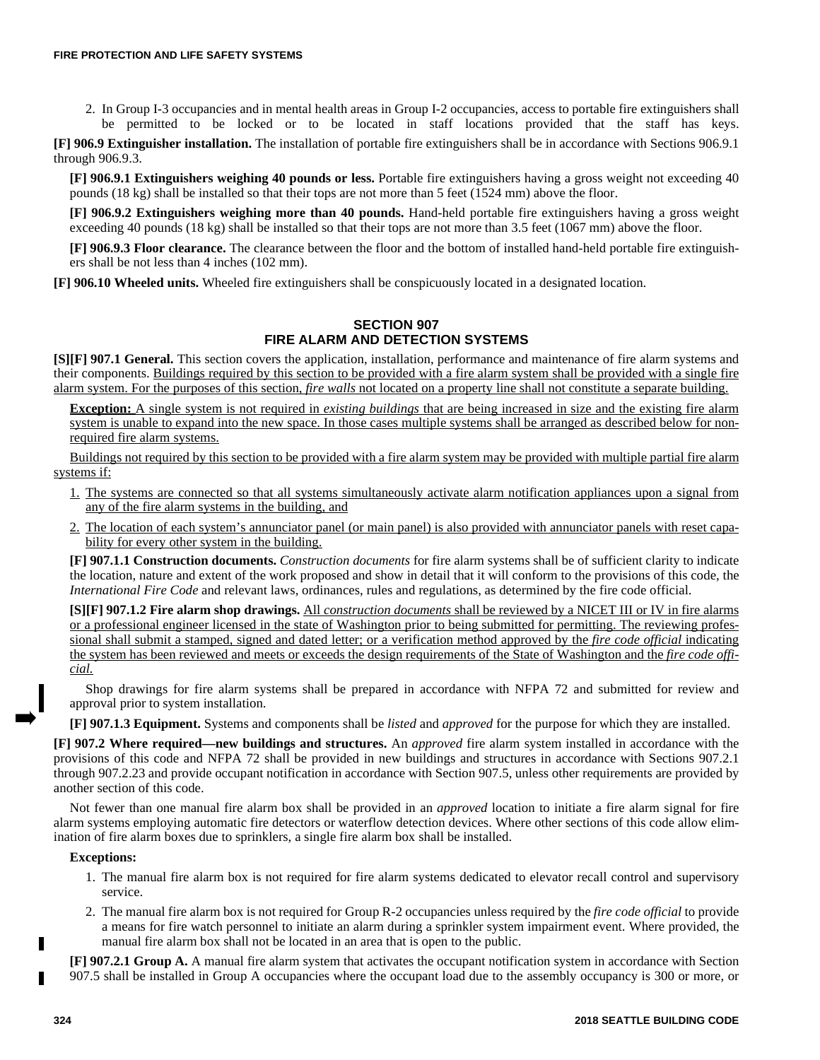2. In Group I-3 occupancies and in mental health areas in Group I-2 occupancies, access to portable fire extinguishers shall be permitted to be locked or to be located in staff locations provided that the staff has keys.

**[F] 906.9 Extinguisher installation.** The installation of portable fire extinguishers shall be in accordance with Sections 906.9.1 through 906.9.3.

**[F] 906.9.1 Extinguishers weighing 40 pounds or less.** Portable fire extinguishers having a gross weight not exceeding 40 pounds (18 kg) shall be installed so that their tops are not more than 5 feet (1524 mm) above the floor.

**[F] 906.9.2 Extinguishers weighing more than 40 pounds.** Hand-held portable fire extinguishers having a gross weight exceeding 40 pounds (18 kg) shall be installed so that their tops are not more than 3.5 feet (1067 mm) above the floor.

**[F] 906.9.3 Floor clearance.** The clearance between the floor and the bottom of installed hand-held portable fire extinguishers shall be not less than 4 inches (102 mm).

**[F] 906.10 Wheeled units.** Wheeled fire extinguishers shall be conspicuously located in a designated location.

## SECTION 907
## FIRE ALARM AND DETECTION SYSTEMS

**[S][F] 907.1 General.** This section covers the application, installation, performance and maintenance of fire alarm systems and their components. Buildings required by this section to be provided with a fire alarm system shall be provided with a single fire alarm system. For the purposes of this section, *fire walls* not located on a property line shall not constitute a separate building.

**Exception:** A single system is not required in *existing buildings* that are being increased in size and the existing fire alarm system is unable to expand into the new space. In those cases multiple systems shall be arranged as described below for non-required fire alarm systems.

Buildings not required by this section to be provided with a fire alarm system may be provided with multiple partial fire alarm systems if:

1. The systems are connected so that all systems simultaneously activate alarm notification appliances upon a signal from any of the fire alarm systems in the building, and
2. The location of each system's annunciator panel (or main panel) is also provided with annunciator panels with reset capability for every other system in the building.

**[F] 907.1.1 Construction documents.** *Construction documents* for fire alarm systems shall be of sufficient clarity to indicate the location, nature and extent of the work proposed and show in detail that it will conform to the provisions of this code, the *International Fire Code* and relevant laws, ordinances, rules and regulations, as determined by the fire code official.

**[S][F] 907.1.2 Fire alarm shop drawings.** All *construction documents* shall be reviewed by a NICET III or IV in fire alarms or a professional engineer licensed in the state of Washington prior to being submitted for permitting. The reviewing professional shall submit a stamped, signed and dated letter; or a verification method approved by the *fire code official* indicating the system has been reviewed and meets or exceeds the design requirements of the State of Washington and the *fire code official.*

Shop drawings for fire alarm systems shall be prepared in accordance with NFPA 72 and submitted for review and approval prior to system installation.

**[F] 907.1.3 Equipment.** Systems and components shall be *listed* and *approved* for the purpose for which they are installed.

**[F] 907.2 Where required—new buildings and structures.** An *approved* fire alarm system installed in accordance with the provisions of this code and NFPA 72 shall be provided in new buildings and structures in accordance with Sections 907.2.1 through 907.2.23 and provide occupant notification in accordance with Section 907.5, unless other requirements are provided by another section of this code.

Not fewer than one manual fire alarm box shall be provided in an *approved* location to initiate a fire alarm signal for fire alarm systems employing automatic fire detectors or waterflow detection devices. Where other sections of this code allow elimination of fire alarm boxes due to sprinklers, a single fire alarm box shall be installed.

**Exceptions:**

1. The manual fire alarm box is not required for fire alarm systems dedicated to elevator recall control and supervisory service.
2. The manual fire alarm box is not required for Group R-2 occupancies unless required by the *fire code official* to provide a means for fire watch personnel to initiate an alarm during a sprinkler system impairment event. Where provided, the manual fire alarm box shall not be located in an area that is open to the public.

**[F] 907.2.1 Group A.** A manual fire alarm system that activates the occupant notification system in accordance with Section 907.5 shall be installed in Group A occupancies where the occupant load due to the assembly occupancy is 300 or more, or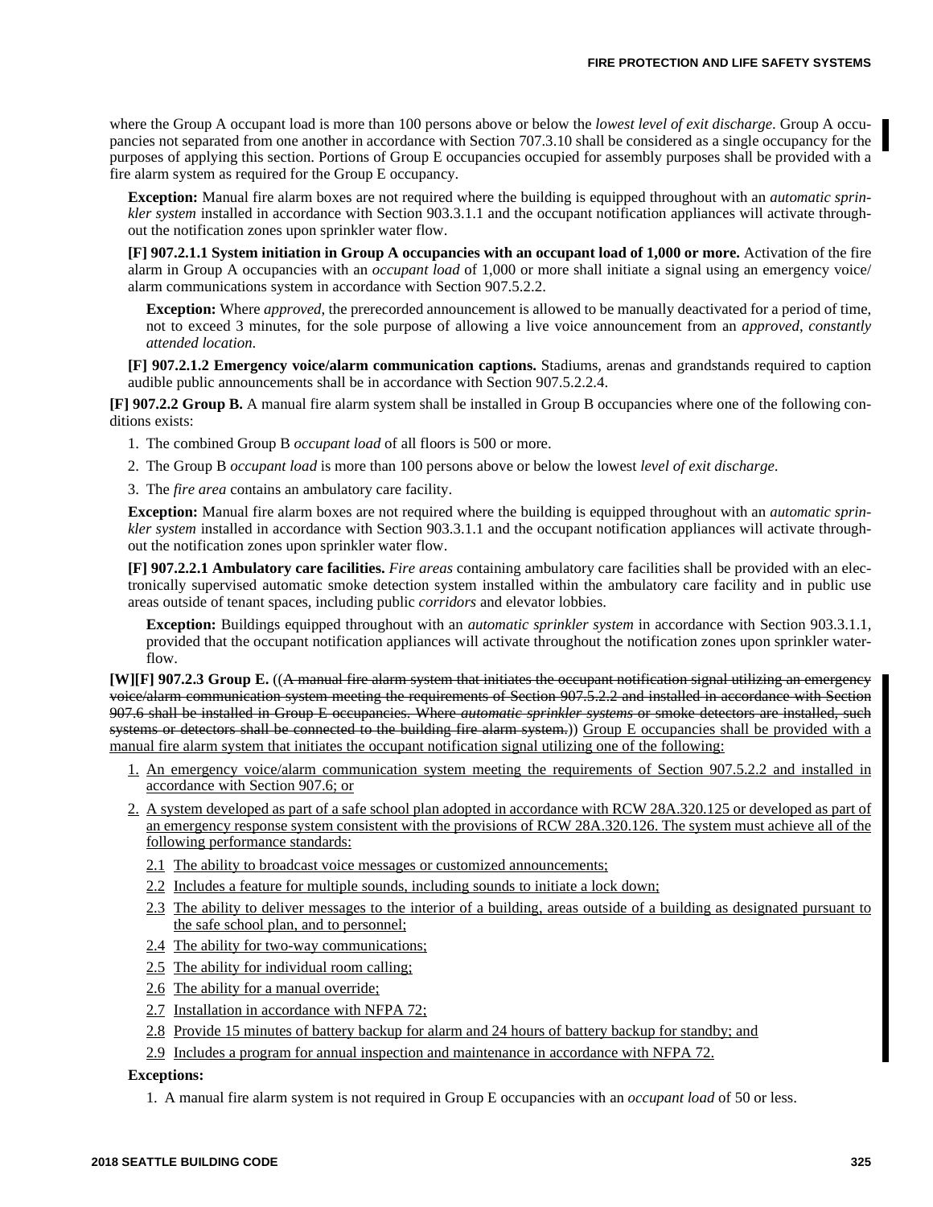where the Group A occupant load is more than 100 persons above or below the *lowest level of exit discharge*. Group A occupancies not separated from one another in accordance with Section 707.3.10 shall be considered as a single occupancy for the purposes of applying this section. Portions of Group E occupancies occupied for assembly purposes shall be provided with a fire alarm system as required for the Group E occupancy.

**Exception:** Manual fire alarm boxes are not required where the building is equipped throughout with an *automatic sprinkler system* installed in accordance with Section 903.3.1.1 and the occupant notification appliances will activate throughout the notification zones upon sprinkler water flow.

**[F] 907.2.1.1 System initiation in Group A occupancies with an occupant load of 1,000 or more.** Activation of the fire alarm in Group A occupancies with an *occupant load* of 1,000 or more shall initiate a signal using an emergency voice/alarm communications system in accordance with Section 907.5.2.2.

**Exception:** Where *approved*, the prerecorded announcement is allowed to be manually deactivated for a period of time, not to exceed 3 minutes, for the sole purpose of allowing a live voice announcement from an *approved*, *constantly attended location*.

**[F] 907.2.1.2 Emergency voice/alarm communication captions.** Stadiums, arenas and grandstands required to caption audible public announcements shall be in accordance with Section 907.5.2.2.4.

**[F] 907.2.2 Group B.** A manual fire alarm system shall be installed in Group B occupancies where one of the following conditions exists:

1. The combined Group B *occupant load* of all floors is 500 or more.
2. The Group B *occupant load* is more than 100 persons above or below the lowest *level of exit discharge*.
3. The *fire area* contains an ambulatory care facility.

**Exception:** Manual fire alarm boxes are not required where the building is equipped throughout with an *automatic sprinkler system* installed in accordance with Section 903.3.1.1 and the occupant notification appliances will activate throughout the notification zones upon sprinkler water flow.

**[F] 907.2.2.1 Ambulatory care facilities.** *Fire areas* containing ambulatory care facilities shall be provided with an electronically supervised automatic smoke detection system installed within the ambulatory care facility and in public use areas outside of tenant spaces, including public *corridors* and elevator lobbies.

**Exception:** Buildings equipped throughout with an *automatic sprinkler system* in accordance with Section 903.3.1.1, provided that the occupant notification appliances will activate throughout the notification zones upon sprinkler waterflow.

**[W][F] 907.2.3 Group E.** ((~~A manual fire alarm system that initiates the occupant notification signal utilizing an emergency voice/alarm communication system meeting the requirements of Section 907.5.2.2 and installed in accordance with Section 907.6 shall be installed in Group E occupancies. Where *automatic sprinkler systems* or smoke detectors are installed, such systems or detectors shall be connected to the building fire alarm system.~~)) <u>Group E occupancies shall be provided with a manual fire alarm system that initiates the occupant notification signal utilizing one of the following:</u>

1. <u>An emergency voice/alarm communication system meeting the requirements of Section 907.5.2.2 and installed in accordance with Section 907.6; or</u>
2. <u>A system developed as part of a safe school plan adopted in accordance with RCW 28A.320.125 or developed as part of an emergency response system consistent with the provisions of RCW 28A.320.126. The system must achieve all of the following performance standards:</u>
   - <u>2.1 The ability to broadcast voice messages or customized announcements;</u>
   - <u>2.2 Includes a feature for multiple sounds, including sounds to initiate a lock down;</u>
   - <u>2.3 The ability to deliver messages to the interior of a building, areas outside of a building as designated pursuant to the safe school plan, and to personnel;</u>
   - <u>2.4 The ability for two-way communications;</u>
   - <u>2.5 The ability for individual room calling;</u>
   - <u>2.6 The ability for a manual override;</u>
   - <u>2.7 Installation in accordance with NFPA 72;</u>
   - <u>2.8 Provide 15 minutes of battery backup for alarm and 24 hours of battery backup for standby; and</u>
   - <u>2.9 Includes a program for annual inspection and maintenance in accordance with NFPA 72.</u>

**Exceptions:**

1. A manual fire alarm system is not required in Group E occupancies with an *occupant load* of 50 or less.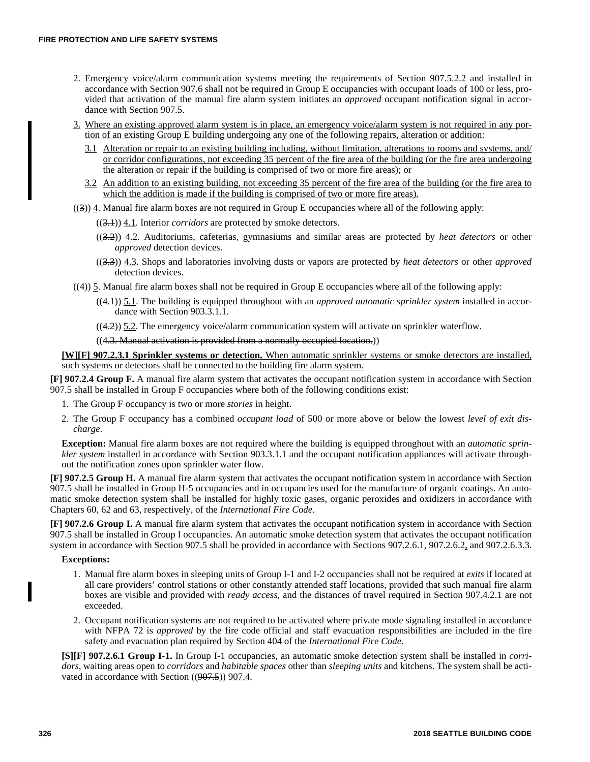2. Emergency voice/alarm communication systems meeting the requirements of Section 907.5.2.2 and installed in accordance with Section 907.6 shall not be required in Group E occupancies with occupant loads of 100 or less, provided that activation of the manual fire alarm system initiates an *approved* occupant notification signal in accordance with Section 907.5.

3. Where an existing approved alarm system is in place, an emergency voice/alarm system is not required in any portion of an existing Group E building undergoing any one of the following repairs, alteration or addition:

   3.1 Alteration or repair to an existing building including, without limitation, alterations to rooms and systems, and/or corridor configurations, not exceeding 35 percent of the fire area of the building (or the fire area undergoing the alteration or repair if the building is comprised of two or more fire areas); or

   3.2 An addition to an existing building, not exceeding 35 percent of the fire area of the building (or the fire area to which the addition is made if the building is comprised of two or more fire areas).

((3)) 4. Manual fire alarm boxes are not required in Group E occupancies where all of the following apply:

   ((3.1)) 4.1. Interior *corridors* are protected by smoke detectors.

   ((3.2)) 4.2. Auditoriums, cafeterias, gymnasiums and similar areas are protected by *heat detectors* or other *approved* detection devices.

   ((3.3)) 4.3. Shops and laboratories involving dusts or vapors are protected by *heat detectors* or other *approved* detection devices.

((4)) 5. Manual fire alarm boxes shall not be required in Group E occupancies where all of the following apply:

   ((4.1)) 5.1. The building is equipped throughout with an *approved automatic sprinkler system* installed in accordance with Section 903.3.1.1.

   ((4.2)) 5.2. The emergency voice/alarm communication system will activate on sprinkler waterflow.

   ((4.3. Manual activation is provided from a normally occupied location.))

**[W][F] 907.2.3.1 Sprinkler systems or detection.** When automatic sprinkler systems or smoke detectors are installed, such systems or detectors shall be connected to the building fire alarm system.

**[F] 907.2.4 Group F.** A manual fire alarm system that activates the occupant notification system in accordance with Section 907.5 shall be installed in Group F occupancies where both of the following conditions exist:

1. The Group F occupancy is two or more *stories* in height.
2. The Group F occupancy has a combined *occupant load* of 500 or more above or below the lowest *level of exit discharge*.

**Exception:** Manual fire alarm boxes are not required where the building is equipped throughout with an *automatic sprinkler system* installed in accordance with Section 903.3.1.1 and the occupant notification appliances will activate throughout the notification zones upon sprinkler water flow.

**[F] 907.2.5 Group H.** A manual fire alarm system that activates the occupant notification system in accordance with Section 907.5 shall be installed in Group H-5 occupancies and in occupancies used for the manufacture of organic coatings. An automatic smoke detection system shall be installed for highly toxic gases, organic peroxides and oxidizers in accordance with Chapters 60, 62 and 63, respectively, of the *International Fire Code*.

**[F] 907.2.6 Group I.** A manual fire alarm system that activates the occupant notification system in accordance with Section 907.5 shall be installed in Group I occupancies. An automatic smoke detection system that activates the occupant notification system in accordance with Section 907.5 shall be provided in accordance with Sections 907.2.6.1, 907.2.6.2, and 907.2.6.3.3.

**Exceptions:**

1. Manual fire alarm boxes in sleeping units of Group I-1 and I-2 occupancies shall not be required at *exits* if located at all care providers' control stations or other constantly attended staff locations, provided that such manual fire alarm boxes are visible and provided with *ready access,* and the distances of travel required in Section 907.4.2.1 are not exceeded.
2. Occupant notification systems are not required to be activated where private mode signaling installed in accordance with NFPA 72 is *approved* by the fire code official and staff evacuation responsibilities are included in the fire safety and evacuation plan required by Section 404 of the *International Fire Code*.

**[S][F] 907.2.6.1 Group I-1.** In Group I-1 occupancies, an automatic smoke detection system shall be installed in *corridors,* waiting areas open to *corridors* and *habitable spaces* other than *sleeping units* and kitchens. The system shall be activated in accordance with Section ((907.5)) 907.4.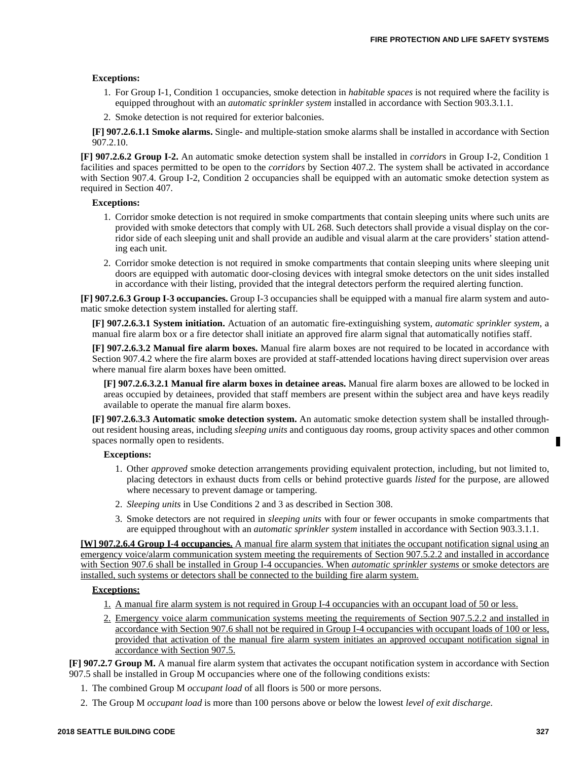**Exceptions:**

1. For Group I-1, Condition 1 occupancies, smoke detection in *habitable spaces* is not required where the facility is equipped throughout with an *automatic sprinkler system* installed in accordance with Section 903.3.1.1.
2. Smoke detection is not required for exterior balconies.

**[F] 907.2.6.1.1 Smoke alarms.** Single- and multiple-station smoke alarms shall be installed in accordance with Section 907.2.10.

**[F] 907.2.6.2 Group I-2.** An automatic smoke detection system shall be installed in *corridors* in Group I-2, Condition 1 facilities and spaces permitted to be open to the *corridors* by Section 407.2. The system shall be activated in accordance with Section 907.4. Group I-2, Condition 2 occupancies shall be equipped with an automatic smoke detection system as required in Section 407.

**Exceptions:**

1. Corridor smoke detection is not required in smoke compartments that contain sleeping units where such units are provided with smoke detectors that comply with UL 268. Such detectors shall provide a visual display on the corridor side of each sleeping unit and shall provide an audible and visual alarm at the care providers' station attending each unit.
2. Corridor smoke detection is not required in smoke compartments that contain sleeping units where sleeping unit doors are equipped with automatic door-closing devices with integral smoke detectors on the unit sides installed in accordance with their listing, provided that the integral detectors perform the required alerting function.

**[F] 907.2.6.3 Group I-3 occupancies.** Group I-3 occupancies shall be equipped with a manual fire alarm system and automatic smoke detection system installed for alerting staff.

**[F] 907.2.6.3.1 System initiation.** Actuation of an automatic fire-extinguishing system, *automatic sprinkler system*, a manual fire alarm box or a fire detector shall initiate an approved fire alarm signal that automatically notifies staff.

**[F] 907.2.6.3.2 Manual fire alarm boxes.** Manual fire alarm boxes are not required to be located in accordance with Section 907.4.2 where the fire alarm boxes are provided at staff-attended locations having direct supervision over areas where manual fire alarm boxes have been omitted.

**[F] 907.2.6.3.2.1 Manual fire alarm boxes in detainee areas.** Manual fire alarm boxes are allowed to be locked in areas occupied by detainees, provided that staff members are present within the subject area and have keys readily available to operate the manual fire alarm boxes.

**[F] 907.2.6.3.3 Automatic smoke detection system.** An automatic smoke detection system shall be installed throughout resident housing areas, including *sleeping units* and contiguous day rooms, group activity spaces and other common spaces normally open to residents.

**Exceptions:**

1. Other *approved* smoke detection arrangements providing equivalent protection, including, but not limited to, placing detectors in exhaust ducts from cells or behind protective guards *listed* for the purpose, are allowed where necessary to prevent damage or tampering.
2. *Sleeping units* in Use Conditions 2 and 3 as described in Section 308.
3. Smoke detectors are not required in *sleeping units* with four or fewer occupants in smoke compartments that are equipped throughout with an *automatic sprinkler system* installed in accordance with Section 903.3.1.1.

**[W] 907.2.6.4 Group I-4 occupancies.** A manual fire alarm system that initiates the occupant notification signal using an emergency voice/alarm communication system meeting the requirements of Section 907.5.2.2 and installed in accordance with Section 907.6 shall be installed in Group I-4 occupancies. When *automatic sprinkler systems* or smoke detectors are installed, such systems or detectors shall be connected to the building fire alarm system.

**Exceptions:**

1. A manual fire alarm system is not required in Group I-4 occupancies with an occupant load of 50 or less.
2. Emergency voice alarm communication systems meeting the requirements of Section 907.5.2.2 and installed in accordance with Section 907.6 shall not be required in Group I-4 occupancies with occupant loads of 100 or less, provided that activation of the manual fire alarm system initiates an approved occupant notification signal in accordance with Section 907.5.

**[F] 907.2.7 Group M.** A manual fire alarm system that activates the occupant notification system in accordance with Section 907.5 shall be installed in Group M occupancies where one of the following conditions exists:

1. The combined Group M *occupant load* of all floors is 500 or more persons.
2. The Group M *occupant load* is more than 100 persons above or below the lowest *level of exit discharge*.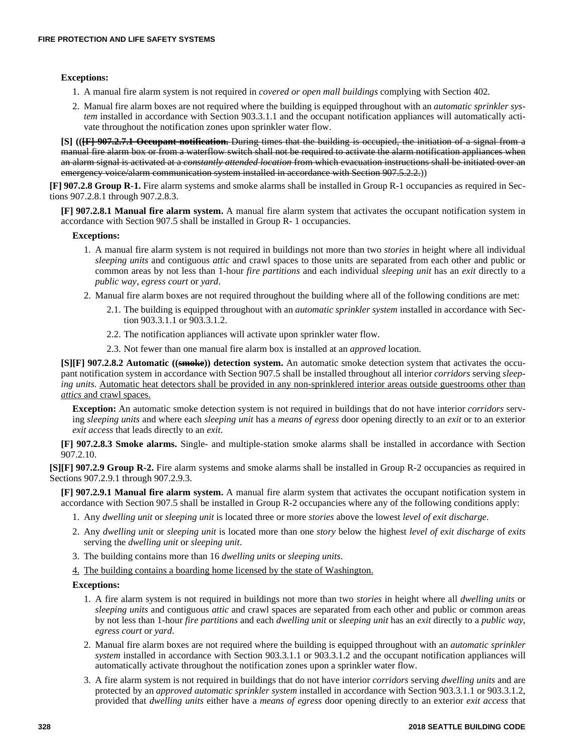**Exceptions:**

1. A manual fire alarm system is not required in *covered or open mall buildings* complying with Section 402.
2. Manual fire alarm boxes are not required where the building is equipped throughout with an *automatic sprinkler system* installed in accordance with Section 903.3.1.1 and the occupant notification appliances will automatically activate throughout the notification zones upon sprinkler water flow.

**[S] ((~~[F] 907.2.7.1 Occupant notification.~~** ~~During times that the building is occupied, the initiation of a signal from a manual fire alarm box or from a waterflow switch shall not be required to activate the alarm notification appliances when an alarm signal is activated at a *constantly attended location* from which evacuation instructions shall be initiated over an emergency voice/alarm communication system installed in accordance with Section 907.5.2.2.~~))

**[F] 907.2.8 Group R-1.** Fire alarm systems and smoke alarms shall be installed in Group R-1 occupancies as required in Sections 907.2.8.1 through 907.2.8.3.

**[F] 907.2.8.1 Manual fire alarm system.** A manual fire alarm system that activates the occupant notification system in accordance with Section 907.5 shall be installed in Group R- 1 occupancies.

**Exceptions:**

1. A manual fire alarm system is not required in buildings not more than two *stories* in height where all individual *sleeping units* and contiguous *attic* and crawl spaces to those units are separated from each other and public or common areas by not less than 1-hour *fire partitions* and each individual *sleeping unit* has an *exit* directly to a *public way*, *egress court* or *yard*.
2. Manual fire alarm boxes are not required throughout the building where all of the following conditions are met:
   - 2.1. The building is equipped throughout with an *automatic sprinkler system* installed in accordance with Section 903.3.1.1 or 903.3.1.2.
   - 2.2. The notification appliances will activate upon sprinkler water flow.
   - 2.3. Not fewer than one manual fire alarm box is installed at an *approved* location.

**[S][F] 907.2.8.2 Automatic ((~~smoke~~)) detection system.** An automatic smoke detection system that activates the occupant notification system in accordance with Section 907.5 shall be installed throughout all interior *corridors* serving *sleeping units*. <u>Automatic heat detectors shall be provided in any non-sprinklered interior areas outside guestrooms other than *attics* and crawl spaces.</u>

**Exception:** An automatic smoke detection system is not required in buildings that do not have interior *corridors* serving *sleeping units* and where each *sleeping unit* has a *means of egress* door opening directly to an *exit* or to an exterior *exit access* that leads directly to an *exit*.

**[F] 907.2.8.3 Smoke alarms.** Single- and multiple-station smoke alarms shall be installed in accordance with Section 907.2.10.

**[S][F] 907.2.9 Group R-2.** Fire alarm systems and smoke alarms shall be installed in Group R-2 occupancies as required in Sections 907.2.9.1 through 907.2.9.3.

**[F] 907.2.9.1 Manual fire alarm system.** A manual fire alarm system that activates the occupant notification system in accordance with Section 907.5 shall be installed in Group R-2 occupancies where any of the following conditions apply:

1. Any *dwelling unit* or *sleeping unit* is located three or more *stories* above the lowest *level of exit discharge*.
2. Any *dwelling unit* or *sleeping unit* is located more than one *story* below the highest *level of exit discharge* of *exits* serving the *dwelling unit* or *sleeping unit*.
3. The building contains more than 16 *dwelling units* or *sleeping units*.
4. <u>The building contains a boarding home licensed by the state of Washington.</u>

**Exceptions:**

1. A fire alarm system is not required in buildings not more than two *stories* in height where all *dwelling units* or *sleeping units* and contiguous *attic* and crawl spaces are separated from each other and public or common areas by not less than 1-hour *fire partitions* and each *dwelling unit* or *sleeping unit* has an *exit* directly to a *public way*, *egress court* or *yard*.
2. Manual fire alarm boxes are not required where the building is equipped throughout with an *automatic sprinkler system* installed in accordance with Section 903.3.1.1 or 903.3.1.2 and the occupant notification appliances will automatically activate throughout the notification zones upon a sprinkler water flow.
3. A fire alarm system is not required in buildings that do not have interior *corridors* serving *dwelling units* and are protected by an *approved automatic sprinkler system* installed in accordance with Section 903.3.1.1 or 903.3.1.2, provided that *dwelling units* either have a *means of egress* door opening directly to an exterior *exit access* that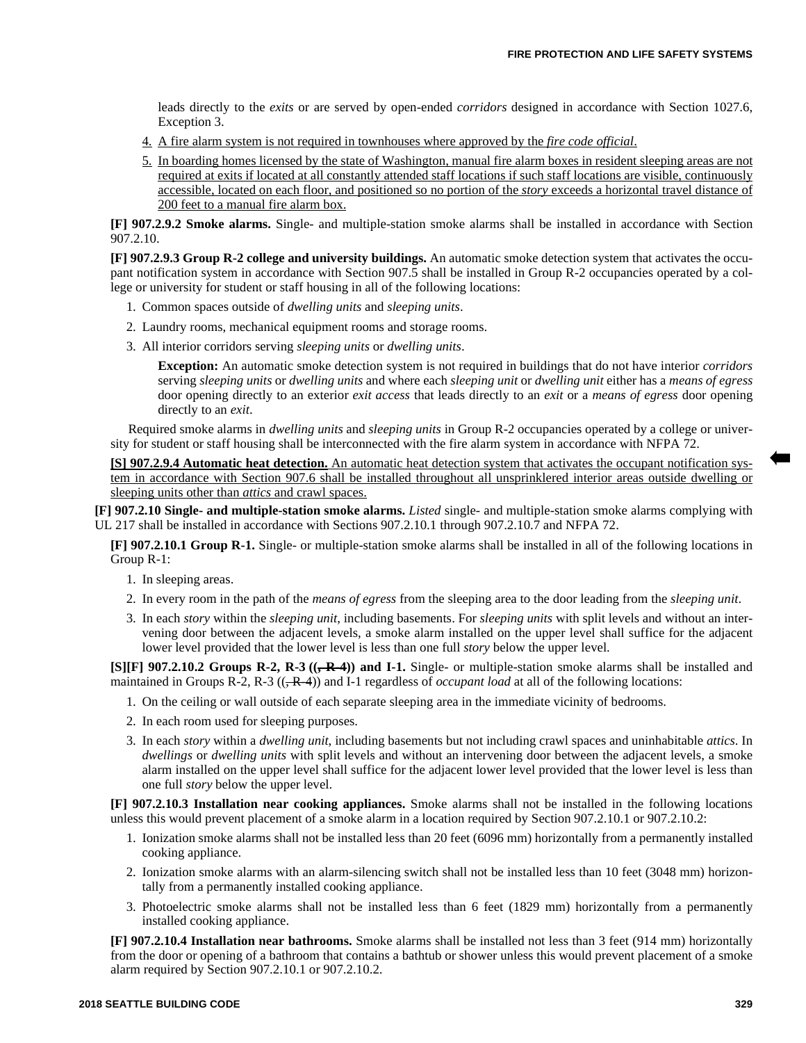leads directly to the *exits* or are served by open-ended *corridors* designed in accordance with Section 1027.6, Exception 3.

4. A fire alarm system is not required in townhouses where approved by the *fire code official*.
5. In boarding homes licensed by the state of Washington, manual fire alarm boxes in resident sleeping areas are not required at exits if located at all constantly attended staff locations if such staff locations are visible, continuously accessible, located on each floor, and positioned so no portion of the *story* exceeds a horizontal travel distance of 200 feet to a manual fire alarm box.

**[F] 907.2.9.2 Smoke alarms.** Single- and multiple-station smoke alarms shall be installed in accordance with Section 907.2.10.

**[F] 907.2.9.3 Group R-2 college and university buildings.** An automatic smoke detection system that activates the occupant notification system in accordance with Section 907.5 shall be installed in Group R-2 occupancies operated by a college or university for student or staff housing in all of the following locations:

1. Common spaces outside of *dwelling units* and *sleeping units*.
2. Laundry rooms, mechanical equipment rooms and storage rooms.
3. All interior corridors serving *sleeping units* or *dwelling units*.

**Exception:** An automatic smoke detection system is not required in buildings that do not have interior *corridors* serving *sleeping units* or *dwelling units* and where each *sleeping unit* or *dwelling unit* either has a *means of egress* door opening directly to an exterior *exit access* that leads directly to an *exit* or a *means of egress* door opening directly to an *exit*.

Required smoke alarms in *dwelling units* and *sleeping units* in Group R-2 occupancies operated by a college or university for student or staff housing shall be interconnected with the fire alarm system in accordance with NFPA 72.

**[S] 907.2.9.4 Automatic heat detection.** An automatic heat detection system that activates the occupant notification system in accordance with Section 907.6 shall be installed throughout all unsprinklered interior areas outside dwelling or sleeping units other than *attics* and crawl spaces.

**[F] 907.2.10 Single- and multiple-station smoke alarms.** *Listed* single- and multiple-station smoke alarms complying with UL 217 shall be installed in accordance with Sections 907.2.10.1 through 907.2.10.7 and NFPA 72.

**[F] 907.2.10.1 Group R-1.** Single- or multiple-station smoke alarms shall be installed in all of the following locations in Group R-1:

1. In sleeping areas.
2. In every room in the path of the *means of egress* from the sleeping area to the door leading from the *sleeping unit*.
3. In each *story* within the *sleeping unit*, including basements. For *sleeping units* with split levels and without an intervening door between the adjacent levels, a smoke alarm installed on the upper level shall suffice for the adjacent lower level provided that the lower level is less than one full *story* below the upper level.

**[S][F] 907.2.10.2 Groups R-2, R-3 ((~~, R-4~~)) and I-1.** Single- or multiple-station smoke alarms shall be installed and maintained in Groups R-2, R-3 ((~~, R-4~~)) and I-1 regardless of *occupant load* at all of the following locations:

1. On the ceiling or wall outside of each separate sleeping area in the immediate vicinity of bedrooms.
2. In each room used for sleeping purposes.
3. In each *story* within a *dwelling unit*, including basements but not including crawl spaces and uninhabitable *attics*. In *dwellings* or *dwelling units* with split levels and without an intervening door between the adjacent levels, a smoke alarm installed on the upper level shall suffice for the adjacent lower level provided that the lower level is less than one full *story* below the upper level.

**[F] 907.2.10.3 Installation near cooking appliances.** Smoke alarms shall not be installed in the following locations unless this would prevent placement of a smoke alarm in a location required by Section 907.2.10.1 or 907.2.10.2:

1. Ionization smoke alarms shall not be installed less than 20 feet (6096 mm) horizontally from a permanently installed cooking appliance.
2. Ionization smoke alarms with an alarm-silencing switch shall not be installed less than 10 feet (3048 mm) horizontally from a permanently installed cooking appliance.
3. Photoelectric smoke alarms shall not be installed less than 6 feet (1829 mm) horizontally from a permanently installed cooking appliance.

**[F] 907.2.10.4 Installation near bathrooms.** Smoke alarms shall be installed not less than 3 feet (914 mm) horizontally from the door or opening of a bathroom that contains a bathtub or shower unless this would prevent placement of a smoke alarm required by Section 907.2.10.1 or 907.2.10.2.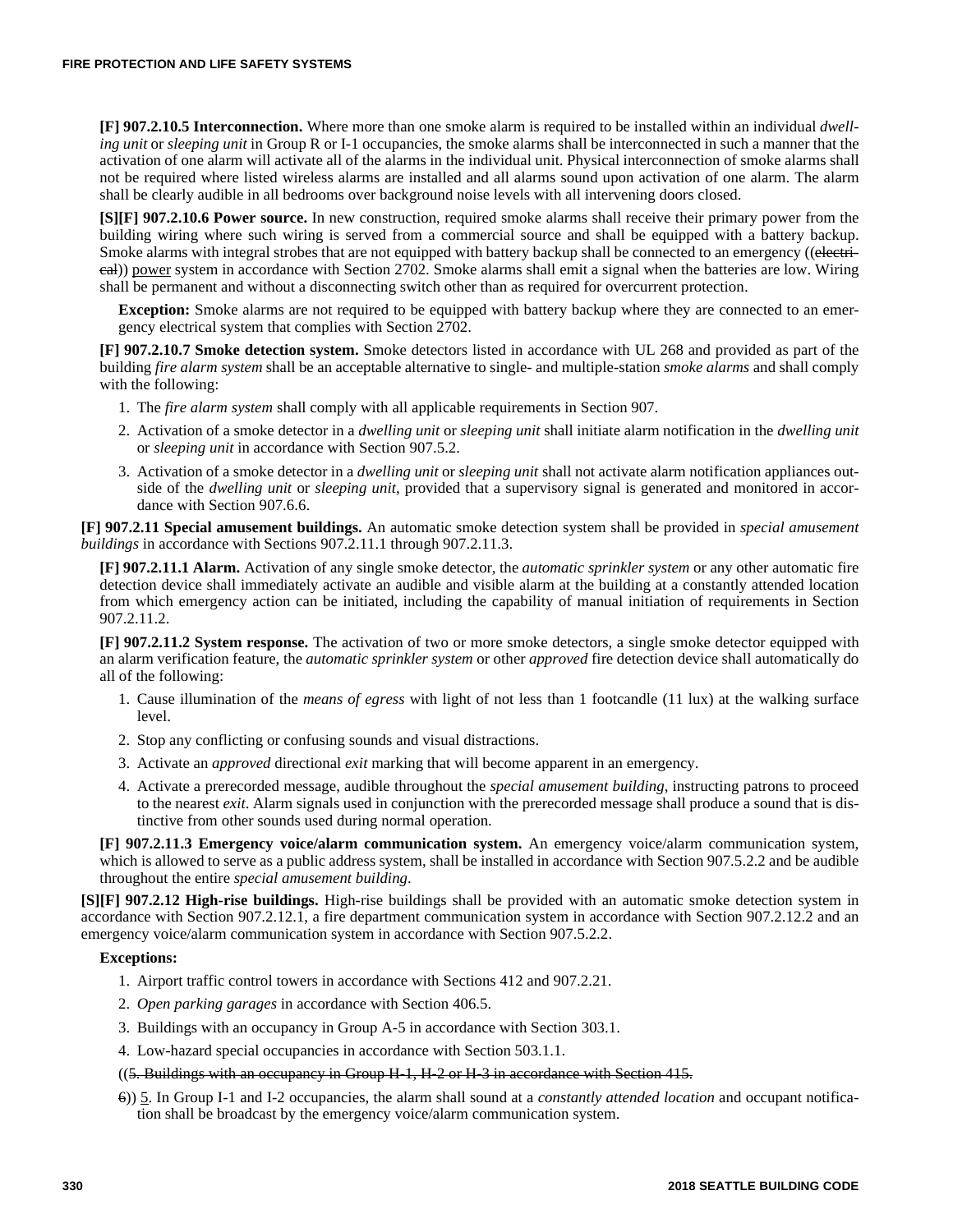**[F] 907.2.10.5 Interconnection.** Where more than one smoke alarm is required to be installed within an individual *dwelling unit* or *sleeping unit* in Group R or I-1 occupancies, the smoke alarms shall be interconnected in such a manner that the activation of one alarm will activate all of the alarms in the individual unit. Physical interconnection of smoke alarms shall not be required where listed wireless alarms are installed and all alarms sound upon activation of one alarm. The alarm shall be clearly audible in all bedrooms over background noise levels with all intervening doors closed.

**[S][F] 907.2.10.6 Power source.** In new construction, required smoke alarms shall receive their primary power from the building wiring where such wiring is served from a commercial source and shall be equipped with a battery backup. Smoke alarms with integral strobes that are not equipped with battery backup shall be connected to an emergency ((~~electrical~~)) power system in accordance with Section 2702. Smoke alarms shall emit a signal when the batteries are low. Wiring shall be permanent and without a disconnecting switch other than as required for overcurrent protection.

**Exception:** Smoke alarms are not required to be equipped with battery backup where they are connected to an emergency electrical system that complies with Section 2702.

**[F] 907.2.10.7 Smoke detection system.** Smoke detectors listed in accordance with UL 268 and provided as part of the building *fire alarm system* shall be an acceptable alternative to single- and multiple-station *smoke alarms* and shall comply with the following:

1. The *fire alarm system* shall comply with all applicable requirements in Section 907.
2. Activation of a smoke detector in a *dwelling unit* or *sleeping unit* shall initiate alarm notification in the *dwelling unit* or *sleeping unit* in accordance with Section 907.5.2.
3. Activation of a smoke detector in a *dwelling unit* or *sleeping unit* shall not activate alarm notification appliances outside of the *dwelling unit* or *sleeping unit*, provided that a supervisory signal is generated and monitored in accordance with Section 907.6.6.

**[F] 907.2.11 Special amusement buildings.** An automatic smoke detection system shall be provided in *special amusement buildings* in accordance with Sections 907.2.11.1 through 907.2.11.3.

**[F] 907.2.11.1 Alarm.** Activation of any single smoke detector, the *automatic sprinkler system* or any other automatic fire detection device shall immediately activate an audible and visible alarm at the building at a constantly attended location from which emergency action can be initiated, including the capability of manual initiation of requirements in Section 907.2.11.2.

**[F] 907.2.11.2 System response.** The activation of two or more smoke detectors, a single smoke detector equipped with an alarm verification feature, the *automatic sprinkler system* or other *approved* fire detection device shall automatically do all of the following:

1. Cause illumination of the *means of egress* with light of not less than 1 footcandle (11 lux) at the walking surface level.
2. Stop any conflicting or confusing sounds and visual distractions.
3. Activate an *approved* directional *exit* marking that will become apparent in an emergency.
4. Activate a prerecorded message, audible throughout the *special amusement building*, instructing patrons to proceed to the nearest *exit*. Alarm signals used in conjunction with the prerecorded message shall produce a sound that is distinctive from other sounds used during normal operation.

**[F] 907.2.11.3 Emergency voice/alarm communication system.** An emergency voice/alarm communication system, which is allowed to serve as a public address system, shall be installed in accordance with Section 907.5.2.2 and be audible throughout the entire *special amusement building*.

**[S][F] 907.2.12 High-rise buildings.** High-rise buildings shall be provided with an automatic smoke detection system in accordance with Section 907.2.12.1, a fire department communication system in accordance with Section 907.2.12.2 and an emergency voice/alarm communication system in accordance with Section 907.5.2.2.

**Exceptions:**

1. Airport traffic control towers in accordance with Sections 412 and 907.2.21.
2. *Open parking garages* in accordance with Section 406.5.
3. Buildings with an occupancy in Group A-5 in accordance with Section 303.1.
4. Low-hazard special occupancies in accordance with Section 503.1.1.

((~~5. Buildings with an occupancy in Group H-1, H-2 or H-3 in accordance with Section 415.~~

~~6~~)) 5. In Group I-1 and I-2 occupancies, the alarm shall sound at a *constantly attended location* and occupant notification shall be broadcast by the emergency voice/alarm communication system.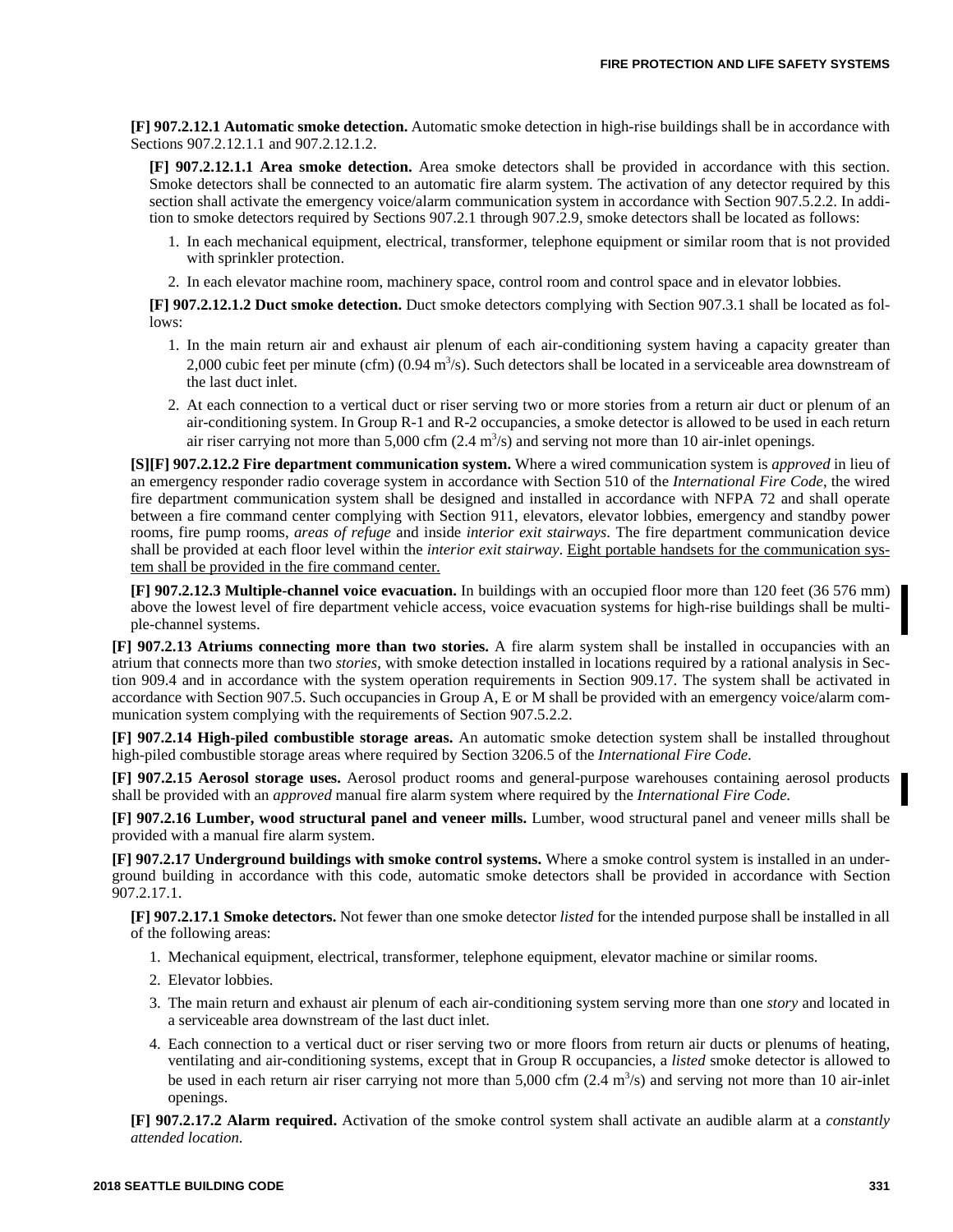**[F] 907.2.12.1 Automatic smoke detection.** Automatic smoke detection in high-rise buildings shall be in accordance with Sections 907.2.12.1.1 and 907.2.12.1.2.

**[F] 907.2.12.1.1 Area smoke detection.** Area smoke detectors shall be provided in accordance with this section. Smoke detectors shall be connected to an automatic fire alarm system. The activation of any detector required by this section shall activate the emergency voice/alarm communication system in accordance with Section 907.5.2.2. In addition to smoke detectors required by Sections 907.2.1 through 907.2.9, smoke detectors shall be located as follows:

1. In each mechanical equipment, electrical, transformer, telephone equipment or similar room that is not provided with sprinkler protection.
2. In each elevator machine room, machinery space, control room and control space and in elevator lobbies.

**[F] 907.2.12.1.2 Duct smoke detection.** Duct smoke detectors complying with Section 907.3.1 shall be located as follows:

1. In the main return air and exhaust air plenum of each air-conditioning system having a capacity greater than 2,000 cubic feet per minute (cfm) (0.94 $m^3/s$). Such detectors shall be located in a serviceable area downstream of the last duct inlet.
2. At each connection to a vertical duct or riser serving two or more stories from a return air duct or plenum of an air-conditioning system. In Group R-1 and R-2 occupancies, a smoke detector is allowed to be used in each return air riser carrying not more than 5,000 cfm (2.4 $m^3/s$) and serving not more than 10 air-inlet openings.

**[S][F] 907.2.12.2 Fire department communication system.** Where a wired communication system is *approved* in lieu of an emergency responder radio coverage system in accordance with Section 510 of the *International Fire Code*, the wired fire department communication system shall be designed and installed in accordance with NFPA 72 and shall operate between a fire command center complying with Section 911, elevators, elevator lobbies, emergency and standby power rooms, fire pump rooms, *areas of refuge* and inside *interior exit stairways*. The fire department communication device shall be provided at each floor level within the *interior exit stairway*. <u>Eight portable handsets for the communication system shall be provided in the fire command center.</u>

**[F] 907.2.12.3 Multiple-channel voice evacuation.** In buildings with an occupied floor more than 120 feet (36 576 mm) above the lowest level of fire department vehicle access, voice evacuation systems for high-rise buildings shall be multiple-channel systems.

**[F] 907.2.13 Atriums connecting more than two stories.** A fire alarm system shall be installed in occupancies with an atrium that connects more than two *stories*, with smoke detection installed in locations required by a rational analysis in Section 909.4 and in accordance with the system operation requirements in Section 909.17. The system shall be activated in accordance with Section 907.5. Such occupancies in Group A, E or M shall be provided with an emergency voice/alarm communication system complying with the requirements of Section 907.5.2.2.

**[F] 907.2.14 High-piled combustible storage areas.** An automatic smoke detection system shall be installed throughout high-piled combustible storage areas where required by Section 3206.5 of the *International Fire Code*.

**[F] 907.2.15 Aerosol storage uses.** Aerosol product rooms and general-purpose warehouses containing aerosol products shall be provided with an *approved* manual fire alarm system where required by the *International Fire Code.*

**[F] 907.2.16 Lumber, wood structural panel and veneer mills.** Lumber, wood structural panel and veneer mills shall be provided with a manual fire alarm system.

**[F] 907.2.17 Underground buildings with smoke control systems.** Where a smoke control system is installed in an underground building in accordance with this code, automatic smoke detectors shall be provided in accordance with Section 907.2.17.1.

**[F] 907.2.17.1 Smoke detectors.** Not fewer than one smoke detector *listed* for the intended purpose shall be installed in all of the following areas:

1. Mechanical equipment, electrical, transformer, telephone equipment, elevator machine or similar rooms.
2. Elevator lobbies.
3. The main return and exhaust air plenum of each air-conditioning system serving more than one *story* and located in a serviceable area downstream of the last duct inlet.
4. Each connection to a vertical duct or riser serving two or more floors from return air ducts or plenums of heating, ventilating and air-conditioning systems, except that in Group R occupancies, a *listed* smoke detector is allowed to be used in each return air riser carrying not more than 5,000 cfm (2.4 $m^3/s$) and serving not more than 10 air-inlet openings.

**[F] 907.2.17.2 Alarm required.** Activation of the smoke control system shall activate an audible alarm at a *constantly attended location.*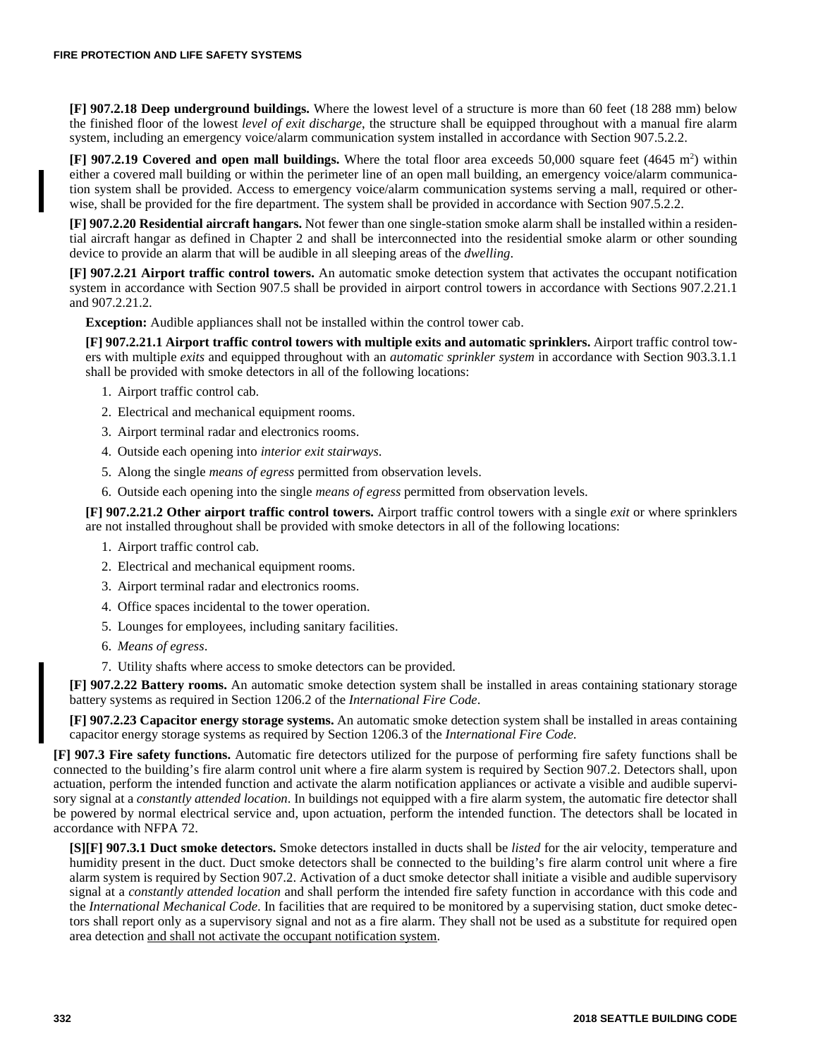**[F] 907.2.18 Deep underground buildings.** Where the lowest level of a structure is more than 60 feet (18 288 mm) below the finished floor of the lowest *level of exit discharge*, the structure shall be equipped throughout with a manual fire alarm system, including an emergency voice/alarm communication system installed in accordance with Section 907.5.2.2.

**[F] 907.2.19 Covered and open mall buildings.** Where the total floor area exceeds 50,000 square feet (4645 $m^2$) within either a covered mall building or within the perimeter line of an open mall building, an emergency voice/alarm communication system shall be provided. Access to emergency voice/alarm communication systems serving a mall, required or otherwise, shall be provided for the fire department. The system shall be provided in accordance with Section 907.5.2.2.

**[F] 907.2.20 Residential aircraft hangars.** Not fewer than one single-station smoke alarm shall be installed within a residential aircraft hangar as defined in Chapter 2 and shall be interconnected into the residential smoke alarm or other sounding device to provide an alarm that will be audible in all sleeping areas of the *dwelling*.

**[F] 907.2.21 Airport traffic control towers.** An automatic smoke detection system that activates the occupant notification system in accordance with Section 907.5 shall be provided in airport control towers in accordance with Sections 907.2.21.1 and 907.2.21.2.

**Exception:** Audible appliances shall not be installed within the control tower cab.

**[F] 907.2.21.1 Airport traffic control towers with multiple exits and automatic sprinklers.** Airport traffic control towers with multiple *exits* and equipped throughout with an *automatic sprinkler system* in accordance with Section 903.3.1.1 shall be provided with smoke detectors in all of the following locations:

1. Airport traffic control cab.
2. Electrical and mechanical equipment rooms.
3. Airport terminal radar and electronics rooms.
4. Outside each opening into *interior exit stairways*.
5. Along the single *means of egress* permitted from observation levels.
6. Outside each opening into the single *means of egress* permitted from observation levels.

**[F] 907.2.21.2 Other airport traffic control towers.** Airport traffic control towers with a single *exit* or where sprinklers are not installed throughout shall be provided with smoke detectors in all of the following locations:

1. Airport traffic control cab.
2. Electrical and mechanical equipment rooms.
3. Airport terminal radar and electronics rooms.
4. Office spaces incidental to the tower operation.
5. Lounges for employees, including sanitary facilities.
6. *Means of egress*.
7. Utility shafts where access to smoke detectors can be provided.

**[F] 907.2.22 Battery rooms.** An automatic smoke detection system shall be installed in areas containing stationary storage battery systems as required in Section 1206.2 of the *International Fire Code*.

**[F] 907.2.23 Capacitor energy storage systems.** An automatic smoke detection system shall be installed in areas containing capacitor energy storage systems as required by Section 1206.3 of the *International Fire Code.*

**[F] 907.3 Fire safety functions.** Automatic fire detectors utilized for the purpose of performing fire safety functions shall be connected to the building's fire alarm control unit where a fire alarm system is required by Section 907.2. Detectors shall, upon actuation, perform the intended function and activate the alarm notification appliances or activate a visible and audible supervisory signal at a *constantly attended location*. In buildings not equipped with a fire alarm system, the automatic fire detector shall be powered by normal electrical service and, upon actuation, perform the intended function. The detectors shall be located in accordance with NFPA 72.

**[S][F] 907.3.1 Duct smoke detectors.** Smoke detectors installed in ducts shall be *listed* for the air velocity, temperature and humidity present in the duct. Duct smoke detectors shall be connected to the building's fire alarm control unit where a fire alarm system is required by Section 907.2. Activation of a duct smoke detector shall initiate a visible and audible supervisory signal at a *constantly attended location* and shall perform the intended fire safety function in accordance with this code and the *International Mechanical Code*. In facilities that are required to be monitored by a supervising station, duct smoke detectors shall report only as a supervisory signal and not as a fire alarm. They shall not be used as a substitute for required open area detection and shall not activate the occupant notification system.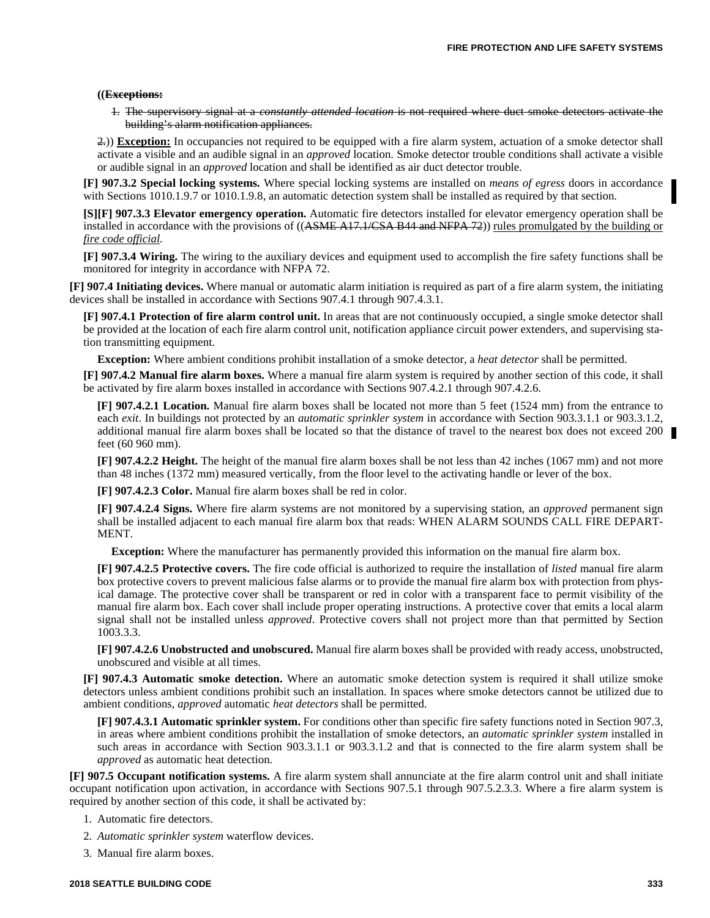((~~**Exceptions:**~~

~~1. The supervisory signal at a *constantly attended location* is not required where duct smoke detectors activate the building's alarm notification appliances.~~

~~2.~~)) <u>**Exception:**</u> In occupancies not required to be equipped with a fire alarm system, actuation of a smoke detector shall activate a visible and an audible signal in an *approved* location. Smoke detector trouble conditions shall activate a visible or audible signal in an *approved* location and shall be identified as air duct detector trouble.

**[F] 907.3.2 Special locking systems.** Where special locking systems are installed on *means of egress* doors in accordance with Sections 1010.1.9.7 or 1010.1.9.8, an automatic detection system shall be installed as required by that section.

**[S][F] 907.3.3 Elevator emergency operation.** Automatic fire detectors installed for elevator emergency operation shall be installed in accordance with the provisions of ((~~ASME A17.1/CSA B44 and NFPA 72~~)) <u>rules promulgated by the building or *fire code official*</u>.

**[F] 907.3.4 Wiring.** The wiring to the auxiliary devices and equipment used to accomplish the fire safety functions shall be monitored for integrity in accordance with NFPA 72.

**[F] 907.4 Initiating devices.** Where manual or automatic alarm initiation is required as part of a fire alarm system, the initiating devices shall be installed in accordance with Sections 907.4.1 through 907.4.3.1.

**[F] 907.4.1 Protection of fire alarm control unit.** In areas that are not continuously occupied, a single smoke detector shall be provided at the location of each fire alarm control unit, notification appliance circuit power extenders, and supervising station transmitting equipment.

**Exception:** Where ambient conditions prohibit installation of a smoke detector, a *heat detector* shall be permitted.

**[F] 907.4.2 Manual fire alarm boxes.** Where a manual fire alarm system is required by another section of this code, it shall be activated by fire alarm boxes installed in accordance with Sections 907.4.2.1 through 907.4.2.6.

**[F] 907.4.2.1 Location.** Manual fire alarm boxes shall be located not more than 5 feet (1524 mm) from the entrance to each *exit*. In buildings not protected by an *automatic sprinkler system* in accordance with Section 903.3.1.1 or 903.3.1.2, additional manual fire alarm boxes shall be located so that the distance of travel to the nearest box does not exceed 200 feet (60 960 mm).

**[F] 907.4.2.2 Height.** The height of the manual fire alarm boxes shall be not less than 42 inches (1067 mm) and not more than 48 inches (1372 mm) measured vertically, from the floor level to the activating handle or lever of the box.

**[F] 907.4.2.3 Color.** Manual fire alarm boxes shall be red in color.

**[F] 907.4.2.4 Signs.** Where fire alarm systems are not monitored by a supervising station, an *approved* permanent sign shall be installed adjacent to each manual fire alarm box that reads: WHEN ALARM SOUNDS CALL FIRE DEPARTMENT.

**Exception:** Where the manufacturer has permanently provided this information on the manual fire alarm box.

**[F] 907.4.2.5 Protective covers.** The fire code official is authorized to require the installation of *listed* manual fire alarm box protective covers to prevent malicious false alarms or to provide the manual fire alarm box with protection from physical damage. The protective cover shall be transparent or red in color with a transparent face to permit visibility of the manual fire alarm box. Each cover shall include proper operating instructions. A protective cover that emits a local alarm signal shall not be installed unless *approved*. Protective covers shall not project more than that permitted by Section 1003.3.3.

**[F] 907.4.2.6 Unobstructed and unobscured.** Manual fire alarm boxes shall be provided with ready access, unobstructed, unobscured and visible at all times.

**[F] 907.4.3 Automatic smoke detection.** Where an automatic smoke detection system is required it shall utilize smoke detectors unless ambient conditions prohibit such an installation. In spaces where smoke detectors cannot be utilized due to ambient conditions, *approved* automatic *heat detectors* shall be permitted.

**[F] 907.4.3.1 Automatic sprinkler system.** For conditions other than specific fire safety functions noted in Section 907.3, in areas where ambient conditions prohibit the installation of smoke detectors, an *automatic sprinkler system* installed in such areas in accordance with Section 903.3.1.1 or 903.3.1.2 and that is connected to the fire alarm system shall be *approved* as automatic heat detection.

**[F] 907.5 Occupant notification systems.** A fire alarm system shall annunciate at the fire alarm control unit and shall initiate occupant notification upon activation, in accordance with Sections 907.5.1 through 907.5.2.3.3. Where a fire alarm system is required by another section of this code, it shall be activated by:

1. Automatic fire detectors.
2. *Automatic sprinkler system* waterflow devices.
3. Manual fire alarm boxes.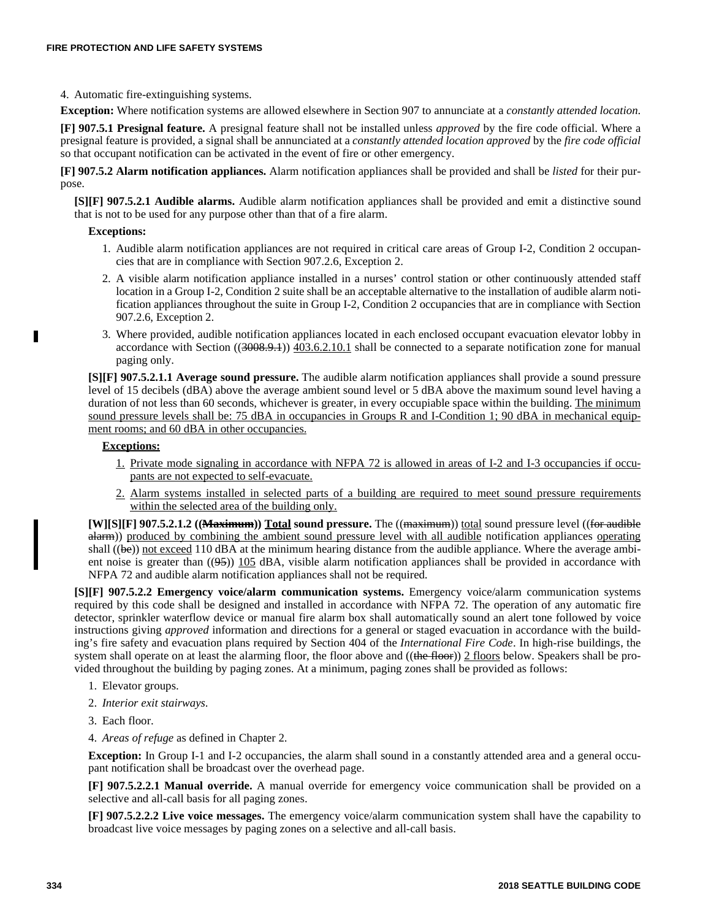4. Automatic fire-extinguishing systems.

**Exception:** Where notification systems are allowed elsewhere in Section 907 to annunciate at a *constantly attended location*.

**[F] 907.5.1 Presignal feature.** A presignal feature shall not be installed unless *approved* by the fire code official. Where a presignal feature is provided, a signal shall be annunciated at a *constantly attended location approved* by the *fire code official* so that occupant notification can be activated in the event of fire or other emergency.

**[F] 907.5.2 Alarm notification appliances.** Alarm notification appliances shall be provided and shall be *listed* for their purpose.

**[S][F] 907.5.2.1 Audible alarms.** Audible alarm notification appliances shall be provided and emit a distinctive sound that is not to be used for any purpose other than that of a fire alarm.

**Exceptions:**

1. Audible alarm notification appliances are not required in critical care areas of Group I-2, Condition 2 occupancies that are in compliance with Section 907.2.6, Exception 2.
2. A visible alarm notification appliance installed in a nurses' control station or other continuously attended staff location in a Group I-2, Condition 2 suite shall be an acceptable alternative to the installation of audible alarm notification appliances throughout the suite in Group I-2, Condition 2 occupancies that are in compliance with Section 907.2.6, Exception 2.
3. Where provided, audible notification appliances located in each enclosed occupant evacuation elevator lobby in accordance with Section ((~~3008.9.1~~)) 403.6.2.10.1 shall be connected to a separate notification zone for manual paging only.

**[S][F] 907.5.2.1.1 Average sound pressure.** The audible alarm notification appliances shall provide a sound pressure level of 15 decibels (dBA) above the average ambient sound level or 5 dBA above the maximum sound level having a duration of not less than 60 seconds, whichever is greater, in every occupiable space within the building. The minimum sound pressure levels shall be: 75 dBA in occupancies in Groups R and I-Condition 1; 90 dBA in mechanical equipment rooms; and 60 dBA in other occupancies.

**Exceptions:**

1. Private mode signaling in accordance with NFPA 72 is allowed in areas of I-2 and I-3 occupancies if occupants are not expected to self-evacuate.
2. Alarm systems installed in selected parts of a building are required to meet sound pressure requirements within the selected area of the building only.

**[W][S][F] 907.5.2.1.2 ((~~Maximum~~)) Total sound pressure.** The ((~~maximum~~)) total sound pressure level ((~~for audible alarm~~)) produced by combining the ambient sound pressure level with all audible notification appliances operating shall ((~~be~~)) not exceed 110 dBA at the minimum hearing distance from the audible appliance. Where the average ambient noise is greater than ((~~95~~)) 105 dBA, visible alarm notification appliances shall be provided in accordance with NFPA 72 and audible alarm notification appliances shall not be required.

**[S][F] 907.5.2.2 Emergency voice/alarm communication systems.** Emergency voice/alarm communication systems required by this code shall be designed and installed in accordance with NFPA 72. The operation of any automatic fire detector, sprinkler waterflow device or manual fire alarm box shall automatically sound an alert tone followed by voice instructions giving *approved* information and directions for a general or staged evacuation in accordance with the building's fire safety and evacuation plans required by Section 404 of the *International Fire Code*. In high-rise buildings, the system shall operate on at least the alarming floor, the floor above and ((~~the floor~~)) 2 floors below. Speakers shall be provided throughout the building by paging zones. At a minimum, paging zones shall be provided as follows:

1. Elevator groups.
2. *Interior exit stairways*.
3. Each floor.
4. *Areas of refuge* as defined in Chapter 2.

**Exception:** In Group I-1 and I-2 occupancies, the alarm shall sound in a constantly attended area and a general occupant notification shall be broadcast over the overhead page.

**[F] 907.5.2.2.1 Manual override.** A manual override for emergency voice communication shall be provided on a selective and all-call basis for all paging zones.

**[F] 907.5.2.2.2 Live voice messages.** The emergency voice/alarm communication system shall have the capability to broadcast live voice messages by paging zones on a selective and all-call basis.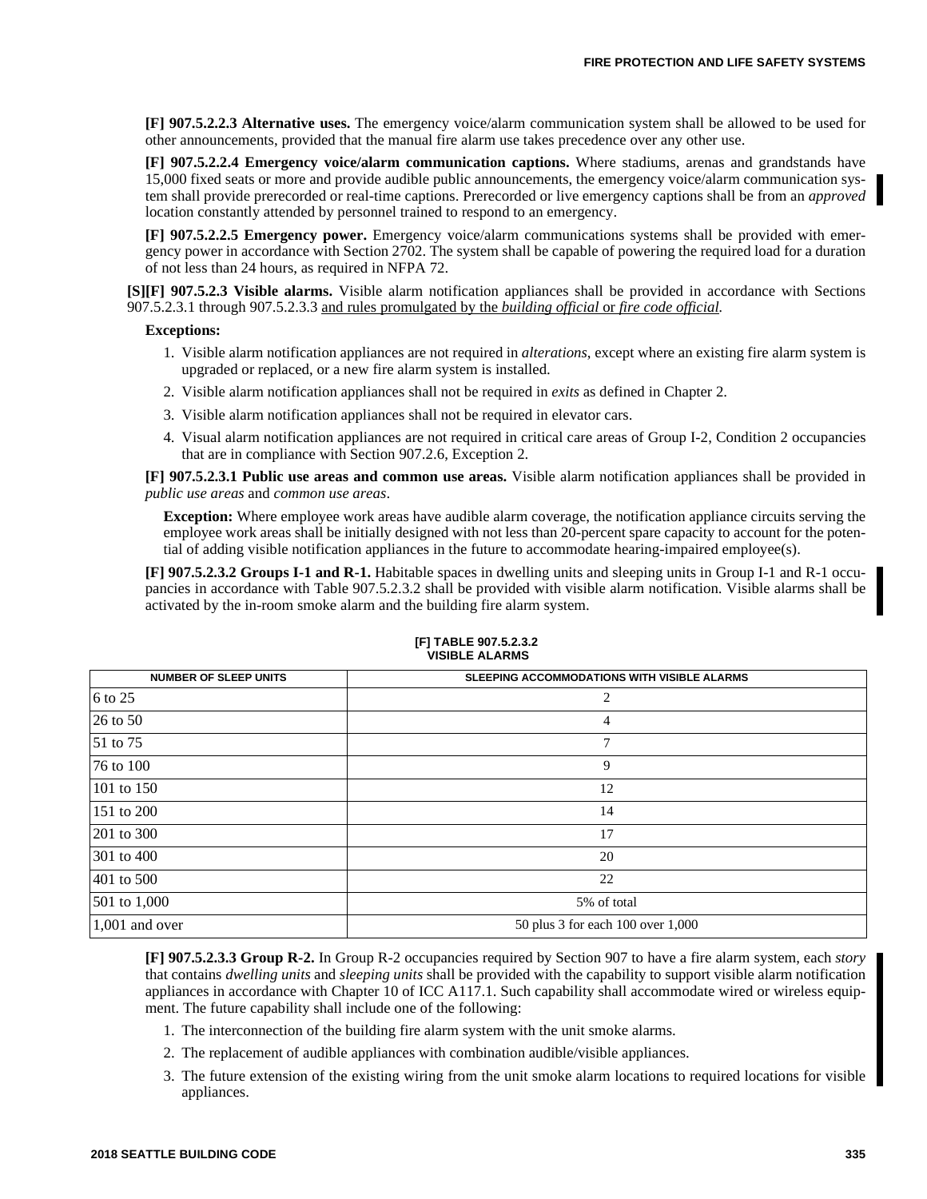**[F] 907.5.2.2.3 Alternative uses.** The emergency voice/alarm communication system shall be allowed to be used for other announcements, provided that the manual fire alarm use takes precedence over any other use.

**[F] 907.5.2.2.4 Emergency voice/alarm communication captions.** Where stadiums, arenas and grandstands have 15,000 fixed seats or more and provide audible public announcements, the emergency voice/alarm communication system shall provide prerecorded or real-time captions. Prerecorded or live emergency captions shall be from an *approved* location constantly attended by personnel trained to respond to an emergency.

**[F] 907.5.2.2.5 Emergency power.** Emergency voice/alarm communications systems shall be provided with emergency power in accordance with Section 2702. The system shall be capable of powering the required load for a duration of not less than 24 hours, as required in NFPA 72.

**[S][F] 907.5.2.3 Visible alarms.** Visible alarm notification appliances shall be provided in accordance with Sections 907.5.2.3.1 through 907.5.2.3.3 <u>and rules promulgated by the *building official* or *fire code official*.</u>

**Exceptions:**

1. Visible alarm notification appliances are not required in *alterations*, except where an existing fire alarm system is upgraded or replaced, or a new fire alarm system is installed.
2. Visible alarm notification appliances shall not be required in *exits* as defined in Chapter 2.
3. Visible alarm notification appliances shall not be required in elevator cars.
4. Visual alarm notification appliances are not required in critical care areas of Group I-2, Condition 2 occupancies that are in compliance with Section 907.2.6, Exception 2.

**[F] 907.5.2.3.1 Public use areas and common use areas.** Visible alarm notification appliances shall be provided in *public use areas* and *common use areas*.

**Exception:** Where employee work areas have audible alarm coverage, the notification appliance circuits serving the employee work areas shall be initially designed with not less than 20-percent spare capacity to account for the potential of adding visible notification appliances in the future to accommodate hearing-impaired employee(s).

**[F] 907.5.2.3.2 Groups I-1 and R-1.** Habitable spaces in dwelling units and sleeping units in Group I-1 and R-1 occupancies in accordance with Table 907.5.2.3.2 shall be provided with visible alarm notification. Visible alarms shall be activated by the in-room smoke alarm and the building fire alarm system.

**[F] TABLE 907.5.2.3.2**
**VISIBLE ALARMS**

| NUMBER OF SLEEP UNITS | SLEEPING ACCOMMODATIONS WITH VISIBLE ALARMS |
|---|---|
| 6 to 25 | 2 |
| 26 to 50 | 4 |
| 51 to 75 | 7 |
| 76 to 100 | 9 |
| 101 to 150 | 12 |
| 151 to 200 | 14 |
| 201 to 300 | 17 |
| 301 to 400 | 20 |
| 401 to 500 | 22 |
| 501 to 1,000 | 5% of total |
| 1,001 and over | 50 plus 3 for each 100 over 1,000 |

**[F] 907.5.2.3.3 Group R-2.** In Group R-2 occupancies required by Section 907 to have a fire alarm system, each *story* that contains *dwelling units* and *sleeping units* shall be provided with the capability to support visible alarm notification appliances in accordance with Chapter 10 of ICC A117.1. Such capability shall accommodate wired or wireless equipment. The future capability shall include one of the following:

1. The interconnection of the building fire alarm system with the unit smoke alarms.
2. The replacement of audible appliances with combination audible/visible appliances.
3. The future extension of the existing wiring from the unit smoke alarm locations to required locations for visible appliances.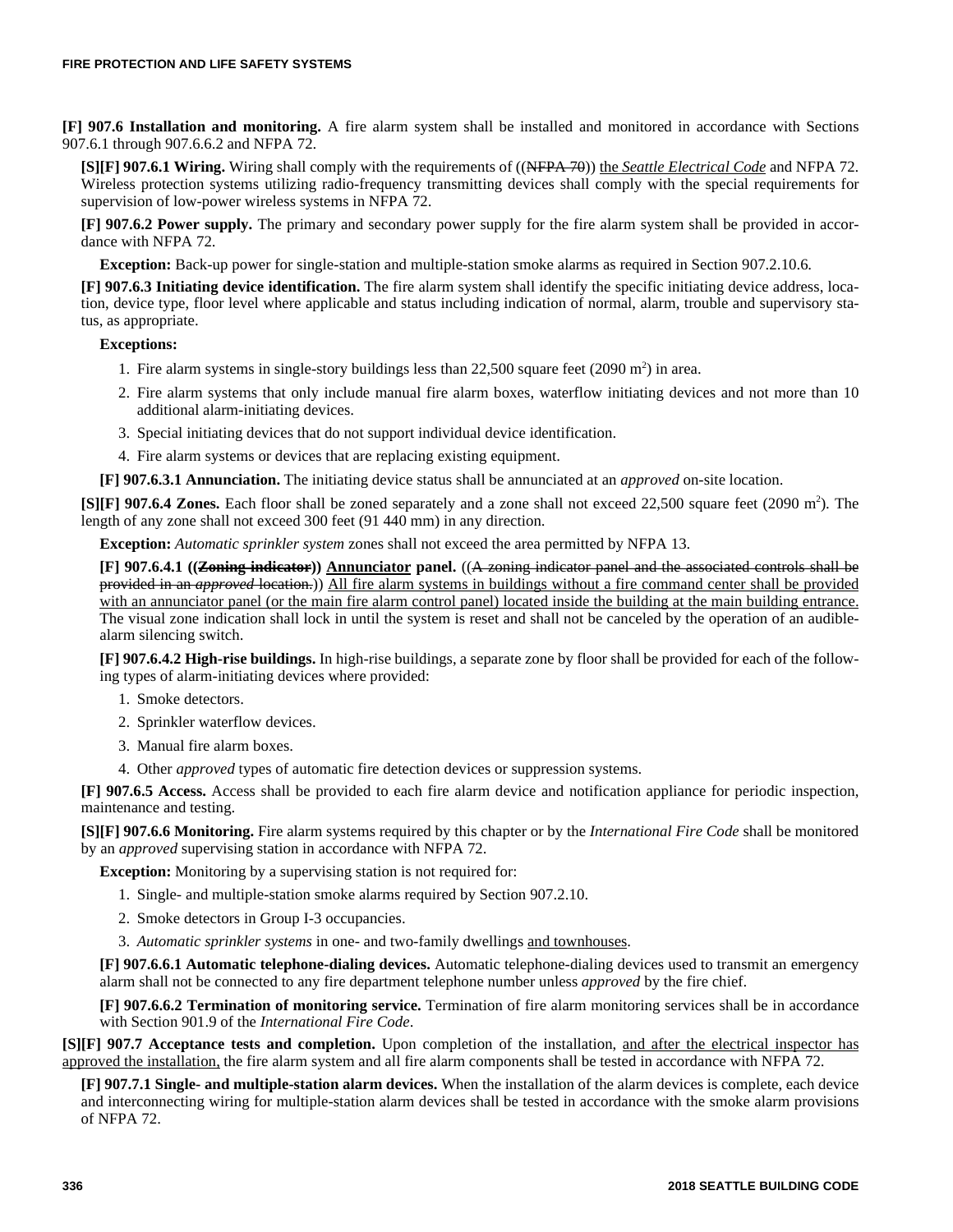**[F] 907.6 Installation and monitoring.** A fire alarm system shall be installed and monitored in accordance with Sections 907.6.1 through 907.6.2 and NFPA 72.

**[S][F] 907.6.1 Wiring.** Wiring shall comply with the requirements of ((~~NFPA 70~~)) the *Seattle Electrical Code* and NFPA 72. Wireless protection systems utilizing radio-frequency transmitting devices shall comply with the special requirements for supervision of low-power wireless systems in NFPA 72.

**[F] 907.6.2 Power supply.** The primary and secondary power supply for the fire alarm system shall be provided in accordance with NFPA 72.

**Exception:** Back-up power for single-station and multiple-station smoke alarms as required in Section 907.2.10.6.

**[F] 907.6.3 Initiating device identification.** The fire alarm system shall identify the specific initiating device address, location, device type, floor level where applicable and status including indication of normal, alarm, trouble and supervisory status, as appropriate.

**Exceptions:**

1. Fire alarm systems in single-story buildings less than 22,500 square feet (2090 m$^2$) in area.
2. Fire alarm systems that only include manual fire alarm boxes, waterflow initiating devices and not more than 10 additional alarm-initiating devices.
3. Special initiating devices that do not support individual device identification.
4. Fire alarm systems or devices that are replacing existing equipment.

**[F] 907.6.3.1 Annunciation.** The initiating device status shall be annunciated at an *approved* on-site location.

**[S][F] 907.6.4 Zones.** Each floor shall be zoned separately and a zone shall not exceed 22,500 square feet (2090 m$^2$). The length of any zone shall not exceed 300 feet (91 440 mm) in any direction.

**Exception:** *Automatic sprinkler system* zones shall not exceed the area permitted by NFPA 13.

**[F] 907.6.4.1 ((~~Zoning indicator~~)) Annunciator panel.** ((~~A zoning indicator panel and the associated controls shall be provided in an *approved* location.~~)) All fire alarm systems in buildings without a fire command center shall be provided with an annunciator panel (or the main fire alarm control panel) located inside the building at the main building entrance. The visual zone indication shall lock in until the system is reset and shall not be canceled by the operation of an audible-alarm silencing switch.

**[F] 907.6.4.2 High-rise buildings.** In high-rise buildings, a separate zone by floor shall be provided for each of the following types of alarm-initiating devices where provided:

1. Smoke detectors.
2. Sprinkler waterflow devices.
3. Manual fire alarm boxes.
4. Other *approved* types of automatic fire detection devices or suppression systems.

**[F] 907.6.5 Access.** Access shall be provided to each fire alarm device and notification appliance for periodic inspection, maintenance and testing.

**[S][F] 907.6.6 Monitoring.** Fire alarm systems required by this chapter or by the *International Fire Code* shall be monitored by an *approved* supervising station in accordance with NFPA 72.

**Exception:** Monitoring by a supervising station is not required for:

1. Single- and multiple-station smoke alarms required by Section 907.2.10.
2. Smoke detectors in Group I-3 occupancies.
3. *Automatic sprinkler systems* in one- and two-family dwellings and townhouses.

**[F] 907.6.6.1 Automatic telephone-dialing devices.** Automatic telephone-dialing devices used to transmit an emergency alarm shall not be connected to any fire department telephone number unless *approved* by the fire chief.

**[F] 907.6.6.2 Termination of monitoring service.** Termination of fire alarm monitoring services shall be in accordance with Section 901.9 of the *International Fire Code*.

**[S][F] 907.7 Acceptance tests and completion.** Upon completion of the installation, and after the electrical inspector has approved the installation, the fire alarm system and all fire alarm components shall be tested in accordance with NFPA 72.

**[F] 907.7.1 Single- and multiple-station alarm devices.** When the installation of the alarm devices is complete, each device and interconnecting wiring for multiple-station alarm devices shall be tested in accordance with the smoke alarm provisions of NFPA 72.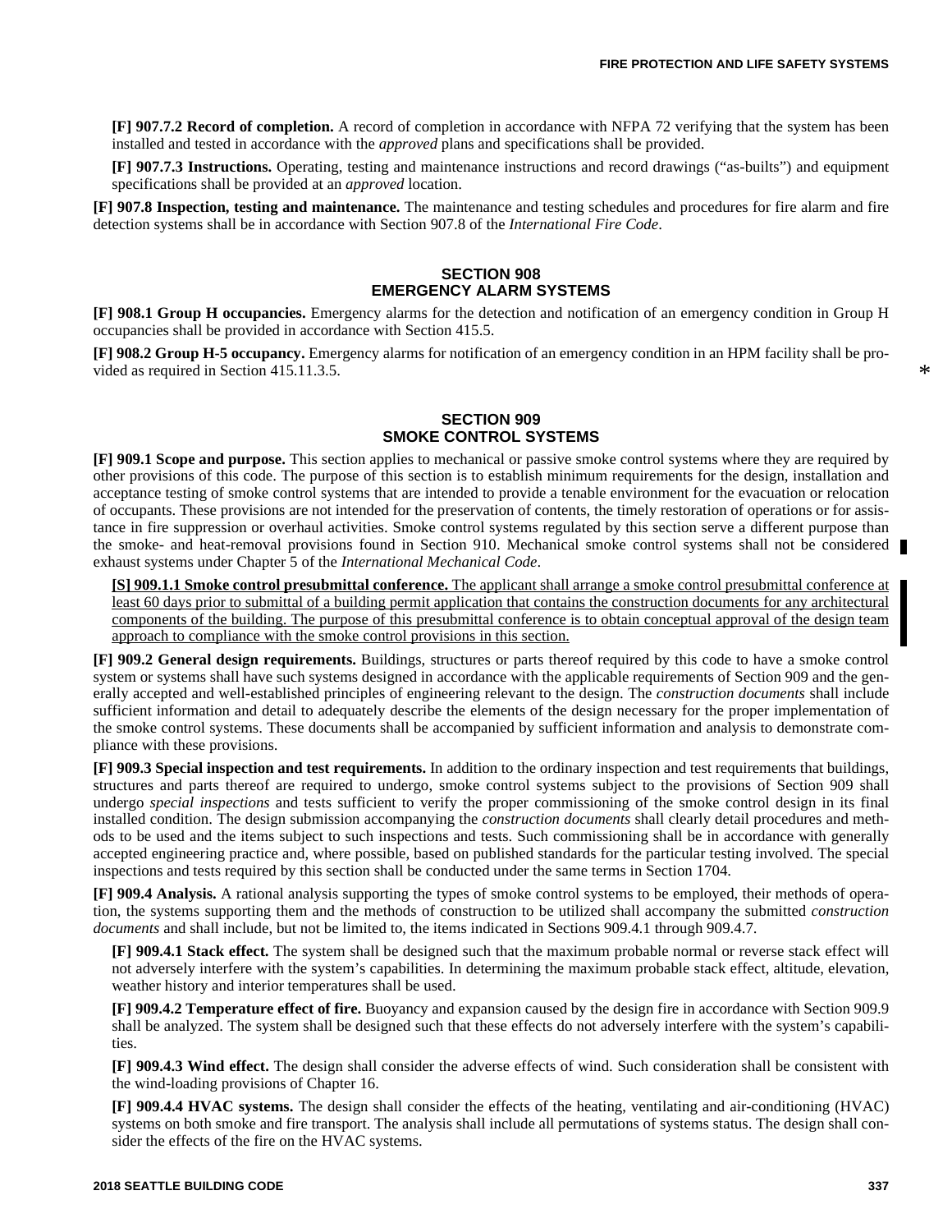**[F] 907.7.2 Record of completion.** A record of completion in accordance with NFPA 72 verifying that the system has been installed and tested in accordance with the *approved* plans and specifications shall be provided.

**[F] 907.7.3 Instructions.** Operating, testing and maintenance instructions and record drawings ("as-builts") and equipment specifications shall be provided at an *approved* location.

**[F] 907.8 Inspection, testing and maintenance.** The maintenance and testing schedules and procedures for fire alarm and fire detection systems shall be in accordance with Section 907.8 of the *International Fire Code*.

## SECTION 908 EMERGENCY ALARM SYSTEMS

**[F] 908.1 Group H occupancies.** Emergency alarms for the detection and notification of an emergency condition in Group H occupancies shall be provided in accordance with Section 415.5.

**[F] 908.2 Group H-5 occupancy.** Emergency alarms for notification of an emergency condition in an HPM facility shall be provided as required in Section 415.11.3.5.

## SECTION 909 SMOKE CONTROL SYSTEMS

**[F] 909.1 Scope and purpose.** This section applies to mechanical or passive smoke control systems where they are required by other provisions of this code. The purpose of this section is to establish minimum requirements for the design, installation and acceptance testing of smoke control systems that are intended to provide a tenable environment for the evacuation or relocation of occupants. These provisions are not intended for the preservation of contents, the timely restoration of operations or for assistance in fire suppression or overhaul activities. Smoke control systems regulated by this section serve a different purpose than the smoke- and heat-removal provisions found in Section 910. Mechanical smoke control systems shall not be considered exhaust systems under Chapter 5 of the *International Mechanical Code*.

**[S] 909.1.1 Smoke control presubmittal conference.** The applicant shall arrange a smoke control presubmittal conference at least 60 days prior to submittal of a building permit application that contains the construction documents for any architectural components of the building. The purpose of this presubmittal conference is to obtain conceptual approval of the design team approach to compliance with the smoke control provisions in this section.

**[F] 909.2 General design requirements.** Buildings, structures or parts thereof required by this code to have a smoke control system or systems shall have such systems designed in accordance with the applicable requirements of Section 909 and the generally accepted and well-established principles of engineering relevant to the design. The *construction documents* shall include sufficient information and detail to adequately describe the elements of the design necessary for the proper implementation of the smoke control systems. These documents shall be accompanied by sufficient information and analysis to demonstrate compliance with these provisions.

**[F] 909.3 Special inspection and test requirements.** In addition to the ordinary inspection and test requirements that buildings, structures and parts thereof are required to undergo, smoke control systems subject to the provisions of Section 909 shall undergo *special inspections* and tests sufficient to verify the proper commissioning of the smoke control design in its final installed condition. The design submission accompanying the *construction documents* shall clearly detail procedures and methods to be used and the items subject to such inspections and tests. Such commissioning shall be in accordance with generally accepted engineering practice and, where possible, based on published standards for the particular testing involved. The special inspections and tests required by this section shall be conducted under the same terms in Section 1704.

**[F] 909.4 Analysis.** A rational analysis supporting the types of smoke control systems to be employed, their methods of operation, the systems supporting them and the methods of construction to be utilized shall accompany the submitted *construction documents* and shall include, but not be limited to, the items indicated in Sections 909.4.1 through 909.4.7.

**[F] 909.4.1 Stack effect.** The system shall be designed such that the maximum probable normal or reverse stack effect will not adversely interfere with the system's capabilities. In determining the maximum probable stack effect, altitude, elevation, weather history and interior temperatures shall be used.

**[F] 909.4.2 Temperature effect of fire.** Buoyancy and expansion caused by the design fire in accordance with Section 909.9 shall be analyzed. The system shall be designed such that these effects do not adversely interfere with the system's capabilities.

**[F] 909.4.3 Wind effect.** The design shall consider the adverse effects of wind. Such consideration shall be consistent with the wind-loading provisions of Chapter 16.

**[F] 909.4.4 HVAC systems.** The design shall consider the effects of the heating, ventilating and air-conditioning (HVAC) systems on both smoke and fire transport. The analysis shall include all permutations of systems status. The design shall consider the effects of the fire on the HVAC systems.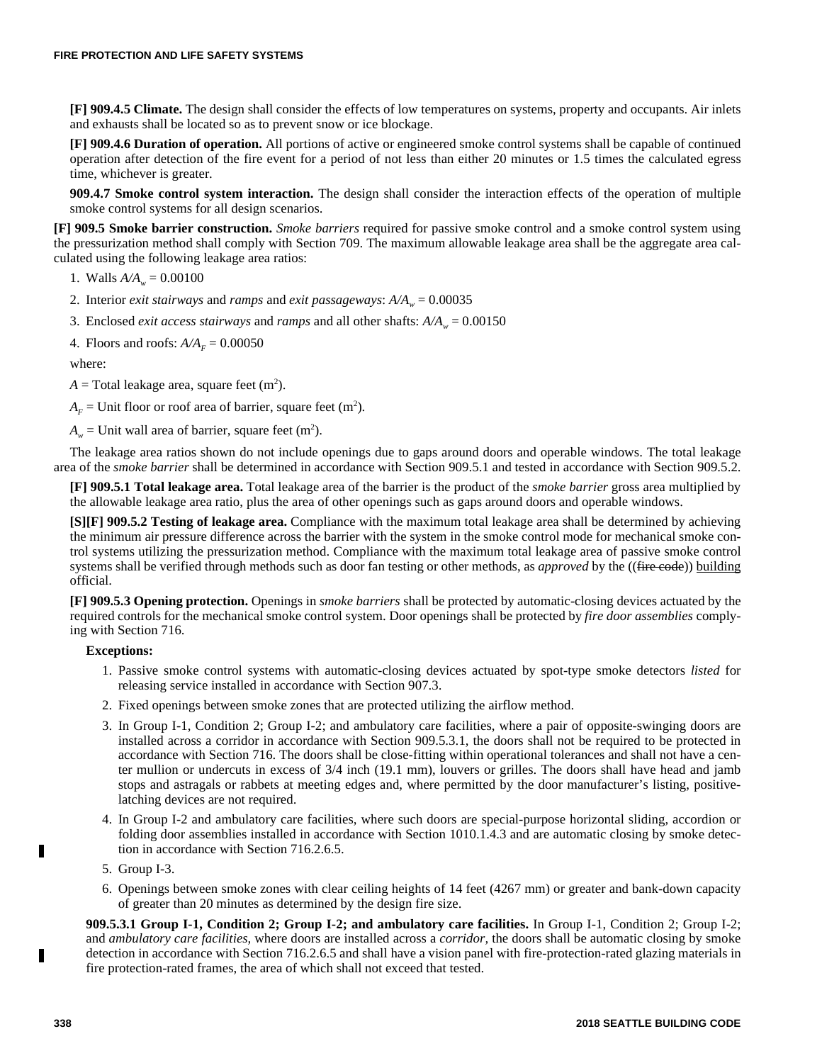**[F] 909.4.5 Climate.** The design shall consider the effects of low temperatures on systems, property and occupants. Air inlets and exhausts shall be located so as to prevent snow or ice blockage.

**[F] 909.4.6 Duration of operation.** All portions of active or engineered smoke control systems shall be capable of continued operation after detection of the fire event for a period of not less than either 20 minutes or 1.5 times the calculated egress time, whichever is greater.

**909.4.7 Smoke control system interaction.** The design shall consider the interaction effects of the operation of multiple smoke control systems for all design scenarios.

**[F] 909.5 Smoke barrier construction.** *Smoke barriers* required for passive smoke control and a smoke control system using the pressurization method shall comply with Section 709. The maximum allowable leakage area shall be the aggregate area calculated using the following leakage area ratios:

1. Walls $A/A_w = 0.00100$
2. Interior *exit stairways* and *ramps* and *exit passageways*: $A/A_w = 0.00035$
3. Enclosed *exit access stairways* and *ramps* and all other shafts: $A/A_w = 0.00150$
4. Floors and roofs: $A/A_F = 0.00050$

where:

$A$ = Total leakage area, square feet (m²).

$A_F$ = Unit floor or roof area of barrier, square feet (m²).

$A_w$ = Unit wall area of barrier, square feet (m²).

The leakage area ratios shown do not include openings due to gaps around doors and operable windows. The total leakage area of the *smoke barrier* shall be determined in accordance with Section 909.5.1 and tested in accordance with Section 909.5.2.

**[F] 909.5.1 Total leakage area.** Total leakage area of the barrier is the product of the *smoke barrier* gross area multiplied by the allowable leakage area ratio, plus the area of other openings such as gaps around doors and operable windows.

**[S][F] 909.5.2 Testing of leakage area.** Compliance with the maximum total leakage area shall be determined by achieving the minimum air pressure difference across the barrier with the system in the smoke control mode for mechanical smoke control systems utilizing the pressurization method. Compliance with the maximum total leakage area of passive smoke control systems shall be verified through methods such as door fan testing or other methods, as *approved* by the ((~~fire code~~)) building official.

**[F] 909.5.3 Opening protection.** Openings in *smoke barriers* shall be protected by automatic-closing devices actuated by the required controls for the mechanical smoke control system. Door openings shall be protected by *fire door assemblies* complying with Section 716.

**Exceptions:**

1. Passive smoke control systems with automatic-closing devices actuated by spot-type smoke detectors *listed* for releasing service installed in accordance with Section 907.3.
2. Fixed openings between smoke zones that are protected utilizing the airflow method.
3. In Group I-1, Condition 2; Group I-2; and ambulatory care facilities, where a pair of opposite-swinging doors are installed across a corridor in accordance with Section 909.5.3.1, the doors shall not be required to be protected in accordance with Section 716. The doors shall be close-fitting within operational tolerances and shall not have a center mullion or undercuts in excess of 3/4 inch (19.1 mm), louvers or grilles. The doors shall have head and jamb stops and astragals or rabbets at meeting edges and, where permitted by the door manufacturer's listing, positive-latching devices are not required.
4. In Group I-2 and ambulatory care facilities, where such doors are special-purpose horizontal sliding, accordion or folding door assemblies installed in accordance with Section 1010.1.4.3 and are automatic closing by smoke detection in accordance with Section 716.2.6.5.
5. Group I-3.
6. Openings between smoke zones with clear ceiling heights of 14 feet (4267 mm) or greater and bank-down capacity of greater than 20 minutes as determined by the design fire size.

**909.5.3.1 Group I-1, Condition 2; Group I-2; and ambulatory care facilities.** In Group I-1, Condition 2; Group I-2; and *ambulatory care facilities*, where doors are installed across a *corridor*, the doors shall be automatic closing by smoke detection in accordance with Section 716.2.6.5 and shall have a vision panel with fire-protection-rated glazing materials in fire protection-rated frames, the area of which shall not exceed that tested.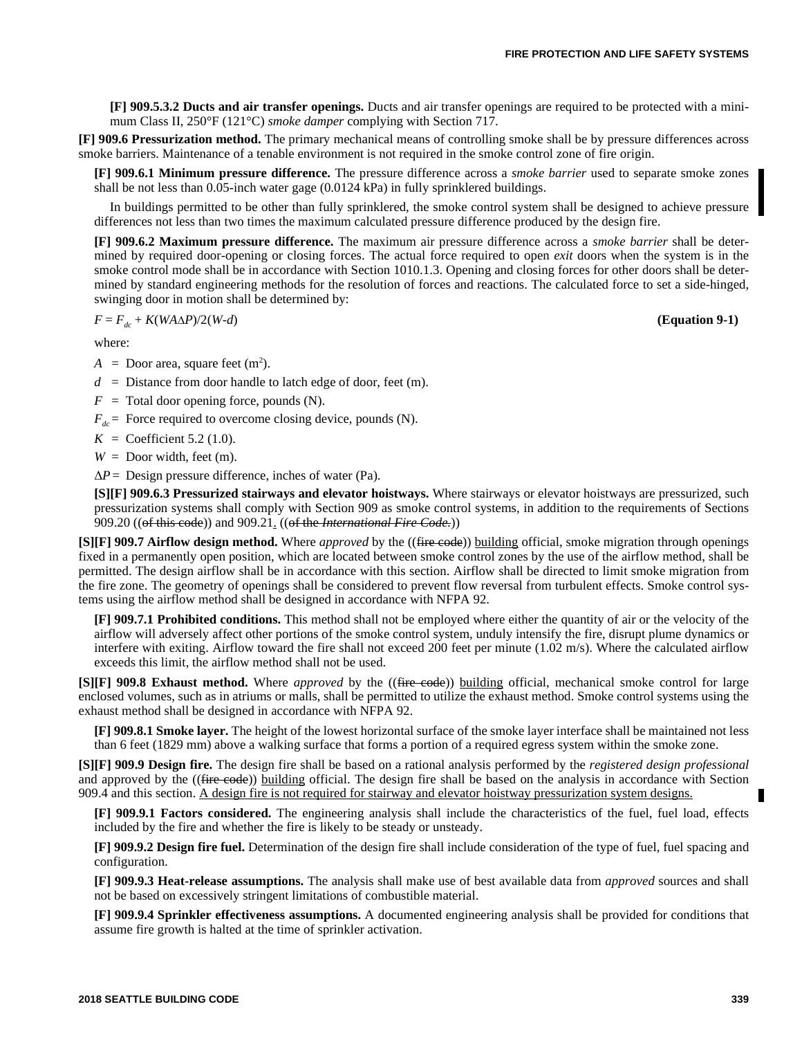**[F] 909.5.3.2 Ducts and air transfer openings.** Ducts and air transfer openings are required to be protected with a minimum Class II, 250°F (121°C) *smoke damper* complying with Section 717.

**[F] 909.6 Pressurization method.** The primary mechanical means of controlling smoke shall be by pressure differences across smoke barriers. Maintenance of a tenable environment is not required in the smoke control zone of fire origin.

**[F] 909.6.1 Minimum pressure difference.** The pressure difference across a *smoke barrier* used to separate smoke zones shall be not less than 0.05-inch water gage (0.0124 kPa) in fully sprinklered buildings.

In buildings permitted to be other than fully sprinklered, the smoke control system shall be designed to achieve pressure differences not less than two times the maximum calculated pressure difference produced by the design fire.

**[F] 909.6.2 Maximum pressure difference.** The maximum air pressure difference across a *smoke barrier* shall be determined by required door-opening or closing forces. The actual force required to open *exit* doors when the system is in the smoke control mode shall be in accordance with Section 1010.1.3. Opening and closing forces for other doors shall be determined by standard engineering methods for the resolution of forces and reactions. The calculated force to set a side-hinged, swinging door in motion shall be determined by:

$$F = F_{dc} + K(WA\Delta P)/2(W\text{-}d) \quad \textbf{(Equation 9-1)}$$

where:

$A$ = Door area, square feet ($m^2$).

$d$ = Distance from door handle to latch edge of door, feet (m).

$F$ = Total door opening force, pounds (N).

$F_{dc}$ = Force required to overcome closing device, pounds (N).

$K$ = Coefficient 5.2 (1.0).

$W$ = Door width, feet (m).

$\Delta P$ = Design pressure difference, inches of water (Pa).

**[S][F] 909.6.3 Pressurized stairways and elevator hoistways.** Where stairways or elevator hoistways are pressurized, such pressurization systems shall comply with Section 909 as smoke control systems, in addition to the requirements of Sections 909.20 ((~~of this code~~)) and 909.21. ((~~of the *International Fire Code.*~~))

**[S][F] 909.7 Airflow design method.** Where *approved* by the ((~~fire code~~)) building official, smoke migration through openings fixed in a permanently open position, which are located between smoke control zones by the use of the airflow method, shall be permitted. The design airflow shall be in accordance with this section. Airflow shall be directed to limit smoke migration from the fire zone. The geometry of openings shall be considered to prevent flow reversal from turbulent effects. Smoke control systems using the airflow method shall be designed in accordance with NFPA 92.

**[F] 909.7.1 Prohibited conditions.** This method shall not be employed where either the quantity of air or the velocity of the airflow will adversely affect other portions of the smoke control system, unduly intensify the fire, disrupt plume dynamics or interfere with exiting. Airflow toward the fire shall not exceed 200 feet per minute (1.02 m/s). Where the calculated airflow exceeds this limit, the airflow method shall not be used.

**[S][F] 909.8 Exhaust method.** Where *approved* by the ((~~fire code~~)) building official, mechanical smoke control for large enclosed volumes, such as in atriums or malls, shall be permitted to utilize the exhaust method. Smoke control systems using the exhaust method shall be designed in accordance with NFPA 92.

**[F] 909.8.1 Smoke layer.** The height of the lowest horizontal surface of the smoke layer interface shall be maintained not less than 6 feet (1829 mm) above a walking surface that forms a portion of a required egress system within the smoke zone.

**[S][F] 909.9 Design fire.** The design fire shall be based on a rational analysis performed by the *registered design professional* and approved by the ((~~fire code~~)) building official. The design fire shall be based on the analysis in accordance with Section 909.4 and this section. A design fire is not required for stairway and elevator hoistway pressurization system designs.

**[F] 909.9.1 Factors considered.** The engineering analysis shall include the characteristics of the fuel, fuel load, effects included by the fire and whether the fire is likely to be steady or unsteady.

**[F] 909.9.2 Design fire fuel.** Determination of the design fire shall include consideration of the type of fuel, fuel spacing and configuration.

**[F] 909.9.3 Heat-release assumptions.** The analysis shall make use of best available data from *approved* sources and shall not be based on excessively stringent limitations of combustible material.

**[F] 909.9.4 Sprinkler effectiveness assumptions.** A documented engineering analysis shall be provided for conditions that assume fire growth is halted at the time of sprinkler activation.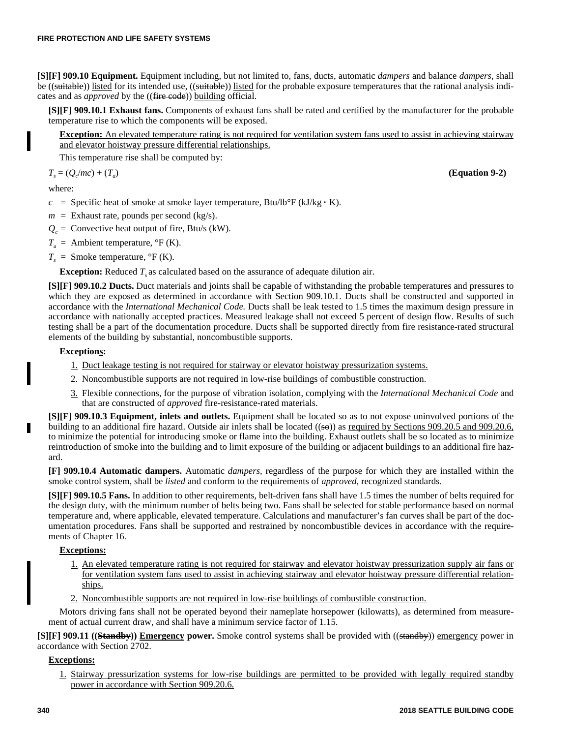**[S][F] 909.10 Equipment.** Equipment including, but not limited to, fans, ducts, automatic *dampers* and balance *dampers,* shall be ((suitable)) listed for its intended use, ((suitable)) listed for the probable exposure temperatures that the rational analysis indicates and as *approved* by the ((fire code)) building official.

**[S][F] 909.10.1 Exhaust fans.** Components of exhaust fans shall be rated and certified by the manufacturer for the probable temperature rise to which the components will be exposed.

**Exception:** An elevated temperature rating is not required for ventilation system fans used to assist in achieving stairway and elevator hoistway pressure differential relationships.

This temperature rise shall be computed by:

$$T_s = (Q_c/mc) + (T_a) \quad \textbf{(Equation 9-2)}$$

where:

$c$ = Specific heat of smoke at smoke layer temperature, Btu/lb°F (kJ/kg · K).

$m$ = Exhaust rate, pounds per second (kg/s).

$Q_c$ = Convective heat output of fire, Btu/s (kW).

$T_a$ = Ambient temperature, °F (K).

$T_s$ = Smoke temperature, °F (K).

**Exception:** Reduced $T_s$ as calculated based on the assurance of adequate dilution air.

**[S][F] 909.10.2 Ducts.** Duct materials and joints shall be capable of withstanding the probable temperatures and pressures to which they are exposed as determined in accordance with Section 909.10.1. Ducts shall be constructed and supported in accordance with the *International Mechanical Code.* Ducts shall be leak tested to 1.5 times the maximum design pressure in accordance with nationally accepted practices. Measured leakage shall not exceed 5 percent of design flow. Results of such testing shall be a part of the documentation procedure. Ducts shall be supported directly from fire resistance-rated structural elements of the building by substantial, noncombustible supports.

**Exceptions:**

1. Duct leakage testing is not required for stairway or elevator hoistway pressurization systems.
2. Noncombustible supports are not required in low-rise buildings of combustible construction.
3. Flexible connections, for the purpose of vibration isolation, complying with the *International Mechanical Code* and that are constructed of *approved* fire-resistance-rated materials.

**[S][F] 909.10.3 Equipment, inlets and outlets.** Equipment shall be located so as to not expose uninvolved portions of the building to an additional fire hazard. Outside air inlets shall be located ((so)) as required by Sections 909.20.5 and 909.20.6, to minimize the potential for introducing smoke or flame into the building. Exhaust outlets shall be so located as to minimize reintroduction of smoke into the building and to limit exposure of the building or adjacent buildings to an additional fire hazard.

**[F] 909.10.4 Automatic dampers.** Automatic *dampers,* regardless of the purpose for which they are installed within the smoke control system, shall be *listed* and conform to the requirements of *approved,* recognized standards.

**[S][F] 909.10.5 Fans.** In addition to other requirements, belt-driven fans shall have 1.5 times the number of belts required for the design duty, with the minimum number of belts being two. Fans shall be selected for stable performance based on normal temperature and, where applicable, elevated temperature. Calculations and manufacturer's fan curves shall be part of the documentation procedures. Fans shall be supported and restrained by noncombustible devices in accordance with the requirements of Chapter 16.

**Exceptions:**

1. An elevated temperature rating is not required for stairway and elevator hoistway pressurization supply air fans or for ventilation system fans used to assist in achieving stairway and elevator hoistway pressure differential relationships.
2. Noncombustible supports are not required in low-rise buildings of combustible construction.

Motors driving fans shall not be operated beyond their nameplate horsepower (kilowatts), as determined from measurement of actual current draw, and shall have a minimum service factor of 1.15.

**[S][F] 909.11 ((Standby)) Emergency power.** Smoke control systems shall be provided with ((standby)) emergency power in accordance with Section 2702.

**Exceptions:**

1. Stairway pressurization systems for low-rise buildings are permitted to be provided with legally required standby power in accordance with Section 909.20.6.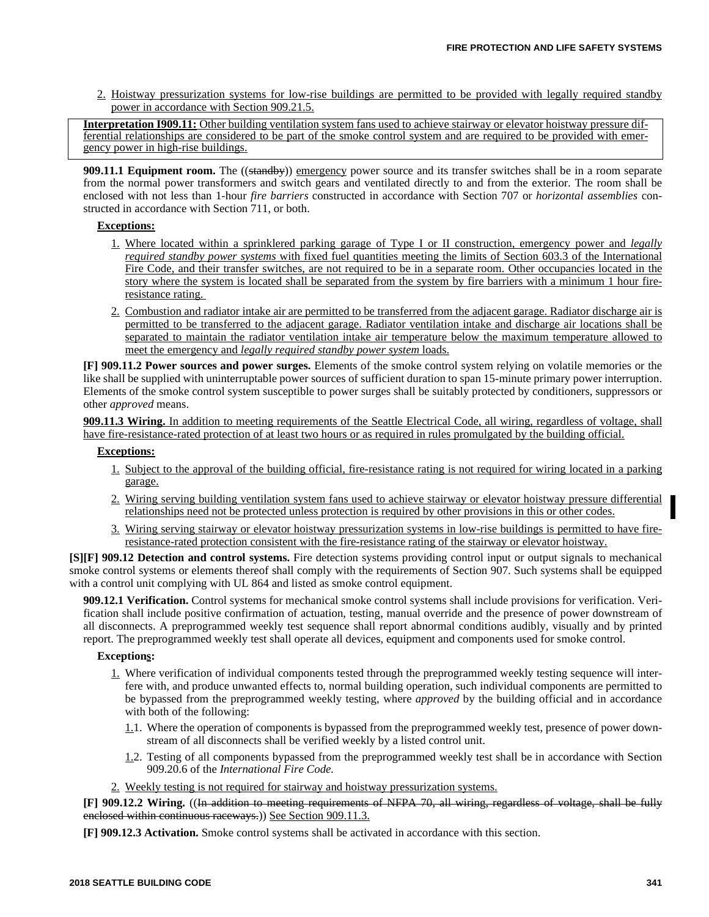2. Hoistway pressurization systems for low-rise buildings are permitted to be provided with legally required standby power in accordance with Section 909.21.5.

> **Interpretation I909.11:** Other building ventilation system fans used to achieve stairway or elevator hoistway pressure differential relationships are considered to be part of the smoke control system and are required to be provided with emergency power in high-rise buildings.

**909.11.1 Equipment room.** The ((~~standby~~)) emergency power source and its transfer switches shall be in a room separate from the normal power transformers and switch gears and ventilated directly to and from the exterior. The room shall be enclosed with not less than 1-hour *fire barriers* constructed in accordance with Section 707 or *horizontal assemblies* constructed in accordance with Section 711, or both.

**Exceptions:**

1. Where located within a sprinklered parking garage of Type I or II construction, emergency power and *legally required standby power systems* with fixed fuel quantities meeting the limits of Section 603.3 of the International Fire Code, and their transfer switches, are not required to be in a separate room. Other occupancies located in the story where the system is located shall be separated from the system by fire barriers with a minimum 1 hour fire-resistance rating.
2. Combustion and radiator intake air are permitted to be transferred from the adjacent garage. Radiator discharge air is permitted to be transferred to the adjacent garage. Radiator ventilation intake and discharge air locations shall be separated to maintain the radiator ventilation intake air temperature below the maximum temperature allowed to meet the emergency and *legally required standby power system* loads.

**[F] 909.11.2 Power sources and power surges.** Elements of the smoke control system relying on volatile memories or the like shall be supplied with uninterruptable power sources of sufficient duration to span 15-minute primary power interruption. Elements of the smoke control system susceptible to power surges shall be suitably protected by conditioners, suppressors or other *approved* means.

**909.11.3 Wiring.** In addition to meeting requirements of the Seattle Electrical Code, all wiring, regardless of voltage, shall have fire-resistance-rated protection of at least two hours or as required in rules promulgated by the building official.

**Exceptions:**

1. Subject to the approval of the building official, fire-resistance rating is not required for wiring located in a parking garage.
2. Wiring serving building ventilation system fans used to achieve stairway or elevator hoistway pressure differential relationships need not be protected unless protection is required by other provisions in this or other codes.
3. Wiring serving stairway or elevator hoistway pressurization systems in low-rise buildings is permitted to have fire-resistance-rated protection consistent with the fire-resistance rating of the stairway or elevator hoistway.

**[S][F] 909.12 Detection and control systems.** Fire detection systems providing control input or output signals to mechanical smoke control systems or elements thereof shall comply with the requirements of Section 907. Such systems shall be equipped with a control unit complying with UL 864 and listed as smoke control equipment.

**909.12.1 Verification.** Control systems for mechanical smoke control systems shall include provisions for verification. Verification shall include positive confirmation of actuation, testing, manual override and the presence of power downstream of all disconnects. A preprogrammed weekly test sequence shall report abnormal conditions audibly, visually and by printed report. The preprogrammed weekly test shall operate all devices, equipment and components used for smoke control.

**Exceptions:**

1. Where verification of individual components tested through the preprogrammed weekly testing sequence will interfere with, and produce unwanted effects to, normal building operation, such individual components are permitted to be bypassed from the preprogrammed weekly testing, where *approved* by the building official and in accordance with both of the following:
   1.1. Where the operation of components is bypassed from the preprogrammed weekly test, presence of power downstream of all disconnects shall be verified weekly by a listed control unit.
   1.2. Testing of all components bypassed from the preprogrammed weekly test shall be in accordance with Section 909.20.6 of the *International Fire Code.*
2. Weekly testing is not required for stairway and hoistway pressurization systems.

**[F] 909.12.2 Wiring.** ((~~In addition to meeting requirements of NFPA 70, all wiring, regardless of voltage, shall be fully enclosed within continuous raceways.~~)) See Section 909.11.3.

**[F] 909.12.3 Activation.** Smoke control systems shall be activated in accordance with this section.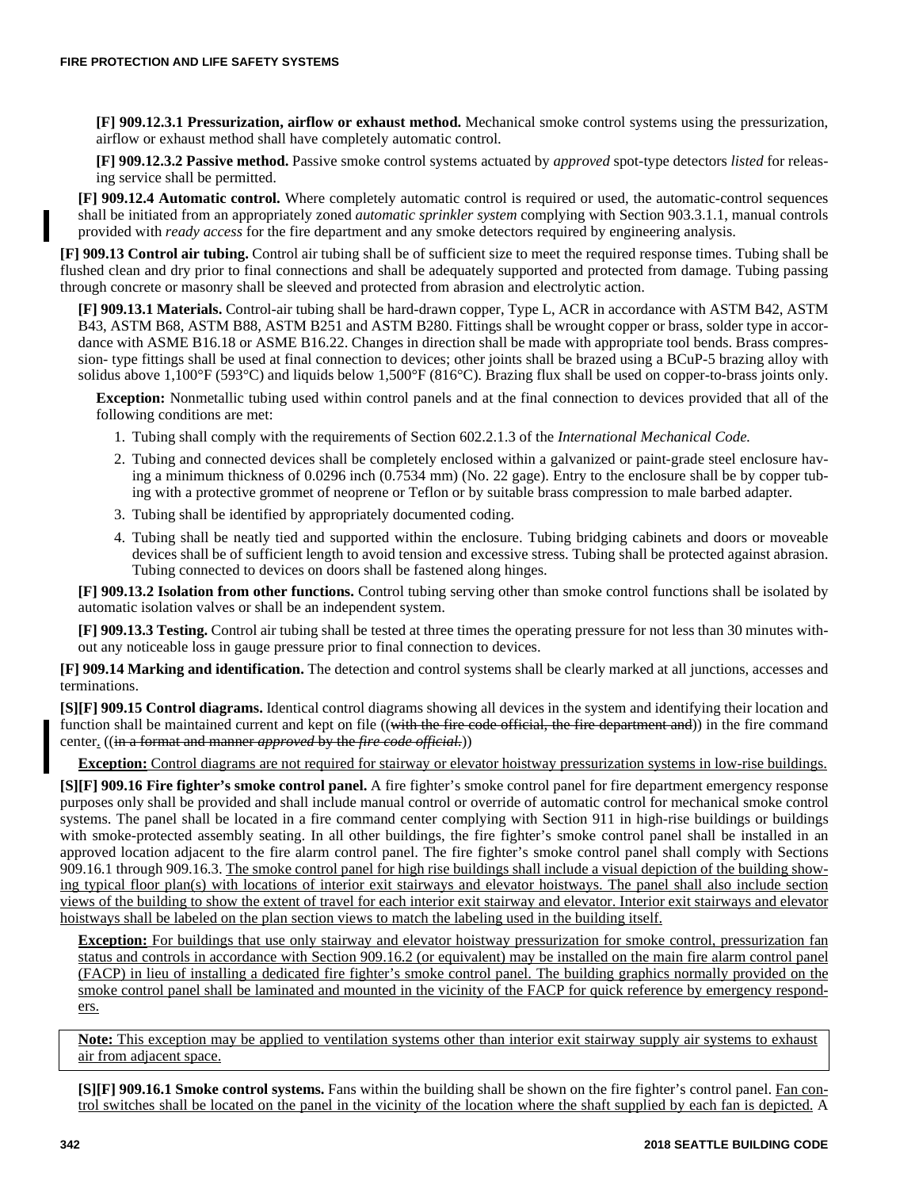**[F] 909.12.3.1 Pressurization, airflow or exhaust method.** Mechanical smoke control systems using the pressurization, airflow or exhaust method shall have completely automatic control.

**[F] 909.12.3.2 Passive method.** Passive smoke control systems actuated by *approved* spot-type detectors *listed* for releasing service shall be permitted.

**[F] 909.12.4 Automatic control.** Where completely automatic control is required or used, the automatic-control sequences shall be initiated from an appropriately zoned *automatic sprinkler system* complying with Section 903.3.1.1, manual controls provided with *ready access* for the fire department and any smoke detectors required by engineering analysis.

**[F] 909.13 Control air tubing.** Control air tubing shall be of sufficient size to meet the required response times. Tubing shall be flushed clean and dry prior to final connections and shall be adequately supported and protected from damage. Tubing passing through concrete or masonry shall be sleeved and protected from abrasion and electrolytic action.

**[F] 909.13.1 Materials.** Control-air tubing shall be hard-drawn copper, Type L, ACR in accordance with ASTM B42, ASTM B43, ASTM B68, ASTM B88, ASTM B251 and ASTM B280. Fittings shall be wrought copper or brass, solder type in accordance with ASME B16.18 or ASME B16.22. Changes in direction shall be made with appropriate tool bends. Brass compression- type fittings shall be used at final connection to devices; other joints shall be brazed using a BCuP-5 brazing alloy with solidus above 1,100°F (593°C) and liquids below 1,500°F (816°C). Brazing flux shall be used on copper-to-brass joints only.

**Exception:** Nonmetallic tubing used within control panels and at the final connection to devices provided that all of the following conditions are met:

1. Tubing shall comply with the requirements of Section 602.2.1.3 of the *International Mechanical Code.*
2. Tubing and connected devices shall be completely enclosed within a galvanized or paint-grade steel enclosure having a minimum thickness of 0.0296 inch (0.7534 mm) (No. 22 gage). Entry to the enclosure shall be by copper tubing with a protective grommet of neoprene or Teflon or by suitable brass compression to male barbed adapter.
3. Tubing shall be identified by appropriately documented coding.
4. Tubing shall be neatly tied and supported within the enclosure. Tubing bridging cabinets and doors or moveable devices shall be of sufficient length to avoid tension and excessive stress. Tubing shall be protected against abrasion. Tubing connected to devices on doors shall be fastened along hinges.

**[F] 909.13.2 Isolation from other functions.** Control tubing serving other than smoke control functions shall be isolated by automatic isolation valves or shall be an independent system.

**[F] 909.13.3 Testing.** Control air tubing shall be tested at three times the operating pressure for not less than 30 minutes without any noticeable loss in gauge pressure prior to final connection to devices.

**[F] 909.14 Marking and identification.** The detection and control systems shall be clearly marked at all junctions, accesses and terminations.

**[S][F] 909.15 Control diagrams.** Identical control diagrams showing all devices in the system and identifying their location and function shall be maintained current and kept on file ((~~with the fire code official, the fire department and~~)) in the fire command center. ((~~in a format and manner *approved* by the *fire code official.*~~))

**Exception:** Control diagrams are not required for stairway or elevator hoistway pressurization systems in low-rise buildings.

**[S][F] 909.16 Fire fighter's smoke control panel.** A fire fighter's smoke control panel for fire department emergency response purposes only shall be provided and shall include manual control or override of automatic control for mechanical smoke control systems. The panel shall be located in a fire command center complying with Section 911 in high-rise buildings or buildings with smoke-protected assembly seating. In all other buildings, the fire fighter's smoke control panel shall be installed in an approved location adjacent to the fire alarm control panel. The fire fighter's smoke control panel shall comply with Sections 909.16.1 through 909.16.3. The smoke control panel for high rise buildings shall include a visual depiction of the building showing typical floor plan(s) with locations of interior exit stairways and elevator hoistways. The panel shall also include section views of the building to show the extent of travel for each interior exit stairway and elevator. Interior exit stairways and elevator hoistways shall be labeled on the plan section views to match the labeling used in the building itself.

**Exception:** For buildings that use only stairway and elevator hoistway pressurization for smoke control, pressurization fan status and controls in accordance with Section 909.16.2 (or equivalent) may be installed on the main fire alarm control panel (FACP) in lieu of installing a dedicated fire fighter's smoke control panel. The building graphics normally provided on the smoke control panel shall be laminated and mounted in the vicinity of the FACP for quick reference by emergency responders.

> **Note:** This exception may be applied to ventilation systems other than interior exit stairway supply air systems to exhaust air from adjacent space.

**[S][F] 909.16.1 Smoke control systems.** Fans within the building shall be shown on the fire fighter's control panel. Fan control switches shall be located on the panel in the vicinity of the location where the shaft supplied by each fan is depicted. A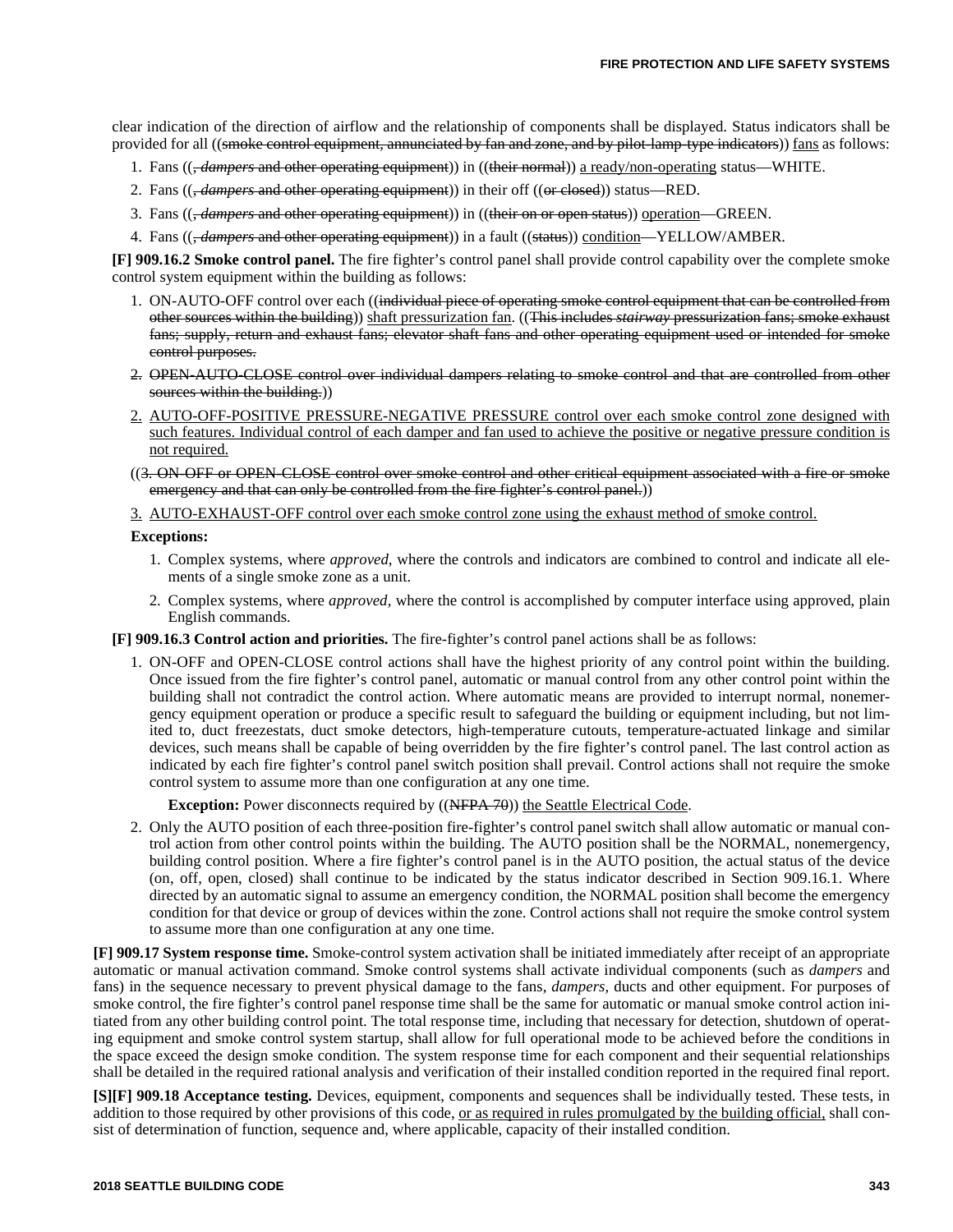clear indication of the direction of airflow and the relationship of components shall be displayed. Status indicators shall be provided for all ((~~smoke control equipment, annunciated by fan and zone, and by pilot-lamp-type indicators~~)) <u>fans</u> as follows:

1. Fans ((~~, *dampers* and other operating equipment~~)) in ((~~their normal~~)) <u>a ready/non-operating</u> status—WHITE.
2. Fans ((~~, *dampers* and other operating equipment~~)) in their off ((~~or closed~~)) status—RED.
3. Fans ((~~, *dampers* and other operating equipment~~)) in ((~~their on or open status~~)) <u>operation</u>—GREEN.
4. Fans ((~~, *dampers* and other operating equipment~~)) in a fault ((~~status~~)) <u>condition</u>—YELLOW/AMBER.

**[F] 909.16.2 Smoke control panel.** The fire fighter's control panel shall provide control capability over the complete smoke control system equipment within the building as follows:

1. ON-AUTO-OFF control over each ((~~individual piece of operating smoke control equipment that can be controlled from other sources within the building~~)) <u>shaft pressurization fan</u>. ((~~This includes *stairway* pressurization fans; smoke exhaust fans; supply, return and exhaust fans; elevator shaft fans and other operating equipment used or intended for smoke control purposes.~~

~~2. OPEN-AUTO-CLOSE control over individual dampers relating to smoke control and that are controlled from other sources within the building.~~))

<u>2. AUTO-OFF-POSITIVE PRESSURE-NEGATIVE PRESSURE control over each smoke control zone designed with such features. Individual control of each damper and fan used to achieve the positive or negative pressure condition is not required.</u>

((~~3. ON-OFF or OPEN-CLOSE control over smoke control and other critical equipment associated with a fire or smoke emergency and that can only be controlled from the fire fighter's control panel.~~))

<u>3. AUTO-EXHAUST-OFF control over each smoke control zone using the exhaust method of smoke control.</u>

**Exceptions:**

1. Complex systems, where *approved,* where the controls and indicators are combined to control and indicate all elements of a single smoke zone as a unit.
2. Complex systems, where *approved,* where the control is accomplished by computer interface using approved, plain English commands.

**[F] 909.16.3 Control action and priorities.** The fire-fighter's control panel actions shall be as follows:

1. ON-OFF and OPEN-CLOSE control actions shall have the highest priority of any control point within the building. Once issued from the fire fighter's control panel, automatic or manual control from any other control point within the building shall not contradict the control action. Where automatic means are provided to interrupt normal, nonemergency equipment operation or produce a specific result to safeguard the building or equipment including, but not limited to, duct freezestats, duct smoke detectors, high-temperature cutouts, temperature-actuated linkage and similar devices, such means shall be capable of being overridden by the fire fighter's control panel. The last control action as indicated by each fire fighter's control panel switch position shall prevail. Control actions shall not require the smoke control system to assume more than one configuration at any one time.

   **Exception:** Power disconnects required by ((~~NFPA 70~~)) <u>the Seattle Electrical Code</u>.

2. Only the AUTO position of each three-position fire-fighter's control panel switch shall allow automatic or manual control action from other control points within the building. The AUTO position shall be the NORMAL, nonemergency, building control position. Where a fire fighter's control panel is in the AUTO position, the actual status of the device (on, off, open, closed) shall continue to be indicated by the status indicator described in Section 909.16.1. Where directed by an automatic signal to assume an emergency condition, the NORMAL position shall become the emergency condition for that device or group of devices within the zone. Control actions shall not require the smoke control system to assume more than one configuration at any one time.

**[F] 909.17 System response time.** Smoke-control system activation shall be initiated immediately after receipt of an appropriate automatic or manual activation command. Smoke control systems shall activate individual components (such as *dampers* and fans) in the sequence necessary to prevent physical damage to the fans, *dampers,* ducts and other equipment. For purposes of smoke control, the fire fighter's control panel response time shall be the same for automatic or manual smoke control action initiated from any other building control point. The total response time, including that necessary for detection, shutdown of operating equipment and smoke control system startup, shall allow for full operational mode to be achieved before the conditions in the space exceed the design smoke condition. The system response time for each component and their sequential relationships shall be detailed in the required rational analysis and verification of their installed condition reported in the required final report.

**[S][F] 909.18 Acceptance testing.** Devices, equipment, components and sequences shall be individually tested. These tests, in addition to those required by other provisions of this code, <u>or as required in rules promulgated by the building official,</u> shall consist of determination of function, sequence and, where applicable, capacity of their installed condition.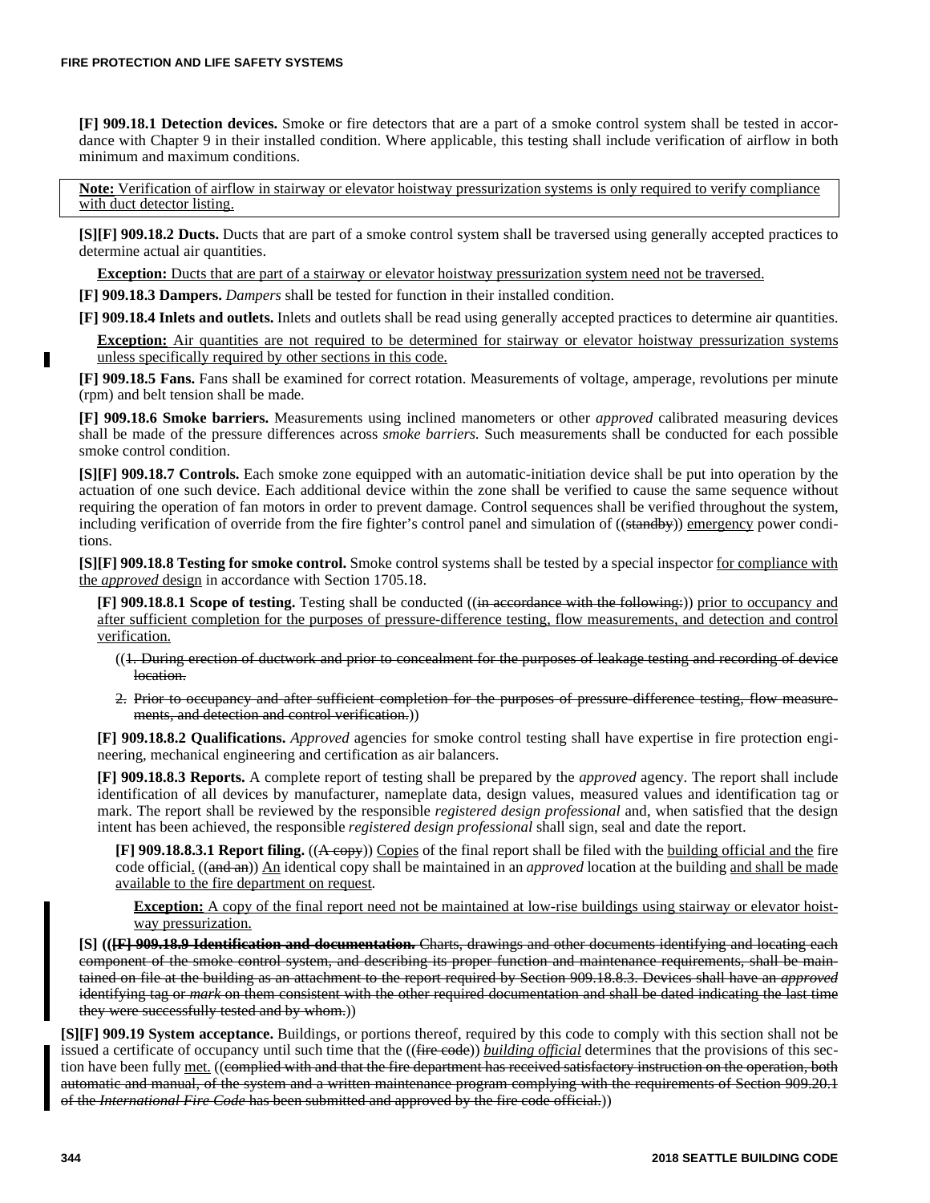**[F] 909.18.1 Detection devices.** Smoke or fire detectors that are a part of a smoke control system shall be tested in accordance with Chapter 9 in their installed condition. Where applicable, this testing shall include verification of airflow in both minimum and maximum conditions.

**Note:** Verification of airflow in stairway or elevator hoistway pressurization systems is only required to verify compliance with duct detector listing.

**[S][F] 909.18.2 Ducts.** Ducts that are part of a smoke control system shall be traversed using generally accepted practices to determine actual air quantities.

**Exception:** Ducts that are part of a stairway or elevator hoistway pressurization system need not be traversed.

**[F] 909.18.3 Dampers.** *Dampers* shall be tested for function in their installed condition.

**[F] 909.18.4 Inlets and outlets.** Inlets and outlets shall be read using generally accepted practices to determine air quantities.

**Exception:** Air quantities are not required to be determined for stairway or elevator hoistway pressurization systems unless specifically required by other sections in this code.

**[F] 909.18.5 Fans.** Fans shall be examined for correct rotation. Measurements of voltage, amperage, revolutions per minute (rpm) and belt tension shall be made.

**[F] 909.18.6 Smoke barriers.** Measurements using inclined manometers or other *approved* calibrated measuring devices shall be made of the pressure differences across *smoke barriers.* Such measurements shall be conducted for each possible smoke control condition.

**[S][F] 909.18.7 Controls.** Each smoke zone equipped with an automatic-initiation device shall be put into operation by the actuation of one such device. Each additional device within the zone shall be verified to cause the same sequence without requiring the operation of fan motors in order to prevent damage. Control sequences shall be verified throughout the system, including verification of override from the fire fighter's control panel and simulation of ((~~standby~~)) emergency power conditions.

**[S][F] 909.18.8 Testing for smoke control.** Smoke control systems shall be tested by a special inspector for compliance with the *approved* design in accordance with Section 1705.18.

**[F] 909.18.8.1 Scope of testing.** Testing shall be conducted ((~~in accordance with the following:~~)) prior to occupancy and after sufficient completion for the purposes of pressure-difference testing, flow measurements, and detection and control verification.

((~~1. During erection of ductwork and prior to concealment for the purposes of leakage testing and recording of device location.~~

~~2. Prior to occupancy and after sufficient completion for the purposes of pressure-difference testing, flow measurements, and detection and control verification.~~))

**[F] 909.18.8.2 Qualifications.** *Approved* agencies for smoke control testing shall have expertise in fire protection engineering, mechanical engineering and certification as air balancers.

**[F] 909.18.8.3 Reports.** A complete report of testing shall be prepared by the *approved* agency. The report shall include identification of all devices by manufacturer, nameplate data, design values, measured values and identification tag or mark. The report shall be reviewed by the responsible *registered design professional* and, when satisfied that the design intent has been achieved, the responsible *registered design professional* shall sign, seal and date the report.

**[F] 909.18.8.3.1 Report filing.** ((~~A copy~~)) Copies of the final report shall be filed with the building official and the fire code official. ((~~and an~~)) An identical copy shall be maintained in an *approved* location at the building and shall be made available to the fire department on request.

**Exception:** A copy of the final report need not be maintained at low-rise buildings using stairway or elevator hoistway pressurization.

**[S]** ((~~**[F] 909.18.9 Identification and documentation.** Charts, drawings and other documents identifying and locating each component of the smoke control system, and describing its proper function and maintenance requirements, shall be maintained on file at the building as an attachment to the report required by Section 909.18.8.3. Devices shall have an *approved* identifying tag or *mark* on them consistent with the other required documentation and shall be dated indicating the last time they were successfully tested and by whom.~~))

**[S][F] 909.19 System acceptance.** Buildings, or portions thereof, required by this code to comply with this section shall not be issued a certificate of occupancy until such time that the ((~~fire code~~)) *building official* determines that the provisions of this section have been fully met. ((~~complied with and that the fire department has received satisfactory instruction on the operation, both automatic and manual, of the system and a written maintenance program complying with the requirements of Section 909.20.1 of the *International Fire Code* has been submitted and approved by the fire code official.~~))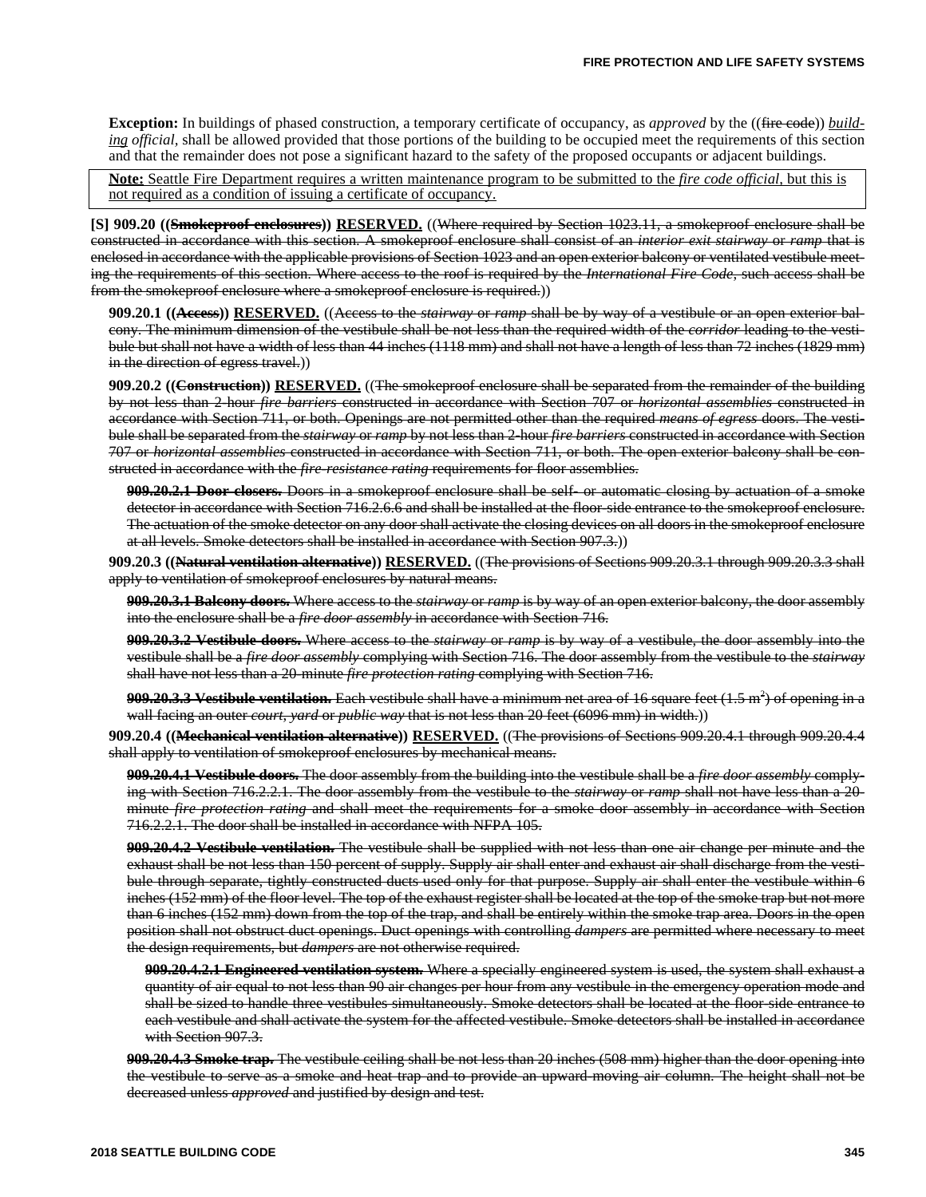**Exception:** In buildings of phased construction, a temporary certificate of occupancy, as *approved* by the ((~~fire code~~)) <u>*building official*</u>, shall be allowed provided that those portions of the building to be occupied meet the requirements of this section and that the remainder does not pose a significant hazard to the safety of the proposed occupants or adjacent buildings.

<u>**Note:** Seattle Fire Department requires a written maintenance program to be submitted to the *fire code official*, but this is not required as a condition of issuing a certificate of occupancy.</u>

**[S] 909.20 ((~~Smokeproof enclosures~~)) <u>RESERVED.</u>** ((~~Where required by Section 1023.11, a smokeproof enclosure shall be constructed in accordance with this section. A smokeproof enclosure shall consist of an *interior exit stairway* or *ramp* that is enclosed in accordance with the applicable provisions of Section 1023 and an open exterior balcony or ventilated vestibule meeting the requirements of this section. Where access to the roof is required by the *International Fire Code*, such access shall be from the smokeproof enclosure where a smokeproof enclosure is required.~~))

**909.20.1 ((~~Access~~)) <u>RESERVED.</u>** ((~~Access to the *stairway* or *ramp* shall be by way of a vestibule or an open exterior balcony. The minimum dimension of the vestibule shall be not less than the required width of the *corridor* leading to the vestibule but shall not have a width of less than 44 inches (1118 mm) and shall not have a length of less than 72 inches (1829 mm) in the direction of egress travel.~~))

**909.20.2 ((~~Construction~~)) <u>RESERVED.</u>** ((~~The smokeproof enclosure shall be separated from the remainder of the building by not less than 2-hour *fire barriers* constructed in accordance with Section 707 or *horizontal assemblies* constructed in accordance with Section 711, or both. Openings are not permitted other than the required *means of egress* doors. The vestibule shall be separated from the *stairway* or *ramp* by not less than 2-hour *fire barriers* constructed in accordance with Section 707 or *horizontal assemblies* constructed in accordance with Section 711, or both. The open exterior balcony shall be constructed in accordance with the *fire-resistance rating* requirements for floor assemblies.~~

~~**909.20.2.1 Door closers.** Doors in a smokeproof enclosure shall be self- or automatic closing by actuation of a smoke detector in accordance with Section 716.2.6.6 and shall be installed at the floor-side entrance to the smokeproof enclosure. The actuation of the smoke detector on any door shall activate the closing devices on all doors in the smokeproof enclosure at all levels. Smoke detectors shall be installed in accordance with Section 907.3.~~))

**909.20.3 ((~~Natural ventilation alternative~~)) <u>RESERVED.</u>** ((~~The provisions of Sections 909.20.3.1 through 909.20.3.3 shall apply to ventilation of smokeproof enclosures by natural means.~~

~~**909.20.3.1 Balcony doors.** Where access to the *stairway* or *ramp* is by way of an open exterior balcony, the door assembly into the enclosure shall be a *fire door assembly* in accordance with Section 716.~~

~~**909.20.3.2 Vestibule doors.** Where access to the *stairway* or *ramp* is by way of a vestibule, the door assembly into the vestibule shall be a *fire door assembly* complying with Section 716. The door assembly from the vestibule to the *stairway* shall have not less than a 20-minute *fire protection rating* complying with Section 716.~~

~~**909.20.3.3 Vestibule ventilation.** Each vestibule shall have a minimum net area of 16 square feet (1.5 $m^2$) of opening in a wall facing an outer *court*, *yard* or *public way* that is not less than 20 feet (6096 mm) in width.~~))

**909.20.4 ((~~Mechanical ventilation alternative~~)) <u>RESERVED.</u>** ((~~The provisions of Sections 909.20.4.1 through 909.20.4.4 shall apply to ventilation of smokeproof enclosures by mechanical means.~~

~~**909.20.4.1 Vestibule doors.** The door assembly from the building into the vestibule shall be a *fire door assembly* complying with Section 716.2.2.1. The door assembly from the vestibule to the *stairway* or *ramp* shall not have less than a 20-minute *fire protection rating* and shall meet the requirements for a smoke door assembly in accordance with Section 716.2.2.1. The door shall be installed in accordance with NFPA 105.~~

~~**909.20.4.2 Vestibule ventilation.** The vestibule shall be supplied with not less than one air change per minute and the exhaust shall be not less than 150 percent of supply. Supply air shall enter and exhaust air shall discharge from the vestibule through separate, tightly constructed ducts used only for that purpose. Supply air shall enter the vestibule within 6 inches (152 mm) of the floor level. The top of the exhaust register shall be located at the top of the smoke trap but not more than 6 inches (152 mm) down from the top of the trap, and shall be entirely within the smoke trap area. Doors in the open position shall not obstruct duct openings. Duct openings with controlling *dampers* are permitted where necessary to meet the design requirements, but *dampers* are not otherwise required.~~

~~**909.20.4.2.1 Engineered ventilation system.** Where a specially engineered system is used, the system shall exhaust a quantity of air equal to not less than 90 air changes per hour from any vestibule in the emergency operation mode and shall be sized to handle three vestibules simultaneously. Smoke detectors shall be located at the floor-side entrance to each vestibule and shall activate the system for the affected vestibule. Smoke detectors shall be installed in accordance with Section 907.3.~~

~~**909.20.4.3 Smoke trap.** The vestibule ceiling shall be not less than 20 inches (508 mm) higher than the door opening into the vestibule to serve as a smoke and heat trap and to provide an upward-moving air column. The height shall not be decreased unless *approved* and justified by design and test.~~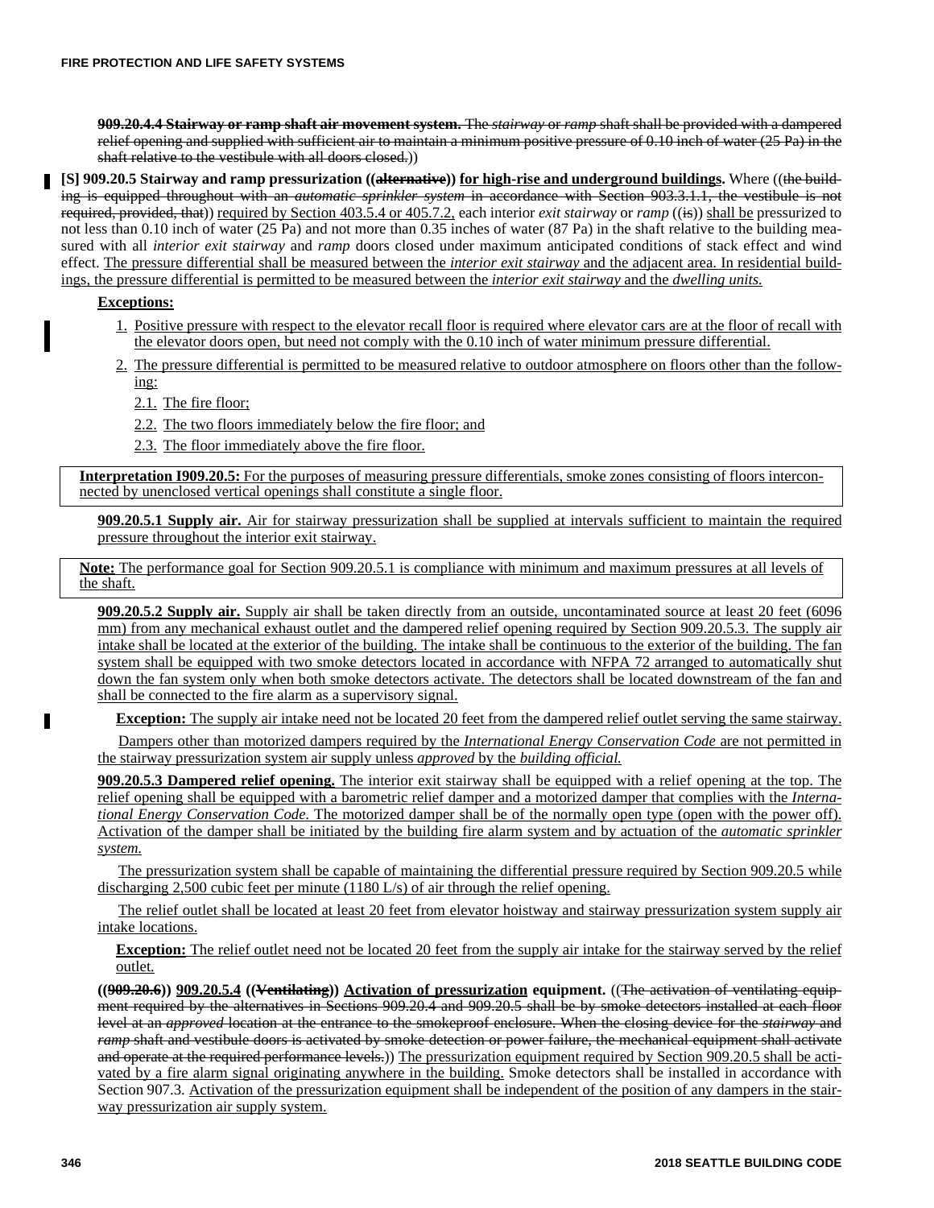**909.20.4.4 Stairway or ramp shaft air movement system.** The *stairway* or *ramp* shaft shall be provided with a dampered relief opening and supplied with sufficient air to maintain a minimum positive pressure of 0.10 inch of water (25 Pa) in the shaft relative to the vestibule with all doors closed.))

**[S] 909.20.5 Stairway and ramp pressurization ((alternative)) for high-rise and underground buildings.** Where ((the building is equipped throughout with an *automatic sprinkler system* in accordance with Section 903.3.1.1, the vestibule is not required, provided, that)) required by Section 403.5.4 or 405.7.2, each interior *exit stairway* or *ramp* ((is)) shall be pressurized to not less than 0.10 inch of water (25 Pa) and not more than 0.35 inches of water (87 Pa) in the shaft relative to the building measured with all *interior exit stairway* and *ramp* doors closed under maximum anticipated conditions of stack effect and wind effect. The pressure differential shall be measured between the *interior exit stairway* and the adjacent area. In residential buildings, the pressure differential is permitted to be measured between the *interior exit stairway* and the *dwelling units.*

**Exceptions:**

1. Positive pressure with respect to the elevator recall floor is required where elevator cars are at the floor of recall with the elevator doors open, but need not comply with the 0.10 inch of water minimum pressure differential.
2. The pressure differential is permitted to be measured relative to outdoor atmosphere on floors other than the following:
   - 2.1. The fire floor;
   - 2.2. The two floors immediately below the fire floor; and
   - 2.3. The floor immediately above the fire floor.

**Interpretation I909.20.5:** For the purposes of measuring pressure differentials, smoke zones consisting of floors interconnected by unenclosed vertical openings shall constitute a single floor.

**909.20.5.1 Supply air.** Air for stairway pressurization shall be supplied at intervals sufficient to maintain the required pressure throughout the interior exit stairway.

**Note:** The performance goal for Section 909.20.5.1 is compliance with minimum and maximum pressures at all levels of the shaft.

**909.20.5.2 Supply air.** Supply air shall be taken directly from an outside, uncontaminated source at least 20 feet (6096 mm) from any mechanical exhaust outlet and the dampered relief opening required by Section 909.20.5.3. The supply air intake shall be located at the exterior of the building. The intake shall be continuous to the exterior of the building. The fan system shall be equipped with two smoke detectors located in accordance with NFPA 72 arranged to automatically shut down the fan system only when both smoke detectors activate. The detectors shall be located downstream of the fan and shall be connected to the fire alarm as a supervisory signal.

**Exception:** The supply air intake need not be located 20 feet from the dampered relief outlet serving the same stairway.

Dampers other than motorized dampers required by the *International Energy Conservation Code* are not permitted in the stairway pressurization system air supply unless *approved* by the *building official.*

**909.20.5.3 Dampered relief opening.** The interior exit stairway shall be equipped with a relief opening at the top. The relief opening shall be equipped with a barometric relief damper and a motorized damper that complies with the *International Energy Conservation Code.* The motorized damper shall be of the normally open type (open with the power off). Activation of the damper shall be initiated by the building fire alarm system and by actuation of the *automatic sprinkler system.*

The pressurization system shall be capable of maintaining the differential pressure required by Section 909.20.5 while discharging 2,500 cubic feet per minute (1180 L/s) of air through the relief opening.

The relief outlet shall be located at least 20 feet from elevator hoistway and stairway pressurization system supply air intake locations.

**Exception:** The relief outlet need not be located 20 feet from the supply air intake for the stairway served by the relief outlet.

**((909.20.6)) 909.20.5.4 ((Ventilating)) Activation of pressurization equipment.** ((The activation of ventilating equipment required by the alternatives in Sections 909.20.4 and 909.20.5 shall be by smoke detectors installed at each floor level at an *approved* location at the entrance to the smokeproof enclosure. When the closing device for the *stairway* and *ramp* shaft and vestibule doors is activated by smoke detection or power failure, the mechanical equipment shall activate and operate at the required performance levels.)) The pressurization equipment required by Section 909.20.5 shall be activated by a fire alarm signal originating anywhere in the building. Smoke detectors shall be installed in accordance with Section 907.3. Activation of the pressurization equipment shall be independent of the position of any dampers in the stairway pressurization air supply system.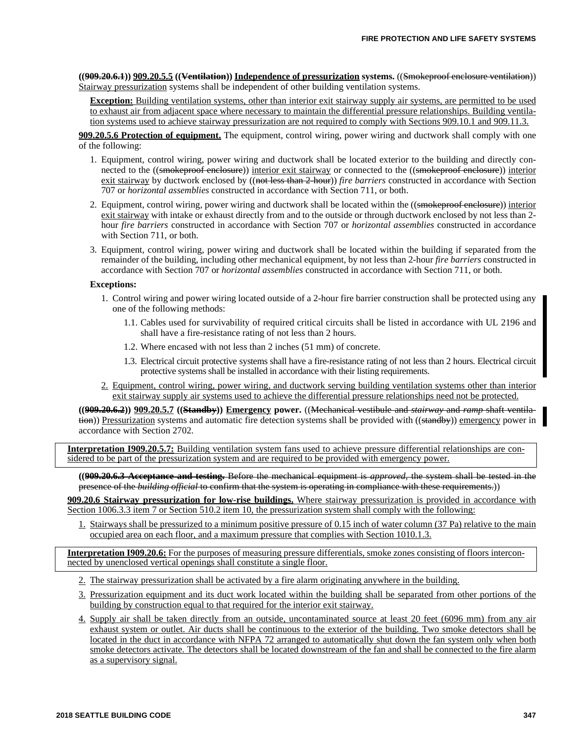**((909.20.6.1)) 909.20.5.5 ((Ventilation)) Independence of pressurization systems.** ((Smokeproof enclosure ventilation)) Stairway pressurization systems shall be independent of other building ventilation systems.

**Exception:** Building ventilation systems, other than interior exit stairway supply air systems, are permitted to be used to exhaust air from adjacent space where necessary to maintain the differential pressure relationships. Building ventilation systems used to achieve stairway pressurization are not required to comply with Sections 909.10.1 and 909.11.3.

**909.20.5.6 Protection of equipment.** The equipment, control wiring, power wiring and ductwork shall comply with one of the following:

1. Equipment, control wiring, power wiring and ductwork shall be located exterior to the building and directly connected to the ((smokeproof enclosure)) interior exit stairway or connected to the ((smokeproof enclosure)) interior exit stairway by ductwork enclosed by ((not less than 2-hour)) *fire barriers* constructed in accordance with Section 707 or *horizontal assemblies* constructed in accordance with Section 711, or both.
2. Equipment, control wiring, power wiring and ductwork shall be located within the ((smokeproof enclosure)) interior exit stairway with intake or exhaust directly from and to the outside or through ductwork enclosed by not less than 2-hour *fire barriers* constructed in accordance with Section 707 or *horizontal assemblies* constructed in accordance with Section 711, or both.
3. Equipment, control wiring, power wiring and ductwork shall be located within the building if separated from the remainder of the building, including other mechanical equipment, by not less than 2-hour *fire barriers* constructed in accordance with Section 707 or *horizontal assemblies* constructed in accordance with Section 711, or both.

**Exceptions:**

1. Control wiring and power wiring located outside of a 2-hour fire barrier construction shall be protected using any one of the following methods:
   - 1.1. Cables used for survivability of required critical circuits shall be listed in accordance with UL 2196 and shall have a fire-resistance rating of not less than 2 hours.
   - 1.2. Where encased with not less than 2 inches (51 mm) of concrete.
   - 1.3. Electrical circuit protective systems shall have a fire-resistance rating of not less than 2 hours. Electrical circuit protective systems shall be installed in accordance with their listing requirements.
2. Equipment, control wiring, power wiring, and ductwork serving building ventilation systems other than interior exit stairway supply air systems used to achieve the differential pressure relationships need not be protected.

**((909.20.6.2)) 909.20.5.7 ((Standby)) Emergency power.** ((Mechanical vestibule and *stairway* and *ramp* shaft ventilation)) Pressurization systems and automatic fire detection systems shall be provided with ((standby)) emergency power in accordance with Section 2702.

**Interpretation I909.20.5.7:** Building ventilation system fans used to achieve pressure differential relationships are considered to be part of the pressurization system and are required to be provided with emergency power.

**((909.20.6.3 Acceptance and testing.** Before the mechanical equipment is *approved*, the system shall be tested in the presence of the *building official* to confirm that the system is operating in compliance with these requirements.))

**909.20.6 Stairway pressurization for low-rise buildings.** Where stairway pressurization is provided in accordance with Section 1006.3.3 item 7 or Section 510.2 item 10, the pressurization system shall comply with the following:

1. Stairways shall be pressurized to a minimum positive pressure of 0.15 inch of water column (37 Pa) relative to the main occupied area on each floor, and a maximum pressure that complies with Section 1010.1.3.

**Interpretation I909.20.6:** For the purposes of measuring pressure differentials, smoke zones consisting of floors interconnected by unenclosed vertical openings shall constitute a single floor.

2. The stairway pressurization shall be activated by a fire alarm originating anywhere in the building.
3. Pressurization equipment and its duct work located within the building shall be separated from other portions of the building by construction equal to that required for the interior exit stairway.
4. Supply air shall be taken directly from an outside, uncontaminated source at least 20 feet (6096 mm) from any air exhaust system or outlet. Air ducts shall be continuous to the exterior of the building. Two smoke detectors shall be located in the duct in accordance with NFPA 72 arranged to automatically shut down the fan system only when both smoke detectors activate. The detectors shall be located downstream of the fan and shall be connected to the fire alarm as a supervisory signal.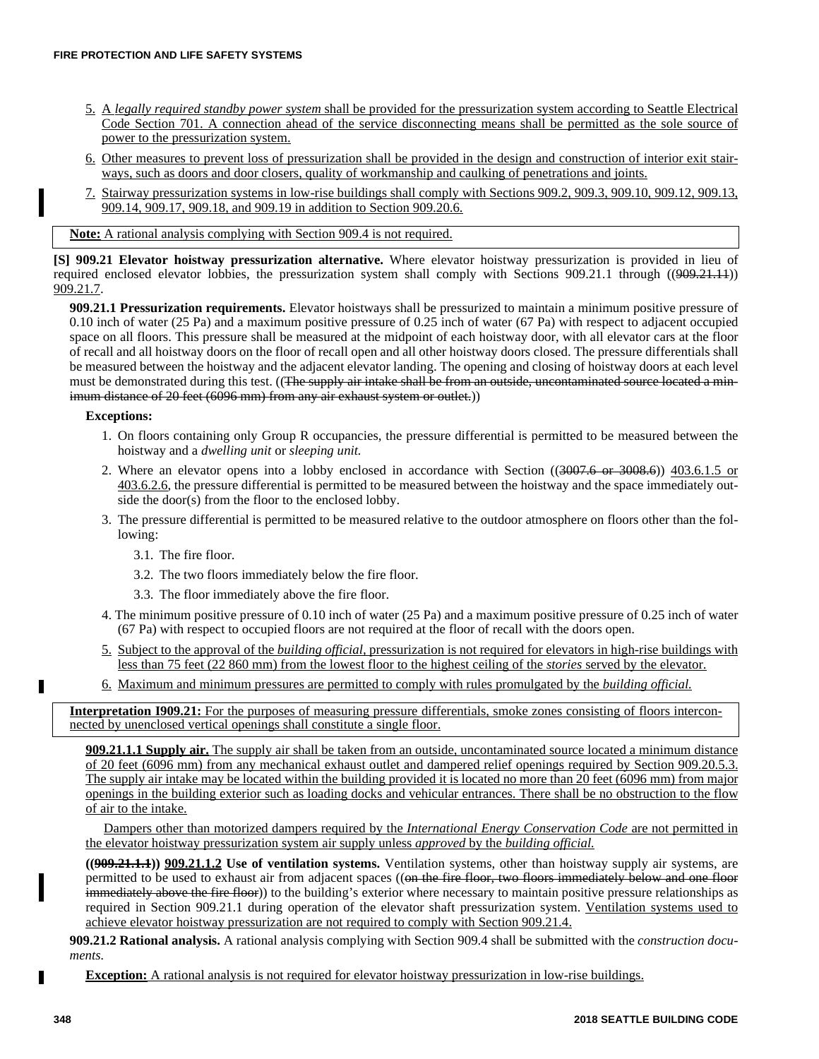5. A *legally required standby power system* shall be provided for the pressurization system according to Seattle Electrical Code Section 701. A connection ahead of the service disconnecting means shall be permitted as the sole source of power to the pressurization system.

6. Other measures to prevent loss of pressurization shall be provided in the design and construction of interior exit stairways, such as doors and door closers, quality of workmanship and caulking of penetrations and joints.

7. Stairway pressurization systems in low-rise buildings shall comply with Sections 909.2, 909.3, 909.10, 909.12, 909.13, 909.14, 909.17, 909.18, and 909.19 in addition to Section 909.20.6.

**Note:** A rational analysis complying with Section 909.4 is not required.

**[S] 909.21 Elevator hoistway pressurization alternative.** Where elevator hoistway pressurization is provided in lieu of required enclosed elevator lobbies, the pressurization system shall comply with Sections 909.21.1 through ((~~909.21.11~~)) 909.21.7.

**909.21.1 Pressurization requirements.** Elevator hoistways shall be pressurized to maintain a minimum positive pressure of 0.10 inch of water (25 Pa) and a maximum positive pressure of 0.25 inch of water (67 Pa) with respect to adjacent occupied space on all floors. This pressure shall be measured at the midpoint of each hoistway door, with all elevator cars at the floor of recall and all hoistway doors on the floor of recall open and all other hoistway doors closed. The pressure differentials shall be measured between the hoistway and the adjacent elevator landing. The opening and closing of hoistway doors at each level must be demonstrated during this test. ((~~The supply air intake shall be from an outside, uncontaminated source located a minimum distance of 20 feet (6096 mm) from any air exhaust system or outlet.~~))

**Exceptions:**

1. On floors containing only Group R occupancies, the pressure differential is permitted to be measured between the hoistway and a *dwelling unit* or *sleeping unit.*
2. Where an elevator opens into a lobby enclosed in accordance with Section ((~~3007.6 or 3008.6~~)) 403.6.1.5 or 403.6.2.6, the pressure differential is permitted to be measured between the hoistway and the space immediately outside the door(s) from the floor to the enclosed lobby.
3. The pressure differential is permitted to be measured relative to the outdoor atmosphere on floors other than the following:
   - 3.1. The fire floor.
   - 3.2. The two floors immediately below the fire floor.
   - 3.3. The floor immediately above the fire floor.
4. The minimum positive pressure of 0.10 inch of water (25 Pa) and a maximum positive pressure of 0.25 inch of water (67 Pa) with respect to occupied floors are not required at the floor of recall with the doors open.
5. Subject to the approval of the *building official*, pressurization is not required for elevators in high-rise buildings with less than 75 feet (22 860 mm) from the lowest floor to the highest ceiling of the *stories* served by the elevator.
6. Maximum and minimum pressures are permitted to comply with rules promulgated by the *building official.*

**Interpretation I909.21:** For the purposes of measuring pressure differentials, smoke zones consisting of floors interconnected by unenclosed vertical openings shall constitute a single floor.

**909.21.1.1 Supply air.** The supply air shall be taken from an outside, uncontaminated source located a minimum distance of 20 feet (6096 mm) from any mechanical exhaust outlet and dampered relief openings required by Section 909.20.5.3. The supply air intake may be located within the building provided it is located no more than 20 feet (6096 mm) from major openings in the building exterior such as loading docks and vehicular entrances. There shall be no obstruction to the flow of air to the intake.

Dampers other than motorized dampers required by the *International Energy Conservation Code* are not permitted in the elevator hoistway pressurization system air supply unless *approved* by the *building official.*

**((~~909.21.1.1~~)) 909.21.1.2 Use of ventilation systems.** Ventilation systems, other than hoistway supply air systems, are permitted to be used to exhaust air from adjacent spaces ((~~on the fire floor, two floors immediately below and one floor immediately above the fire floor~~)) to the building's exterior where necessary to maintain positive pressure relationships as required in Section 909.21.1 during operation of the elevator shaft pressurization system. Ventilation systems used to achieve elevator hoistway pressurization are not required to comply with Section 909.21.4.

**909.21.2 Rational analysis.** A rational analysis complying with Section 909.4 shall be submitted with the *construction documents.*

**Exception:** A rational analysis is not required for elevator hoistway pressurization in low-rise buildings.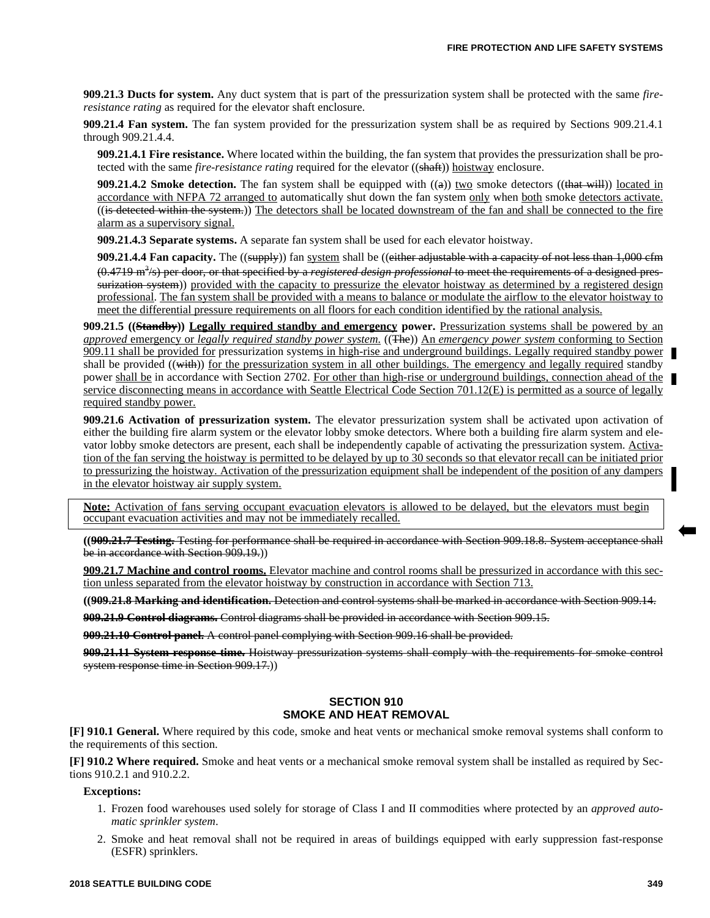**909.21.3 Ducts for system.** Any duct system that is part of the pressurization system shall be protected with the same *fire-resistance rating* as required for the elevator shaft enclosure.

**909.21.4 Fan system.** The fan system provided for the pressurization system shall be as required by Sections 909.21.4.1 through 909.21.4.4.

**909.21.4.1 Fire resistance.** Where located within the building, the fan system that provides the pressurization shall be protected with the same *fire-resistance rating* required for the elevator ((shaft)) hoistway enclosure.

**909.21.4.2 Smoke detection.** The fan system shall be equipped with ((a)) two smoke detectors ((that will)) located in accordance with NFPA 72 arranged to automatically shut down the fan system only when both smoke detectors activate. ((is detected within the system.)) The detectors shall be located downstream of the fan and shall be connected to the fire alarm as a supervisory signal.

**909.21.4.3 Separate systems.** A separate fan system shall be used for each elevator hoistway.

**909.21.4.4 Fan capacity.** The ((supply)) fan system shall be ((either adjustable with a capacity of not less than 1,000 cfm (0.4719 $m^3/s$) per door, or that specified by a *registered design professional* to meet the requirements of a designed pressurization system)) provided with the capacity to pressurize the elevator hoistway as determined by a registered design professional. The fan system shall be provided with a means to balance or modulate the airflow to the elevator hoistway to meet the differential pressure requirements on all floors for each condition identified by the rational analysis.

**909.21.5 ((Standby)) Legally required standby and emergency power.** Pressurization systems shall be powered by an *approved* emergency or *legally required standby power system.* ((The)) An *emergency power system* conforming to Section 909.11 shall be provided for pressurization systems in high-rise and underground buildings. Legally required standby power shall be provided ((with)) for the pressurization system in all other buildings. The emergency and legally required standby power shall be in accordance with Section 2702. For other than high-rise or underground buildings, connection ahead of the service disconnecting means in accordance with Seattle Electrical Code Section 701.12(E) is permitted as a source of legally required standby power.

**909.21.6 Activation of pressurization system.** The elevator pressurization system shall be activated upon activation of either the building fire alarm system or the elevator lobby smoke detectors. Where both a building fire alarm system and elevator lobby smoke detectors are present, each shall be independently capable of activating the pressurization system. Activation of the fan serving the hoistway is permitted to be delayed by up to 30 seconds so that elevator recall can be initiated prior to pressurizing the hoistway. Activation of the pressurization equipment shall be independent of the position of any dampers in the elevator hoistway air supply system.

> **Note:** Activation of fans serving occupant evacuation elevators is allowed to be delayed, but the elevators must begin occupant evacuation activities and may not be immediately recalled.

**((909.21.7 Testing.** Testing for performance shall be required in accordance with Section 909.18.8. System acceptance shall be in accordance with Section 909.19.))

**909.21.7 Machine and control rooms.** Elevator machine and control rooms shall be pressurized in accordance with this section unless separated from the elevator hoistway by construction in accordance with Section 713.

**((909.21.8 Marking and identification.** Detection and control systems shall be marked in accordance with Section 909.14.

**909.21.9 Control diagrams.** Control diagrams shall be provided in accordance with Section 909.15.

**909.21.10 Control panel.** A control panel complying with Section 909.16 shall be provided.

**909.21.11 System response time.** Hoistway pressurization systems shall comply with the requirements for smoke control system response time in Section 909.17.))

## SECTION 910
## SMOKE AND HEAT REMOVAL

**[F] 910.1 General.** Where required by this code, smoke and heat vents or mechanical smoke removal systems shall conform to the requirements of this section.

**[F] 910.2 Where required.** Smoke and heat vents or a mechanical smoke removal system shall be installed as required by Sections 910.2.1 and 910.2.2.

**Exceptions:**

1. Frozen food warehouses used solely for storage of Class I and II commodities where protected by an *approved automatic sprinkler system*.
2. Smoke and heat removal shall not be required in areas of buildings equipped with early suppression fast-response (ESFR) sprinklers.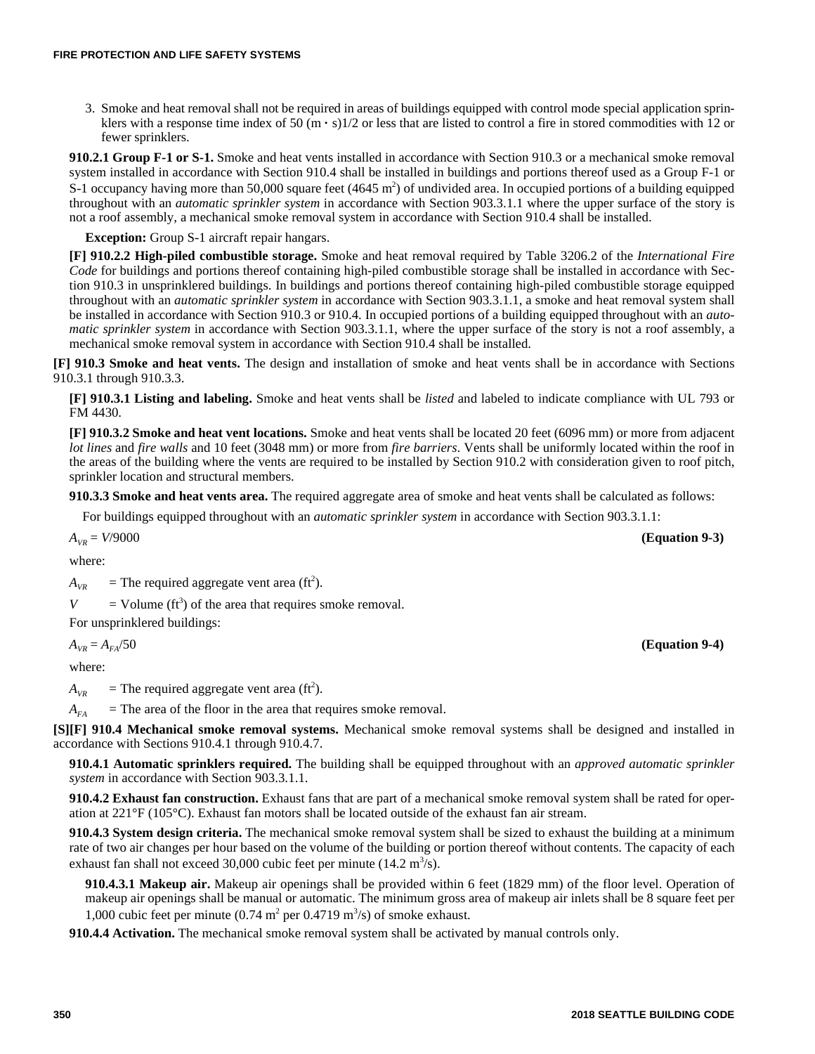3. Smoke and heat removal shall not be required in areas of buildings equipped with control mode special application sprinklers with a response time index of 50 (m · s)1/2 or less that are listed to control a fire in stored commodities with 12 or fewer sprinklers.

**910.2.1 Group F-1 or S-1.** Smoke and heat vents installed in accordance with Section 910.3 or a mechanical smoke removal system installed in accordance with Section 910.4 shall be installed in buildings and portions thereof used as a Group F-1 or S-1 occupancy having more than 50,000 square feet (4645 $m^2$) of undivided area. In occupied portions of a building equipped throughout with an *automatic sprinkler system* in accordance with Section 903.3.1.1 where the upper surface of the story is not a roof assembly, a mechanical smoke removal system in accordance with Section 910.4 shall be installed.

**Exception:** Group S-1 aircraft repair hangars.

**[F] 910.2.2 High-piled combustible storage.** Smoke and heat removal required by Table 3206.2 of the *International Fire Code* for buildings and portions thereof containing high-piled combustible storage shall be installed in accordance with Section 910.3 in unsprinklered buildings. In buildings and portions thereof containing high-piled combustible storage equipped throughout with an *automatic sprinkler system* in accordance with Section 903.3.1.1, a smoke and heat removal system shall be installed in accordance with Section 910.3 or 910.4. In occupied portions of a building equipped throughout with an *automatic sprinkler system* in accordance with Section 903.3.1.1, where the upper surface of the story is not a roof assembly, a mechanical smoke removal system in accordance with Section 910.4 shall be installed.

**[F] 910.3 Smoke and heat vents.** The design and installation of smoke and heat vents shall be in accordance with Sections 910.3.1 through 910.3.3.

**[F] 910.3.1 Listing and labeling.** Smoke and heat vents shall be *listed* and labeled to indicate compliance with UL 793 or FM 4430.

**[F] 910.3.2 Smoke and heat vent locations.** Smoke and heat vents shall be located 20 feet (6096 mm) or more from adjacent *lot lines* and *fire walls* and 10 feet (3048 mm) or more from *fire barriers*. Vents shall be uniformly located within the roof in the areas of the building where the vents are required to be installed by Section 910.2 with consideration given to roof pitch, sprinkler location and structural members.

**910.3.3 Smoke and heat vents area.** The required aggregate area of smoke and heat vents shall be calculated as follows:

For buildings equipped throughout with an *automatic sprinkler system* in accordance with Section 903.3.1.1:

$$A_{VR} = V/9000 \qquad \textbf{(Equation 9-3)}$$

where:

$A_{VR}$ = The required aggregate vent area ($ft^2$).

$V$ = Volume ($ft^3$) of the area that requires smoke removal.

For unsprinklered buildings:

$$A_{VR} = A_{FA}/50 \qquad \textbf{(Equation 9-4)}$$

where:

$A_{VR}$ = The required aggregate vent area ($ft^2$).

$A_{FA}$ = The area of the floor in the area that requires smoke removal.

**[S][F] 910.4 Mechanical smoke removal systems.** Mechanical smoke removal systems shall be designed and installed in accordance with Sections 910.4.1 through 910.4.7.

**910.4.1 Automatic sprinklers required.** The building shall be equipped throughout with an *approved automatic sprinkler system* in accordance with Section 903.3.1.1.

**910.4.2 Exhaust fan construction.** Exhaust fans that are part of a mechanical smoke removal system shall be rated for operation at 221°F (105°C). Exhaust fan motors shall be located outside of the exhaust fan air stream.

**910.4.3 System design criteria.** The mechanical smoke removal system shall be sized to exhaust the building at a minimum rate of two air changes per hour based on the volume of the building or portion thereof without contents. The capacity of each exhaust fan shall not exceed 30,000 cubic feet per minute (14.2 $m^3$/s).

**910.4.3.1 Makeup air.** Makeup air openings shall be provided within 6 feet (1829 mm) of the floor level. Operation of makeup air openings shall be manual or automatic. The minimum gross area of makeup air inlets shall be 8 square feet per 1,000 cubic feet per minute (0.74 $m^2$ per 0.4719 $m^3$/s) of smoke exhaust.

**910.4.4 Activation.** The mechanical smoke removal system shall be activated by manual controls only.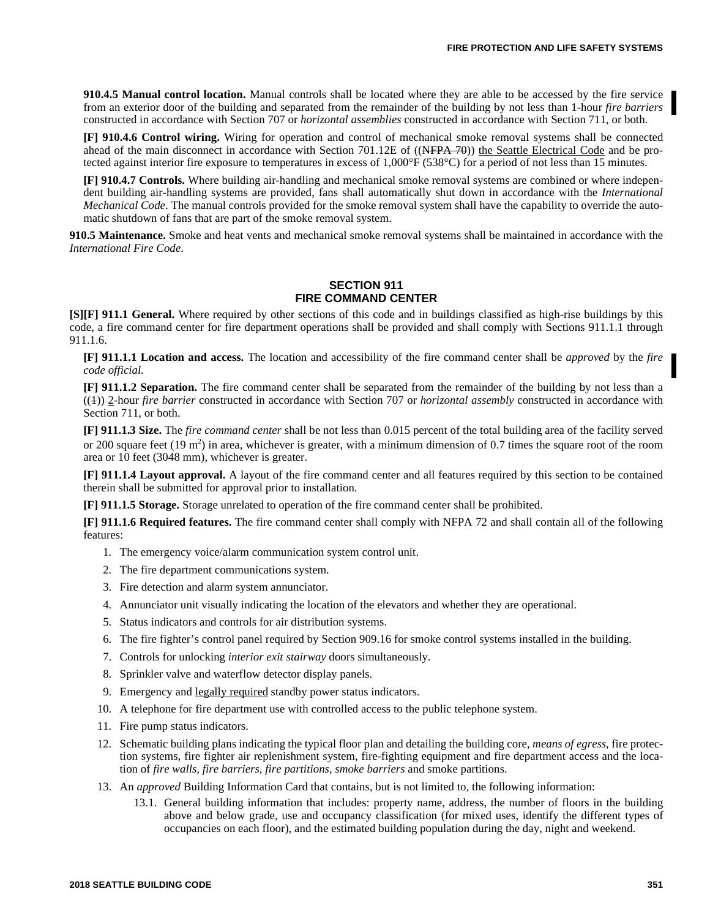**910.4.5 Manual control location.** Manual controls shall be located where they are able to be accessed by the fire service from an exterior door of the building and separated from the remainder of the building by not less than 1-hour *fire barriers* constructed in accordance with Section 707 or *horizontal assemblies* constructed in accordance with Section 711, or both.

**[F] 910.4.6 Control wiring.** Wiring for operation and control of mechanical smoke removal systems shall be connected ahead of the main disconnect in accordance with Section 701.12E of ((~~NFPA 70~~)) <u>the Seattle Electrical Code</u> and be protected against interior fire exposure to temperatures in excess of 1,000°F (538°C) for a period of not less than 15 minutes.

**[F] 910.4.7 Controls.** Where building air-handling and mechanical smoke removal systems are combined or where independent building air-handling systems are provided, fans shall automatically shut down in accordance with the *International Mechanical Code*. The manual controls provided for the smoke removal system shall have the capability to override the automatic shutdown of fans that are part of the smoke removal system.

**910.5 Maintenance.** Smoke and heat vents and mechanical smoke removal systems shall be maintained in accordance with the *International Fire Code*.

## SECTION 911
## FIRE COMMAND CENTER

**[S][F] 911.1 General.** Where required by other sections of this code and in buildings classified as high-rise buildings by this code, a fire command center for fire department operations shall be provided and shall comply with Sections 911.1.1 through 911.1.6.

**[F] 911.1.1 Location and access.** The location and accessibility of the fire command center shall be *approved* by the *fire code official.*

**[F] 911.1.2 Separation.** The fire command center shall be separated from the remainder of the building by not less than a ((~~1~~)) <u>2</u>-hour *fire barrier* constructed in accordance with Section 707 or *horizontal assembly* constructed in accordance with Section 711, or both.

**[F] 911.1.3 Size.** The *fire command center* shall be not less than 0.015 percent of the total building area of the facility served or 200 square feet (19 $m^2$) in area, whichever is greater, with a minimum dimension of 0.7 times the square root of the room area or 10 feet (3048 mm), whichever is greater.

**[F] 911.1.4 Layout approval.** A layout of the fire command center and all features required by this section to be contained therein shall be submitted for approval prior to installation.

**[F] 911.1.5 Storage.** Storage unrelated to operation of the fire command center shall be prohibited.

**[F] 911.1.6 Required features.** The fire command center shall comply with NFPA 72 and shall contain all of the following features:

1. The emergency voice/alarm communication system control unit.
2. The fire department communications system.
3. Fire detection and alarm system annunciator.
4. Annunciator unit visually indicating the location of the elevators and whether they are operational.
5. Status indicators and controls for air distribution systems.
6. The fire fighter's control panel required by Section 909.16 for smoke control systems installed in the building.
7. Controls for unlocking *interior exit stairway* doors simultaneously.
8. Sprinkler valve and waterflow detector display panels.
9. Emergency and <u>legally required</u> standby power status indicators.
10. A telephone for fire department use with controlled access to the public telephone system.
11. Fire pump status indicators.
12. Schematic building plans indicating the typical floor plan and detailing the building core, *means of egress*, fire protection systems, fire fighter air replenishment system, fire-fighting equipment and fire department access and the location of *fire walls, fire barriers, fire partitions, smoke barriers* and smoke partitions.
13. An *approved* Building Information Card that contains, but is not limited to, the following information:
    - 13.1. General building information that includes: property name, address, the number of floors in the building above and below grade, use and occupancy classification (for mixed uses, identify the different types of occupancies on each floor), and the estimated building population during the day, night and weekend.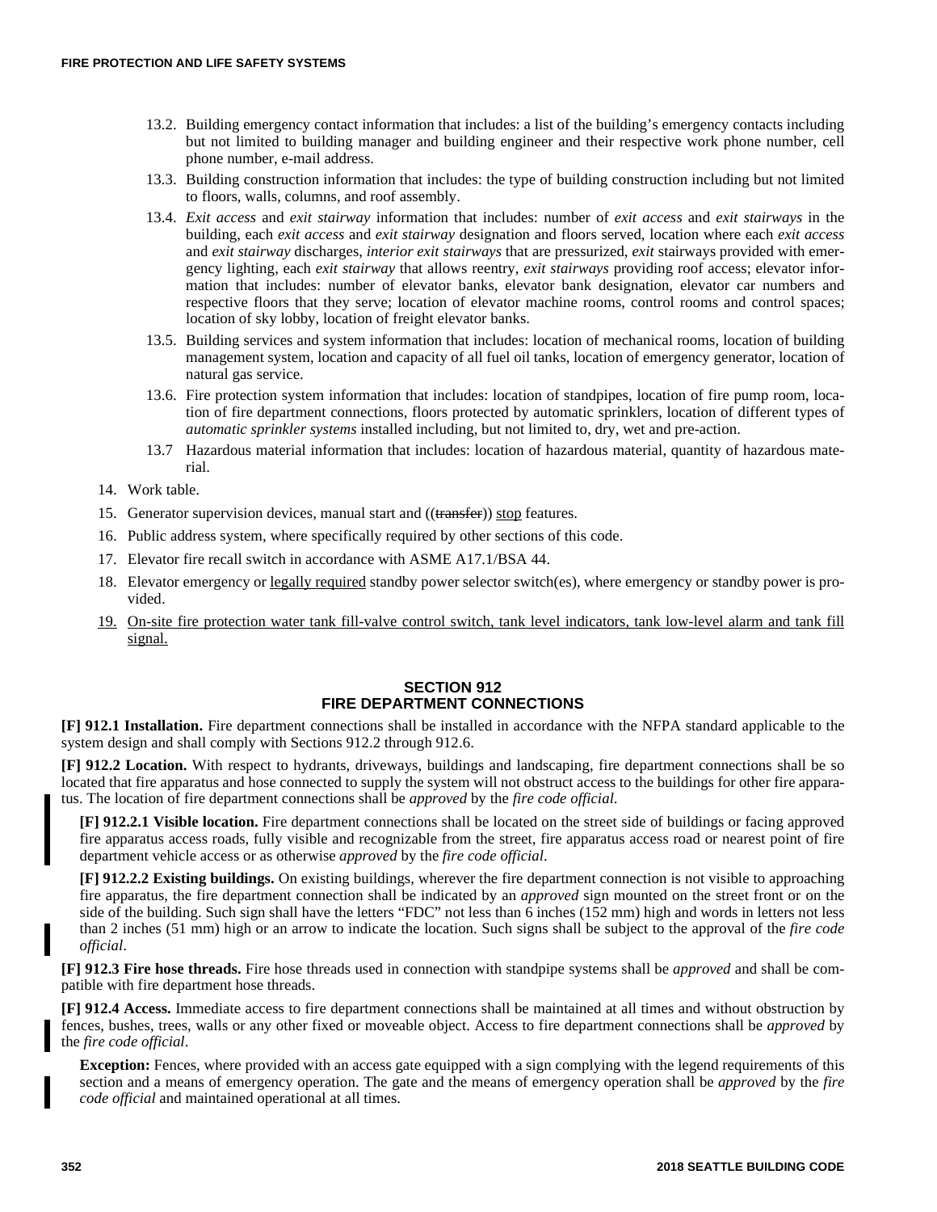13.2. Building emergency contact information that includes: a list of the building's emergency contacts including but not limited to building manager and building engineer and their respective work phone number, cell phone number, e-mail address.

13.3. Building construction information that includes: the type of building construction including but not limited to floors, walls, columns, and roof assembly.

13.4. *Exit access* and *exit stairway* information that includes: number of *exit access* and *exit stairways* in the building, each *exit access* and *exit stairway* designation and floors served, location where each *exit access* and *exit stairway* discharges, *interior exit stairways* that are pressurized, *exit* stairways provided with emergency lighting, each *exit stairway* that allows reentry, *exit stairways* providing roof access; elevator information that includes: number of elevator banks, elevator bank designation, elevator car numbers and respective floors that they serve; location of elevator machine rooms, control rooms and control spaces; location of sky lobby, location of freight elevator banks.

13.5. Building services and system information that includes: location of mechanical rooms, location of building management system, location and capacity of all fuel oil tanks, location of emergency generator, location of natural gas service.

13.6. Fire protection system information that includes: location of standpipes, location of fire pump room, location of fire department connections, floors protected by automatic sprinklers, location of different types of *automatic sprinkler systems* installed including, but not limited to, dry, wet and pre-action.

13.7 Hazardous material information that includes: location of hazardous material, quantity of hazardous material.

14. Work table.
15. Generator supervision devices, manual start and ((~~transfer~~)) stop features.
16. Public address system, where specifically required by other sections of this code.
17. Elevator fire recall switch in accordance with ASME A17.1/BSA 44.
18. Elevator emergency or legally required standby power selector switch(es), where emergency or standby power is provided.
19. On-site fire protection water tank fill-valve control switch, tank level indicators, tank low-level alarm and tank fill signal.

## SECTION 912
## FIRE DEPARTMENT CONNECTIONS

**[F] 912.1 Installation.** Fire department connections shall be installed in accordance with the NFPA standard applicable to the system design and shall comply with Sections 912.2 through 912.6.

**[F] 912.2 Location.** With respect to hydrants, driveways, buildings and landscaping, fire department connections shall be so located that fire apparatus and hose connected to supply the system will not obstruct access to the buildings for other fire apparatus. The location of fire department connections shall be *approved* by the *fire code official*.

**[F] 912.2.1 Visible location.** Fire department connections shall be located on the street side of buildings or facing approved fire apparatus access roads, fully visible and recognizable from the street, fire apparatus access road or nearest point of fire department vehicle access or as otherwise *approved* by the *fire code official*.

**[F] 912.2.2 Existing buildings.** On existing buildings, wherever the fire department connection is not visible to approaching fire apparatus, the fire department connection shall be indicated by an *approved* sign mounted on the street front or on the side of the building. Such sign shall have the letters "FDC" not less than 6 inches (152 mm) high and words in letters not less than 2 inches (51 mm) high or an arrow to indicate the location. Such signs shall be subject to the approval of the *fire code official*.

**[F] 912.3 Fire hose threads.** Fire hose threads used in connection with standpipe systems shall be *approved* and shall be compatible with fire department hose threads.

**[F] 912.4 Access.** Immediate access to fire department connections shall be maintained at all times and without obstruction by fences, bushes, trees, walls or any other fixed or moveable object. Access to fire department connections shall be *approved* by the *fire code official*.

**Exception:** Fences, where provided with an access gate equipped with a sign complying with the legend requirements of this section and a means of emergency operation. The gate and the means of emergency operation shall be *approved* by the *fire code official* and maintained operational at all times.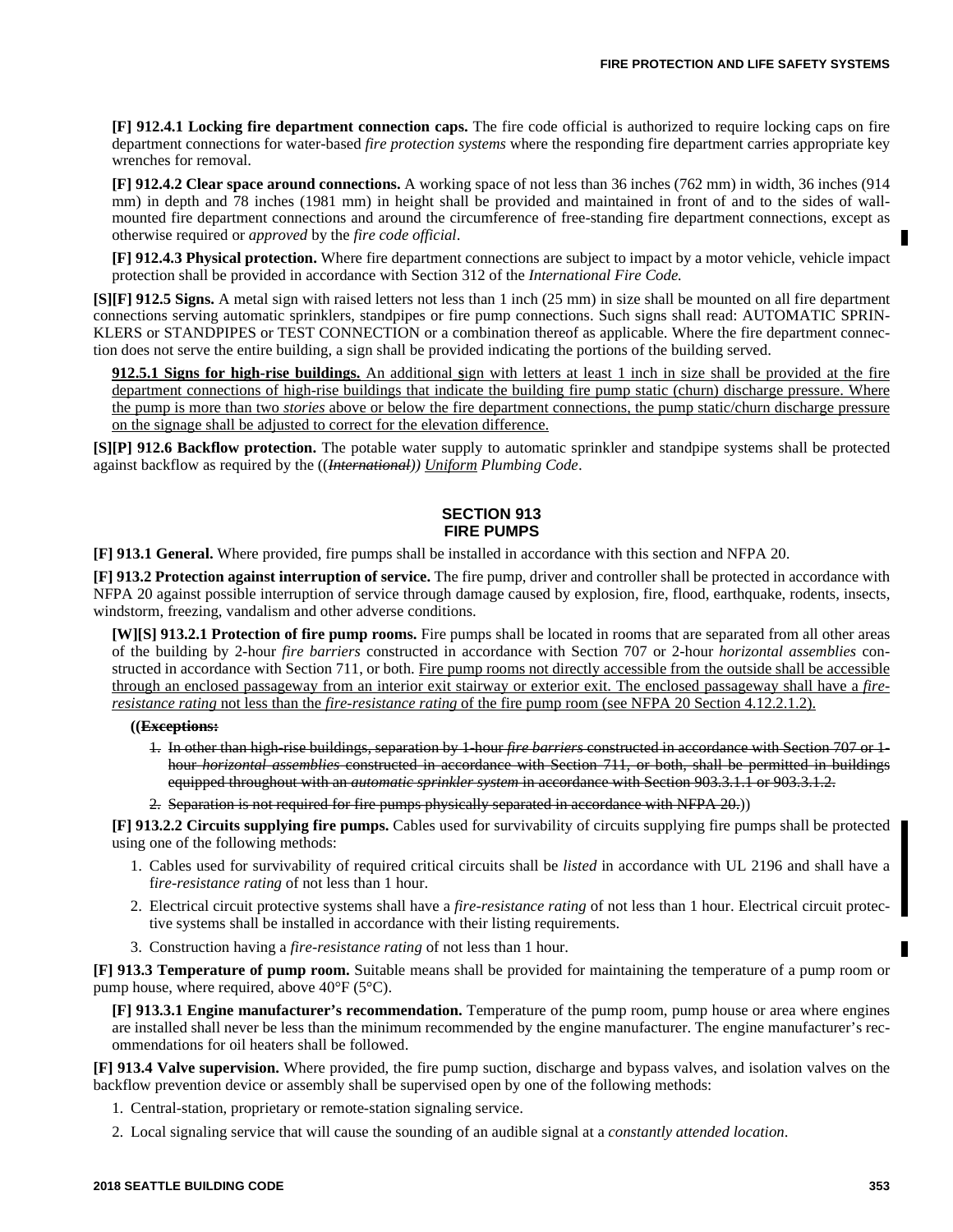**[F] 912.4.1 Locking fire department connection caps.** The fire code official is authorized to require locking caps on fire department connections for water-based *fire protection systems* where the responding fire department carries appropriate key wrenches for removal.

**[F] 912.4.2 Clear space around connections.** A working space of not less than 36 inches (762 mm) in width, 36 inches (914 mm) in depth and 78 inches (1981 mm) in height shall be provided and maintained in front of and to the sides of wall-mounted fire department connections and around the circumference of free-standing fire department connections, except as otherwise required or *approved* by the *fire code official*.

**[F] 912.4.3 Physical protection.** Where fire department connections are subject to impact by a motor vehicle, vehicle impact protection shall be provided in accordance with Section 312 of the *International Fire Code.*

**[S][F] 912.5 Signs.** A metal sign with raised letters not less than 1 inch (25 mm) in size shall be mounted on all fire department connections serving automatic sprinklers, standpipes or fire pump connections. Such signs shall read: AUTOMATIC SPRINKLERS or STANDPIPES or TEST CONNECTION or a combination thereof as applicable. Where the fire department connection does not serve the entire building, a sign shall be provided indicating the portions of the building served.

<u>**912.5.1 Signs for high-rise buildings.** An additional **s**ign with letters at least 1 inch in size shall be provided at the fire department connections of high-rise buildings that indicate the building fire pump static (churn) discharge pressure. Where the pump is more than two *stories* above or below the fire department connections, the pump static/churn discharge pressure on the signage shall be adjusted to correct for the elevation difference.</u>

**[S][P] 912.6 Backflow protection.** The potable water supply to automatic sprinkler and standpipe systems shall be protected against backflow as required by the ((~~*International*~~)) <u>*Uniform*</u> *Plumbing Code*.

## SECTION 913
## FIRE PUMPS

**[F] 913.1 General.** Where provided, fire pumps shall be installed in accordance with this section and NFPA 20.

**[F] 913.2 Protection against interruption of service.** The fire pump, driver and controller shall be protected in accordance with NFPA 20 against possible interruption of service through damage caused by explosion, fire, flood, earthquake, rodents, insects, windstorm, freezing, vandalism and other adverse conditions.

**[W][S] 913.2.1 Protection of fire pump rooms.** Fire pumps shall be located in rooms that are separated from all other areas of the building by 2-hour *fire barriers* constructed in accordance with Section 707 or 2-hour *horizontal assemblies* constructed in accordance with Section 711, or both. <u>Fire pump rooms not directly accessible from the outside shall be accessible through an enclosed passageway from an interior exit stairway or exterior exit. The enclosed passageway shall have a *fire-resistance rating* not less than the *fire-resistance rating* of the fire pump room (see NFPA 20 Section 4.12.2.1.2).</u>

((~~**Exceptions:**~~

1. ~~In other than high-rise buildings, separation by 1-hour *fire barriers* constructed in accordance with Section 707 or 1-hour *horizontal assemblies* constructed in accordance with Section 711, or both, shall be permitted in buildings equipped throughout with an *automatic sprinkler system* in accordance with Section 903.3.1.1 or 903.3.1.2.~~
2. ~~Separation is not required for fire pumps physically separated in accordance with NFPA 20.~~))

**[F] 913.2.2 Circuits supplying fire pumps.** Cables used for survivability of circuits supplying fire pumps shall be protected using one of the following methods:

1. Cables used for survivability of required critical circuits shall be *listed* in accordance with UL 2196 and shall have a f*ire-resistance rating* of not less than 1 hour.
2. Electrical circuit protective systems shall have a *fire-resistance rating* of not less than 1 hour. Electrical circuit protective systems shall be installed in accordance with their listing requirements.
3. Construction having a *fire-resistance rating* of not less than 1 hour.

**[F] 913.3 Temperature of pump room.** Suitable means shall be provided for maintaining the temperature of a pump room or pump house, where required, above 40°F (5°C).

**[F] 913.3.1 Engine manufacturer's recommendation.** Temperature of the pump room, pump house or area where engines are installed shall never be less than the minimum recommended by the engine manufacturer. The engine manufacturer's recommendations for oil heaters shall be followed.

**[F] 913.4 Valve supervision.** Where provided, the fire pump suction, discharge and bypass valves, and isolation valves on the backflow prevention device or assembly shall be supervised open by one of the following methods:

1. Central-station, proprietary or remote-station signaling service.
2. Local signaling service that will cause the sounding of an audible signal at a *constantly attended location*.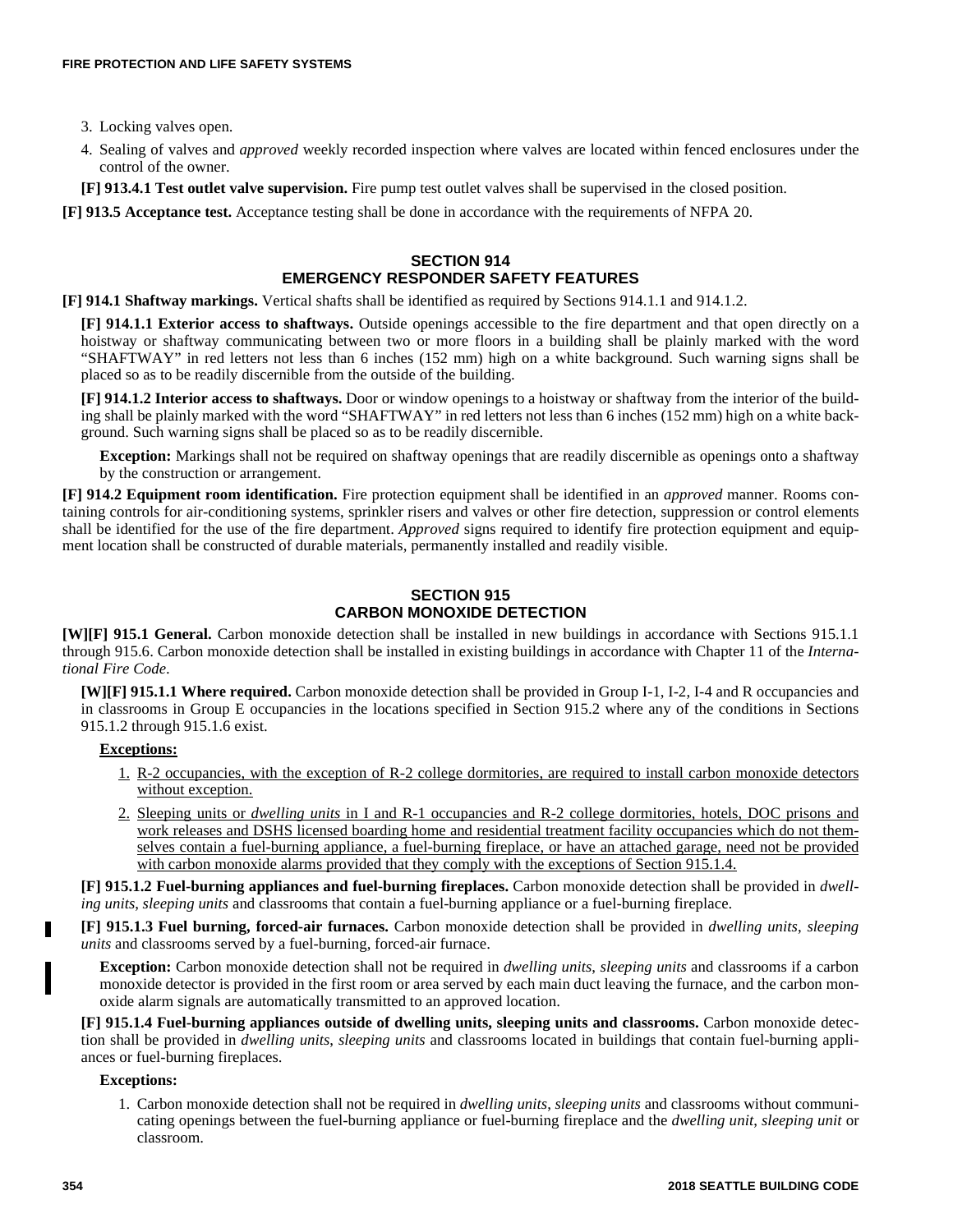3. Locking valves open.
4. Sealing of valves and *approved* weekly recorded inspection where valves are located within fenced enclosures under the control of the owner.

**[F] 913.4.1 Test outlet valve supervision.** Fire pump test outlet valves shall be supervised in the closed position.

**[F] 913.5 Acceptance test.** Acceptance testing shall be done in accordance with the requirements of NFPA 20.

## SECTION 914 EMERGENCY RESPONDER SAFETY FEATURES

**[F] 914.1 Shaftway markings.** Vertical shafts shall be identified as required by Sections 914.1.1 and 914.1.2.

**[F] 914.1.1 Exterior access to shaftways.** Outside openings accessible to the fire department and that open directly on a hoistway or shaftway communicating between two or more floors in a building shall be plainly marked with the word "SHAFTWAY" in red letters not less than 6 inches (152 mm) high on a white background. Such warning signs shall be placed so as to be readily discernible from the outside of the building.

**[F] 914.1.2 Interior access to shaftways.** Door or window openings to a hoistway or shaftway from the interior of the building shall be plainly marked with the word "SHAFTWAY" in red letters not less than 6 inches (152 mm) high on a white background. Such warning signs shall be placed so as to be readily discernible.

**Exception:** Markings shall not be required on shaftway openings that are readily discernible as openings onto a shaftway by the construction or arrangement.

**[F] 914.2 Equipment room identification.** Fire protection equipment shall be identified in an *approved* manner. Rooms containing controls for air-conditioning systems, sprinkler risers and valves or other fire detection, suppression or control elements shall be identified for the use of the fire department. *Approved* signs required to identify fire protection equipment and equipment location shall be constructed of durable materials, permanently installed and readily visible.

## SECTION 915 CARBON MONOXIDE DETECTION

**[W][F] 915.1 General.** Carbon monoxide detection shall be installed in new buildings in accordance with Sections 915.1.1 through 915.6. Carbon monoxide detection shall be installed in existing buildings in accordance with Chapter 11 of the *International Fire Code*.

**[W][F] 915.1.1 Where required.** Carbon monoxide detection shall be provided in Group I-1, I-2, I-4 and R occupancies and in classrooms in Group E occupancies in the locations specified in Section 915.2 where any of the conditions in Sections 915.1.2 through 915.1.6 exist.

**Exceptions:**

1. R-2 occupancies, with the exception of R-2 college dormitories, are required to install carbon monoxide detectors without exception.
2. Sleeping units or *dwelling units* in I and R-1 occupancies and R-2 college dormitories, hotels, DOC prisons and work releases and DSHS licensed boarding home and residential treatment facility occupancies which do not themselves contain a fuel-burning appliance, a fuel-burning fireplace, or have an attached garage, need not be provided with carbon monoxide alarms provided that they comply with the exceptions of Section 915.1.4.

**[F] 915.1.2 Fuel-burning appliances and fuel-burning fireplaces.** Carbon monoxide detection shall be provided in *dwelling units*, *sleeping units* and classrooms that contain a fuel-burning appliance or a fuel-burning fireplace.

**[F] 915.1.3 Fuel burning, forced-air furnaces.** Carbon monoxide detection shall be provided in *dwelling units*, *sleeping units* and classrooms served by a fuel-burning, forced-air furnace.

**Exception:** Carbon monoxide detection shall not be required in *dwelling units*, *sleeping units* and classrooms if a carbon monoxide detector is provided in the first room or area served by each main duct leaving the furnace, and the carbon monoxide alarm signals are automatically transmitted to an approved location.

**[F] 915.1.4 Fuel-burning appliances outside of dwelling units, sleeping units and classrooms.** Carbon monoxide detection shall be provided in *dwelling units*, *sleeping units* and classrooms located in buildings that contain fuel-burning appliances or fuel-burning fireplaces.

**Exceptions:**

1. Carbon monoxide detection shall not be required in *dwelling units*, *sleeping units* and classrooms without communicating openings between the fuel-burning appliance or fuel-burning fireplace and the *dwelling unit*, *sleeping unit* or classroom.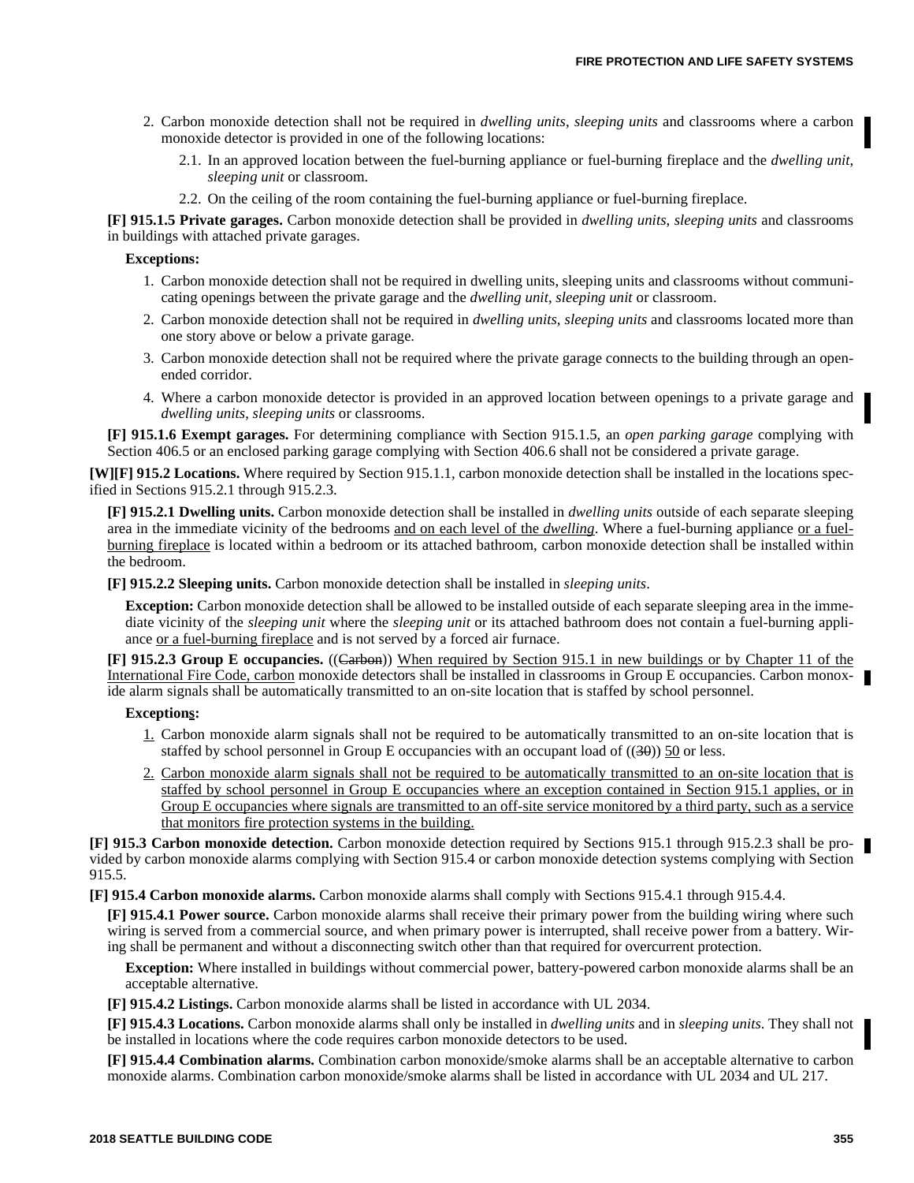2. Carbon monoxide detection shall not be required in *dwelling units*, *sleeping units* and classrooms where a carbon monoxide detector is provided in one of the following locations:

   2.1. In an approved location between the fuel-burning appliance or fuel-burning fireplace and the *dwelling unit*, *sleeping unit* or classroom.

   2.2. On the ceiling of the room containing the fuel-burning appliance or fuel-burning fireplace.

**[F] 915.1.5 Private garages.** Carbon monoxide detection shall be provided in *dwelling units*, *sleeping units* and classrooms in buildings with attached private garages.

**Exceptions:**

1. Carbon monoxide detection shall not be required in dwelling units, sleeping units and classrooms without communicating openings between the private garage and the *dwelling unit*, *sleeping unit* or classroom.
2. Carbon monoxide detection shall not be required in *dwelling units*, *sleeping units* and classrooms located more than one story above or below a private garage.
3. Carbon monoxide detection shall not be required where the private garage connects to the building through an open-ended corridor.
4. Where a carbon monoxide detector is provided in an approved location between openings to a private garage and *dwelling units*, *sleeping units* or classrooms.

**[F] 915.1.6 Exempt garages.** For determining compliance with Section 915.1.5, an *open parking garage* complying with Section 406.5 or an enclosed parking garage complying with Section 406.6 shall not be considered a private garage.

**[W][F] 915.2 Locations.** Where required by Section 915.1.1, carbon monoxide detection shall be installed in the locations specified in Sections 915.2.1 through 915.2.3.

**[F] 915.2.1 Dwelling units.** Carbon monoxide detection shall be installed in *dwelling units* outside of each separate sleeping area in the immediate vicinity of the bedrooms and on each level of the *dwelling*. Where a fuel-burning appliance or a fuel-burning fireplace is located within a bedroom or its attached bathroom, carbon monoxide detection shall be installed within the bedroom.

**[F] 915.2.2 Sleeping units.** Carbon monoxide detection shall be installed in *sleeping units*.

**Exception:** Carbon monoxide detection shall be allowed to be installed outside of each separate sleeping area in the immediate vicinity of the *sleeping unit* where the *sleeping unit* or its attached bathroom does not contain a fuel-burning appliance or a fuel-burning fireplace and is not served by a forced air furnace.

**[F] 915.2.3 Group E occupancies.** ((~~Carbon~~)) When required by Section 915.1 in new buildings or by Chapter 11 of the International Fire Code, carbon monoxide detectors shall be installed in classrooms in Group E occupancies. Carbon monoxide alarm signals shall be automatically transmitted to an on-site location that is staffed by school personnel.

**Exceptions:**

1. Carbon monoxide alarm signals shall not be required to be automatically transmitted to an on-site location that is staffed by school personnel in Group E occupancies with an occupant load of ((~~30~~)) 50 or less.
2. Carbon monoxide alarm signals shall not be required to be automatically transmitted to an on-site location that is staffed by school personnel in Group E occupancies where an exception contained in Section 915.1 applies, or in Group E occupancies where signals are transmitted to an off-site service monitored by a third party, such as a service that monitors fire protection systems in the building.

**[F] 915.3 Carbon monoxide detection.** Carbon monoxide detection required by Sections 915.1 through 915.2.3 shall be provided by carbon monoxide alarms complying with Section 915.4 or carbon monoxide detection systems complying with Section 915.5.

**[F] 915.4 Carbon monoxide alarms.** Carbon monoxide alarms shall comply with Sections 915.4.1 through 915.4.4.

**[F] 915.4.1 Power source.** Carbon monoxide alarms shall receive their primary power from the building wiring where such wiring is served from a commercial source, and when primary power is interrupted, shall receive power from a battery. Wiring shall be permanent and without a disconnecting switch other than that required for overcurrent protection.

**Exception:** Where installed in buildings without commercial power, battery-powered carbon monoxide alarms shall be an acceptable alternative.

**[F] 915.4.2 Listings.** Carbon monoxide alarms shall be listed in accordance with UL 2034.

**[F] 915.4.3 Locations.** Carbon monoxide alarms shall only be installed in *dwelling units* and in *sleeping units*. They shall not be installed in locations where the code requires carbon monoxide detectors to be used.

**[F] 915.4.4 Combination alarms.** Combination carbon monoxide/smoke alarms shall be an acceptable alternative to carbon monoxide alarms. Combination carbon monoxide/smoke alarms shall be listed in accordance with UL 2034 and UL 217.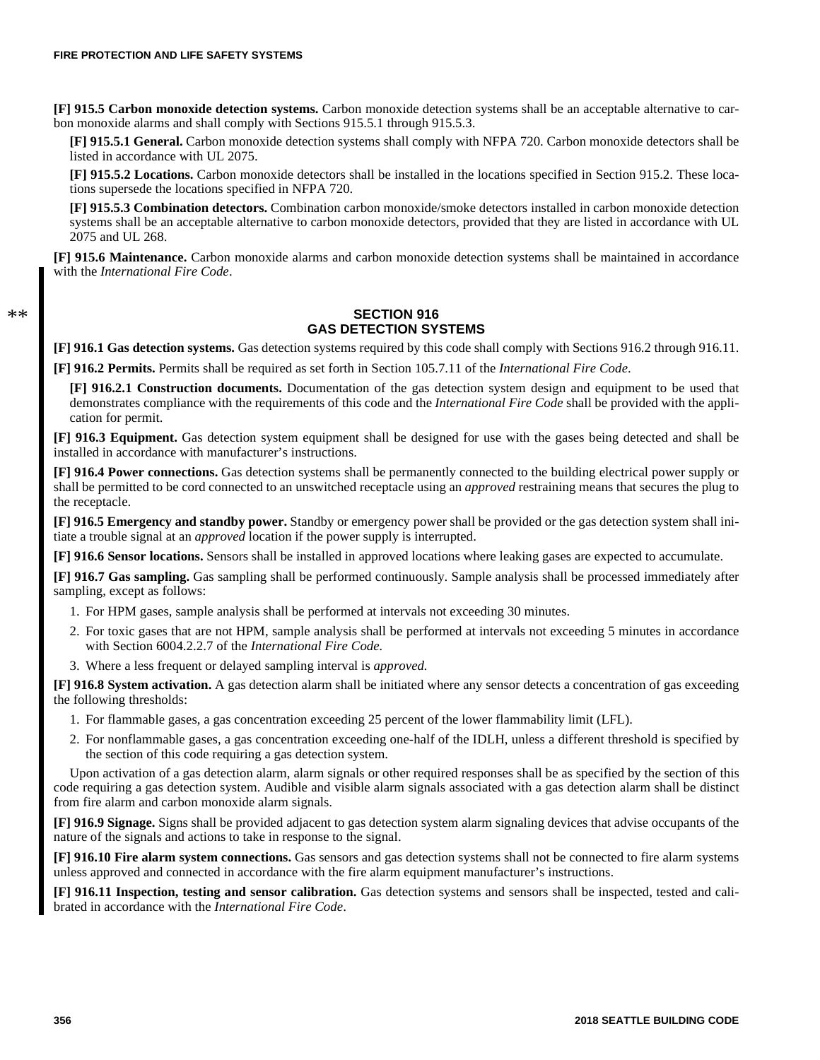**[F] 915.5 Carbon monoxide detection systems.** Carbon monoxide detection systems shall be an acceptable alternative to carbon monoxide alarms and shall comply with Sections 915.5.1 through 915.5.3.

**[F] 915.5.1 General.** Carbon monoxide detection systems shall comply with NFPA 720. Carbon monoxide detectors shall be listed in accordance with UL 2075.

**[F] 915.5.2 Locations.** Carbon monoxide detectors shall be installed in the locations specified in Section 915.2. These locations supersede the locations specified in NFPA 720.

**[F] 915.5.3 Combination detectors.** Combination carbon monoxide/smoke detectors installed in carbon monoxide detection systems shall be an acceptable alternative to carbon monoxide detectors, provided that they are listed in accordance with UL 2075 and UL 268.

**[F] 915.6 Maintenance.** Carbon monoxide alarms and carbon monoxide detection systems shall be maintained in accordance with the *International Fire Code*.

## SECTION 916 GAS DETECTION SYSTEMS

**[F] 916.1 Gas detection systems.** Gas detection systems required by this code shall comply with Sections 916.2 through 916.11.

**[F] 916.2 Permits.** Permits shall be required as set forth in Section 105.7.11 of the *International Fire Code*.

**[F] 916.2.1 Construction documents.** Documentation of the gas detection system design and equipment to be used that demonstrates compliance with the requirements of this code and the *International Fire Code* shall be provided with the application for permit.

**[F] 916.3 Equipment.** Gas detection system equipment shall be designed for use with the gases being detected and shall be installed in accordance with manufacturer's instructions.

**[F] 916.4 Power connections.** Gas detection systems shall be permanently connected to the building electrical power supply or shall be permitted to be cord connected to an unswitched receptacle using an *approved* restraining means that secures the plug to the receptacle.

**[F] 916.5 Emergency and standby power.** Standby or emergency power shall be provided or the gas detection system shall initiate a trouble signal at an *approved* location if the power supply is interrupted.

**[F] 916.6 Sensor locations.** Sensors shall be installed in approved locations where leaking gases are expected to accumulate.

**[F] 916.7 Gas sampling.** Gas sampling shall be performed continuously. Sample analysis shall be processed immediately after sampling, except as follows:

1. For HPM gases, sample analysis shall be performed at intervals not exceeding 30 minutes.
2. For toxic gases that are not HPM, sample analysis shall be performed at intervals not exceeding 5 minutes in accordance with Section 6004.2.2.7 of the *International Fire Code.*
3. Where a less frequent or delayed sampling interval is *approved.*

**[F] 916.8 System activation.** A gas detection alarm shall be initiated where any sensor detects a concentration of gas exceeding the following thresholds:

1. For flammable gases, a gas concentration exceeding 25 percent of the lower flammability limit (LFL).
2. For nonflammable gases, a gas concentration exceeding one-half of the IDLH, unless a different threshold is specified by the section of this code requiring a gas detection system.

Upon activation of a gas detection alarm, alarm signals or other required responses shall be as specified by the section of this code requiring a gas detection system. Audible and visible alarm signals associated with a gas detection alarm shall be distinct from fire alarm and carbon monoxide alarm signals.

**[F] 916.9 Signage.** Signs shall be provided adjacent to gas detection system alarm signaling devices that advise occupants of the nature of the signals and actions to take in response to the signal.

**[F] 916.10 Fire alarm system connections.** Gas sensors and gas detection systems shall not be connected to fire alarm systems unless approved and connected in accordance with the fire alarm equipment manufacturer's instructions.

**[F] 916.11 Inspection, testing and sensor calibration.** Gas detection systems and sensors shall be inspected, tested and calibrated in accordance with the *International Fire Code*.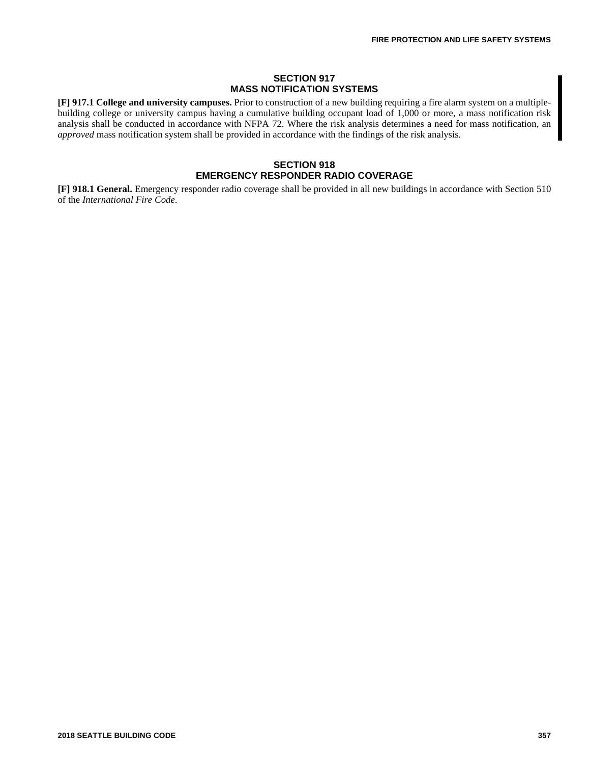## SECTION 917
## MASS NOTIFICATION SYSTEMS

**[F] 917.1 College and university campuses.** Prior to construction of a new building requiring a fire alarm system on a multiple-building college or university campus having a cumulative building occupant load of 1,000 or more, a mass notification risk analysis shall be conducted in accordance with NFPA 72. Where the risk analysis determines a need for mass notification, an *approved* mass notification system shall be provided in accordance with the findings of the risk analysis.

## SECTION 918
## EMERGENCY RESPONDER RADIO COVERAGE

**[F] 918.1 General.** Emergency responder radio coverage shall be provided in all new buildings in accordance with Section 510 of the *International Fire Code*.